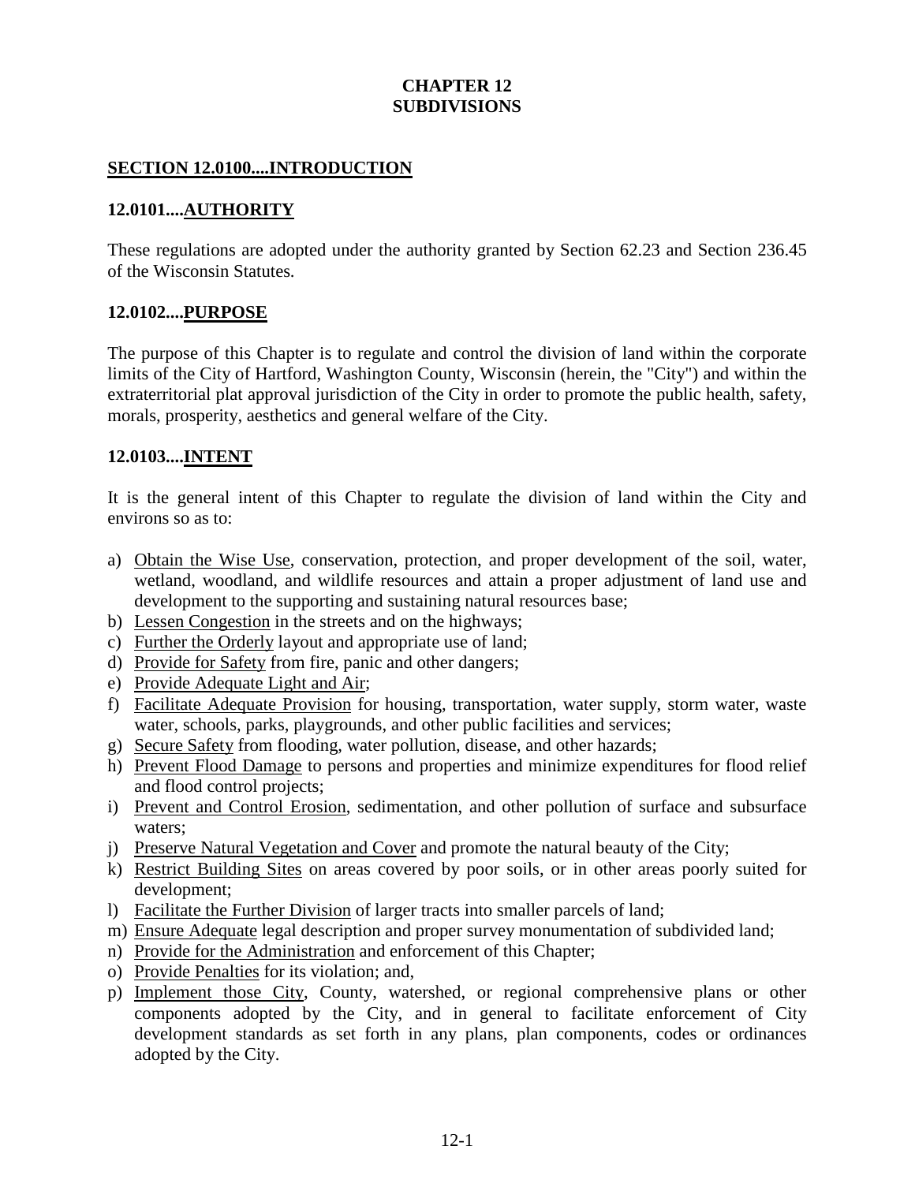# CHAPTER 12
# SUBDIVISIONS

## SECTION 12.0100....INTRODUCTION

### 12.0101....AUTHORITY

These regulations are adopted under the authority granted by Section 62.23 and Section 236.45 of the Wisconsin Statutes.

### 12.0102....PURPOSE

The purpose of this Chapter is to regulate and control the division of land within the corporate limits of the City of Hartford, Washington County, Wisconsin (herein, the "City") and within the extraterritorial plat approval jurisdiction of the City in order to promote the public health, safety, morals, prosperity, aesthetics and general welfare of the City.

### 12.0103....INTENT

It is the general intent of this Chapter to regulate the division of land within the City and environs so as to:

a) Obtain the Wise Use, conservation, protection, and proper development of the soil, water, wetland, woodland, and wildlife resources and attain a proper adjustment of land use and development to the supporting and sustaining natural resources base;
b) Lessen Congestion in the streets and on the highways;
c) Further the Orderly layout and appropriate use of land;
d) Provide for Safety from fire, panic and other dangers;
e) Provide Adequate Light and Air;
f) Facilitate Adequate Provision for housing, transportation, water supply, storm water, waste water, schools, parks, playgrounds, and other public facilities and services;
g) Secure Safety from flooding, water pollution, disease, and other hazards;
h) Prevent Flood Damage to persons and properties and minimize expenditures for flood relief and flood control projects;
i) Prevent and Control Erosion, sedimentation, and other pollution of surface and subsurface waters;
j) Preserve Natural Vegetation and Cover and promote the natural beauty of the City;
k) Restrict Building Sites on areas covered by poor soils, or in other areas poorly suited for development;
l) Facilitate the Further Division of larger tracts into smaller parcels of land;
m) Ensure Adequate legal description and proper survey monumentation of subdivided land;
n) Provide for the Administration and enforcement of this Chapter;
o) Provide Penalties for its violation; and,
p) Implement those City, County, watershed, or regional comprehensive plans or other components adopted by the City, and in general to facilitate enforcement of City development standards as set forth in any plans, plan components, codes or ordinances adopted by the City.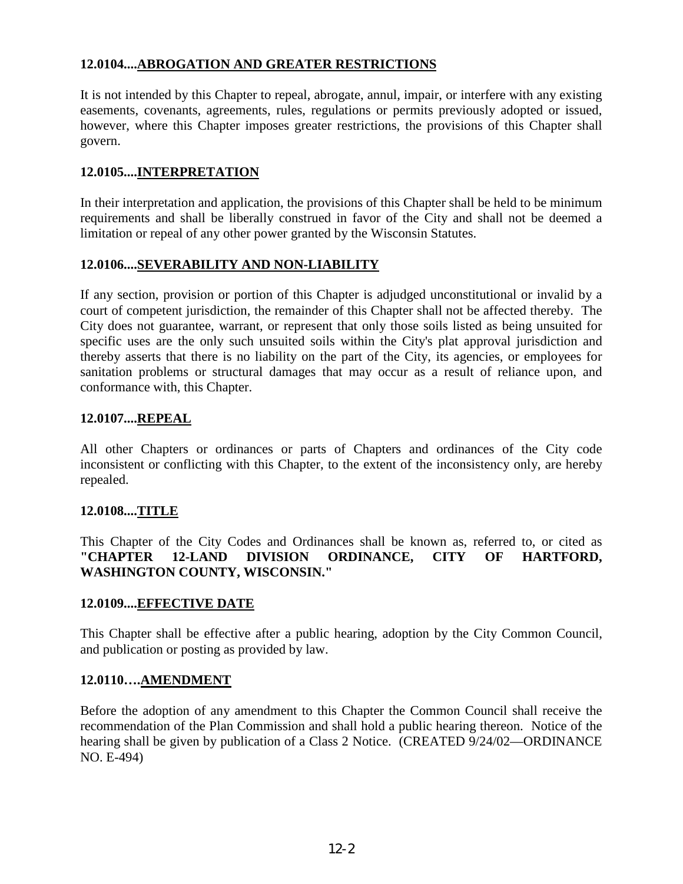**12.0104....ABROGATION AND GREATER RESTRICTIONS**

It is not intended by this Chapter to repeal, abrogate, annul, impair, or interfere with any existing easements, covenants, agreements, rules, regulations or permits previously adopted or issued, however, where this Chapter imposes greater restrictions, the provisions of this Chapter shall govern.

**12.0105....INTERPRETATION**

In their interpretation and application, the provisions of this Chapter shall be held to be minimum requirements and shall be liberally construed in favor of the City and shall not be deemed a limitation or repeal of any other power granted by the Wisconsin Statutes.

**12.0106....SEVERABILITY AND NON-LIABILITY**

If any section, provision or portion of this Chapter is adjudged unconstitutional or invalid by a court of competent jurisdiction, the remainder of this Chapter shall not be affected thereby. The City does not guarantee, warrant, or represent that only those soils listed as being unsuited for specific uses are the only such unsuited soils within the City's plat approval jurisdiction and thereby asserts that there is no liability on the part of the City, its agencies, or employees for sanitation problems or structural damages that may occur as a result of reliance upon, and conformance with, this Chapter.

**12.0107....REPEAL**

All other Chapters or ordinances or parts of Chapters and ordinances of the City code inconsistent or conflicting with this Chapter, to the extent of the inconsistency only, are hereby repealed.

**12.0108....TITLE**

This Chapter of the City Codes and Ordinances shall be known as, referred to, or cited as **"CHAPTER 12-LAND DIVISION ORDINANCE, CITY OF HARTFORD, WASHINGTON COUNTY, WISCONSIN."**

**12.0109....EFFECTIVE DATE**

This Chapter shall be effective after a public hearing, adoption by the City Common Council, and publication or posting as provided by law.

**12.0110….AMENDMENT**

Before the adoption of any amendment to this Chapter the Common Council shall receive the recommendation of the Plan Commission and shall hold a public hearing thereon. Notice of the hearing shall be given by publication of a Class 2 Notice. (CREATED 9/24/02—ORDINANCE NO. E-494)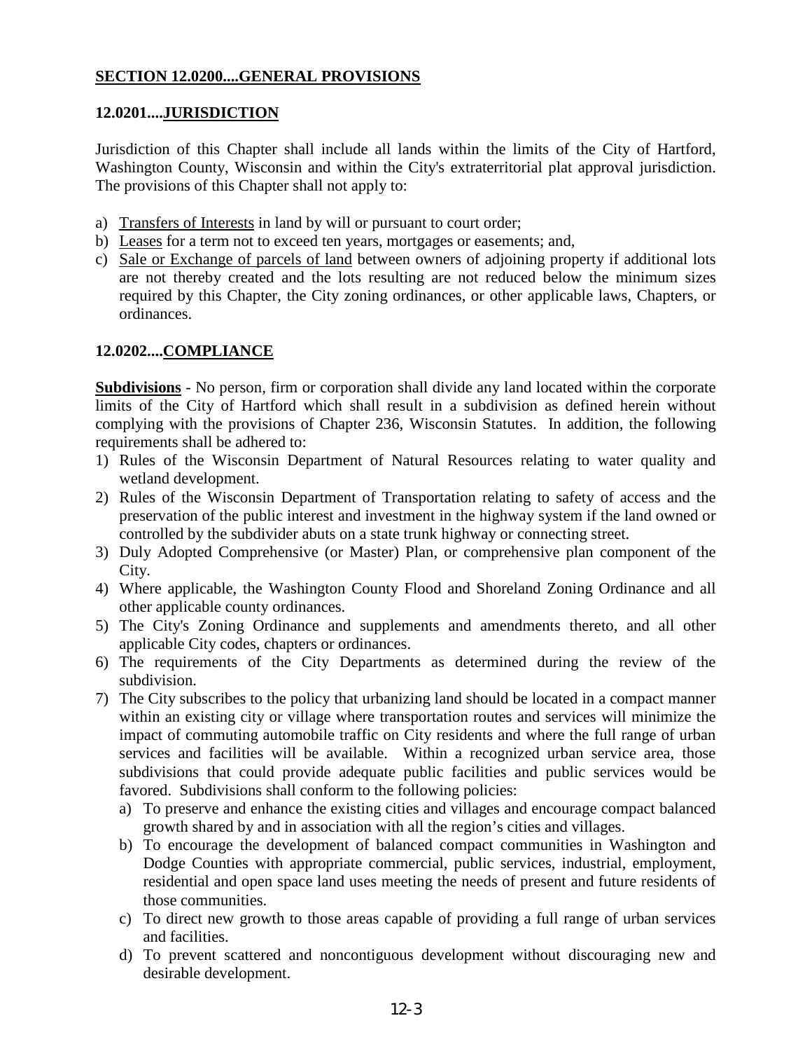## SECTION 12.0200....GENERAL PROVISIONS

### 12.0201....JURISDICTION

Jurisdiction of this Chapter shall include all lands within the limits of the City of Hartford, Washington County, Wisconsin and within the City's extraterritorial plat approval jurisdiction. The provisions of this Chapter shall not apply to:

a) Transfers of Interests in land by will or pursuant to court order;
b) Leases for a term not to exceed ten years, mortgages or easements; and,
c) Sale or Exchange of parcels of land between owners of adjoining property if additional lots are not thereby created and the lots resulting are not reduced below the minimum sizes required by this Chapter, the City zoning ordinances, or other applicable laws, Chapters, or ordinances.

### 12.0202....COMPLIANCE

**Subdivisions** - No person, firm or corporation shall divide any land located within the corporate limits of the City of Hartford which shall result in a subdivision as defined herein without complying with the provisions of Chapter 236, Wisconsin Statutes. In addition, the following requirements shall be adhered to:

1) Rules of the Wisconsin Department of Natural Resources relating to water quality and wetland development.
2) Rules of the Wisconsin Department of Transportation relating to safety of access and the preservation of the public interest and investment in the highway system if the land owned or controlled by the subdivider abuts on a state trunk highway or connecting street.
3) Duly Adopted Comprehensive (or Master) Plan, or comprehensive plan component of the City.
4) Where applicable, the Washington County Flood and Shoreland Zoning Ordinance and all other applicable county ordinances.
5) The City's Zoning Ordinance and supplements and amendments thereto, and all other applicable City codes, chapters or ordinances.
6) The requirements of the City Departments as determined during the review of the subdivision.
7) The City subscribes to the policy that urbanizing land should be located in a compact manner within an existing city or village where transportation routes and services will minimize the impact of commuting automobile traffic on City residents and where the full range of urban services and facilities will be available. Within a recognized urban service area, those subdivisions that could provide adequate public facilities and public services would be favored. Subdivisions shall conform to the following policies:
   a) To preserve and enhance the existing cities and villages and encourage compact balanced growth shared by and in association with all the region's cities and villages.
   b) To encourage the development of balanced compact communities in Washington and Dodge Counties with appropriate commercial, public services, industrial, employment, residential and open space land uses meeting the needs of present and future residents of those communities.
   c) To direct new growth to those areas capable of providing a full range of urban services and facilities.
   d) To prevent scattered and noncontiguous development without discouraging new and desirable development.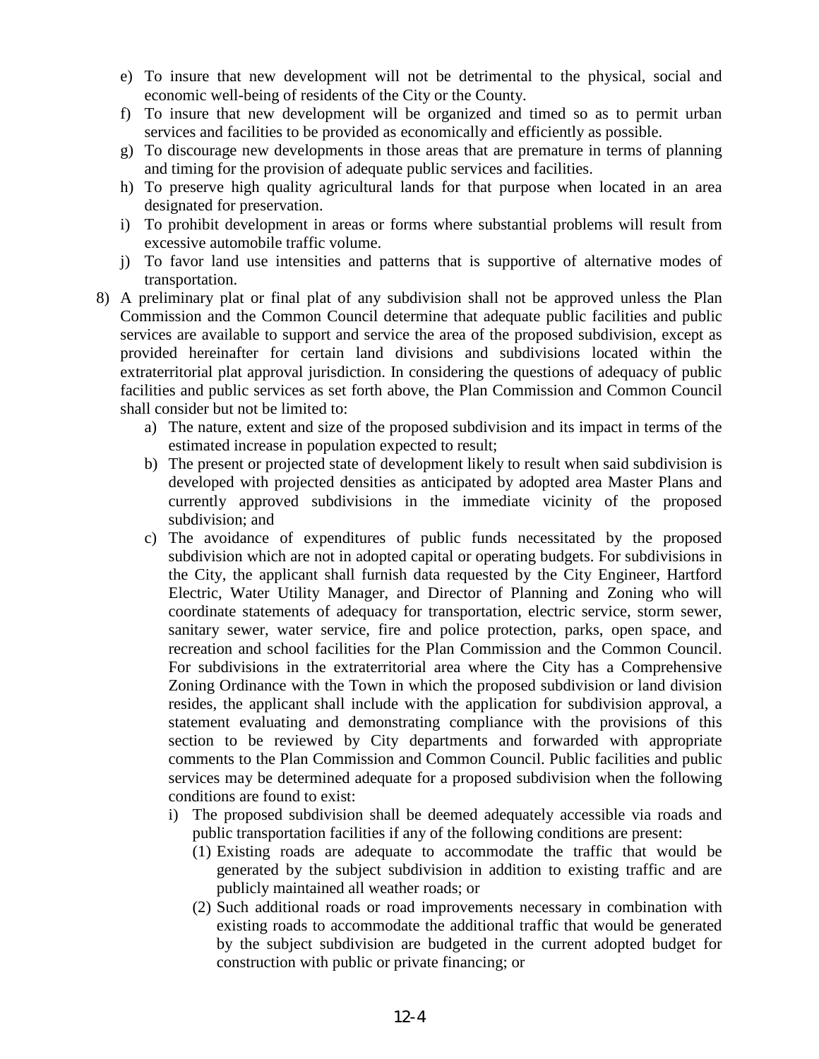e) To insure that new development will not be detrimental to the physical, social and economic well-being of residents of the City or the County.

f) To insure that new development will be organized and timed so as to permit urban services and facilities to be provided as economically and efficiently as possible.

g) To discourage new developments in those areas that are premature in terms of planning and timing for the provision of adequate public services and facilities.

h) To preserve high quality agricultural lands for that purpose when located in an area designated for preservation.

i) To prohibit development in areas or forms where substantial problems will result from excessive automobile traffic volume.

j) To favor land use intensities and patterns that is supportive of alternative modes of transportation.

8) A preliminary plat or final plat of any subdivision shall not be approved unless the Plan Commission and the Common Council determine that adequate public facilities and public services are available to support and service the area of the proposed subdivision, except as provided hereinafter for certain land divisions and subdivisions located within the extraterritorial plat approval jurisdiction. In considering the questions of adequacy of public facilities and public services as set forth above, the Plan Commission and Common Council shall consider but not be limited to:

   a) The nature, extent and size of the proposed subdivision and its impact in terms of the estimated increase in population expected to result;

   b) The present or projected state of development likely to result when said subdivision is developed with projected densities as anticipated by adopted area Master Plans and currently approved subdivisions in the immediate vicinity of the proposed subdivision; and

   c) The avoidance of expenditures of public funds necessitated by the proposed subdivision which are not in adopted capital or operating budgets. For subdivisions in the City, the applicant shall furnish data requested by the City Engineer, Hartford Electric, Water Utility Manager, and Director of Planning and Zoning who will coordinate statements of adequacy for transportation, electric service, storm sewer, sanitary sewer, water service, fire and police protection, parks, open space, and recreation and school facilities for the Plan Commission and the Common Council. For subdivisions in the extraterritorial area where the City has a Comprehensive Zoning Ordinance with the Town in which the proposed subdivision or land division resides, the applicant shall include with the application for subdivision approval, a statement evaluating and demonstrating compliance with the provisions of this section to be reviewed by City departments and forwarded with appropriate comments to the Plan Commission and Common Council. Public facilities and public services may be determined adequate for a proposed subdivision when the following conditions are found to exist:

      i) The proposed subdivision shall be deemed adequately accessible via roads and public transportation facilities if any of the following conditions are present:

         (1) Existing roads are adequate to accommodate the traffic that would be generated by the subject subdivision in addition to existing traffic and are publicly maintained all weather roads; or

         (2) Such additional roads or road improvements necessary in combination with existing roads to accommodate the additional traffic that would be generated by the subject subdivision are budgeted in the current adopted budget for construction with public or private financing; or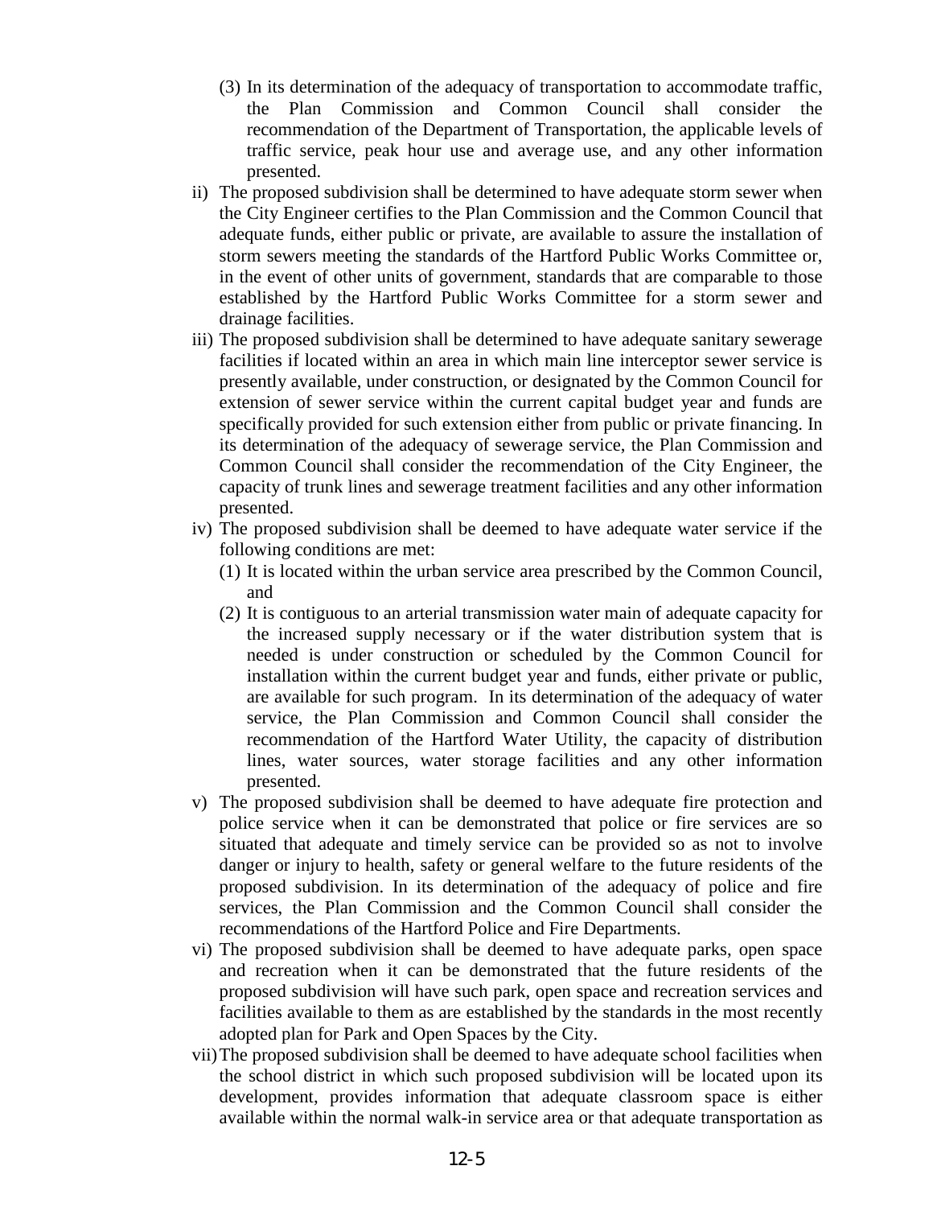(3) In its determination of the adequacy of transportation to accommodate traffic, the Plan Commission and Common Council shall consider the recommendation of the Department of Transportation, the applicable levels of traffic service, peak hour use and average use, and any other information presented.

ii) The proposed subdivision shall be determined to have adequate storm sewer when the City Engineer certifies to the Plan Commission and the Common Council that adequate funds, either public or private, are available to assure the installation of storm sewers meeting the standards of the Hartford Public Works Committee or, in the event of other units of government, standards that are comparable to those established by the Hartford Public Works Committee for a storm sewer and drainage facilities.

iii) The proposed subdivision shall be determined to have adequate sanitary sewerage facilities if located within an area in which main line interceptor sewer service is presently available, under construction, or designated by the Common Council for extension of sewer service within the current capital budget year and funds are specifically provided for such extension either from public or private financing. In its determination of the adequacy of sewerage service, the Plan Commission and Common Council shall consider the recommendation of the City Engineer, the capacity of trunk lines and sewerage treatment facilities and any other information presented.

iv) The proposed subdivision shall be deemed to have adequate water service if the following conditions are met:

(1) It is located within the urban service area prescribed by the Common Council, and

(2) It is contiguous to an arterial transmission water main of adequate capacity for the increased supply necessary or if the water distribution system that is needed is under construction or scheduled by the Common Council for installation within the current budget year and funds, either private or public, are available for such program. In its determination of the adequacy of water service, the Plan Commission and Common Council shall consider the recommendation of the Hartford Water Utility, the capacity of distribution lines, water sources, water storage facilities and any other information presented.

v) The proposed subdivision shall be deemed to have adequate fire protection and police service when it can be demonstrated that police or fire services are so situated that adequate and timely service can be provided so as not to involve danger or injury to health, safety or general welfare to the future residents of the proposed subdivision. In its determination of the adequacy of police and fire services, the Plan Commission and the Common Council shall consider the recommendations of the Hartford Police and Fire Departments.

vi) The proposed subdivision shall be deemed to have adequate parks, open space and recreation when it can be demonstrated that the future residents of the proposed subdivision will have such park, open space and recreation services and facilities available to them as are established by the standards in the most recently adopted plan for Park and Open Spaces by the City.

vii) The proposed subdivision shall be deemed to have adequate school facilities when the school district in which such proposed subdivision will be located upon its development, provides information that adequate classroom space is either available within the normal walk-in service area or that adequate transportation as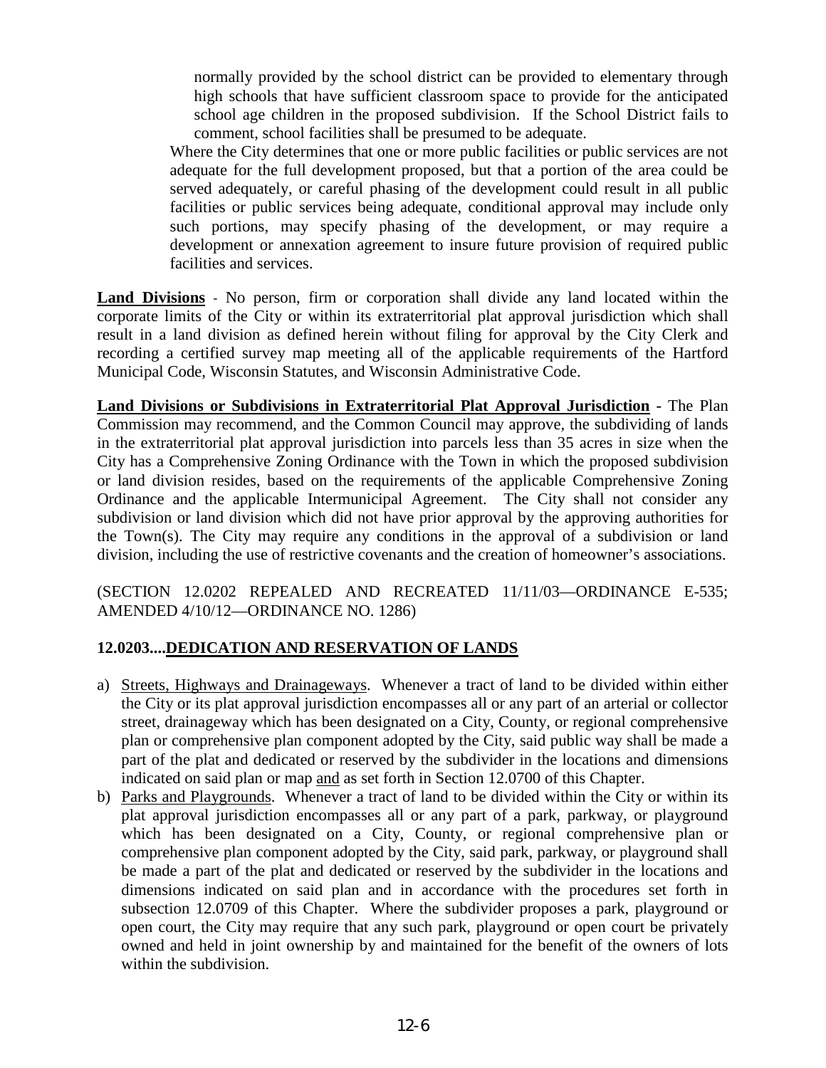normally provided by the school district can be provided to elementary through high schools that have sufficient classroom space to provide for the anticipated school age children in the proposed subdivision. If the School District fails to comment, school facilities shall be presumed to be adequate.

Where the City determines that one or more public facilities or public services are not adequate for the full development proposed, but that a portion of the area could be served adequately, or careful phasing of the development could result in all public facilities or public services being adequate, conditional approval may include only such portions, may specify phasing of the development, or may require a development or annexation agreement to insure future provision of required public facilities and services.

**Land Divisions** - No person, firm or corporation shall divide any land located within the corporate limits of the City or within its extraterritorial plat approval jurisdiction which shall result in a land division as defined herein without filing for approval by the City Clerk and recording a certified survey map meeting all of the applicable requirements of the Hartford Municipal Code, Wisconsin Statutes, and Wisconsin Administrative Code.

**Land Divisions or Subdivisions in Extraterritorial Plat Approval Jurisdiction -** The Plan Commission may recommend, and the Common Council may approve, the subdividing of lands in the extraterritorial plat approval jurisdiction into parcels less than 35 acres in size when the City has a Comprehensive Zoning Ordinance with the Town in which the proposed subdivision or land division resides, based on the requirements of the applicable Comprehensive Zoning Ordinance and the applicable Intermunicipal Agreement. The City shall not consider any subdivision or land division which did not have prior approval by the approving authorities for the Town(s). The City may require any conditions in the approval of a subdivision or land division, including the use of restrictive covenants and the creation of homeowner's associations.

(SECTION 12.0202 REPEALED AND RECREATED 11/11/03—ORDINANCE E-535; AMENDED 4/10/12—ORDINANCE NO. 1286)

## 12.0203....DEDICATION AND RESERVATION OF LANDS

a) Streets, Highways and Drainageways. Whenever a tract of land to be divided within either the City or its plat approval jurisdiction encompasses all or any part of an arterial or collector street, drainageway which has been designated on a City, County, or regional comprehensive plan or comprehensive plan component adopted by the City, said public way shall be made a part of the plat and dedicated or reserved by the subdivider in the locations and dimensions indicated on said plan or map and as set forth in Section 12.0700 of this Chapter.
b) Parks and Playgrounds. Whenever a tract of land to be divided within the City or within its plat approval jurisdiction encompasses all or any part of a park, parkway, or playground which has been designated on a City, County, or regional comprehensive plan or comprehensive plan component adopted by the City, said park, parkway, or playground shall be made a part of the plat and dedicated or reserved by the subdivider in the locations and dimensions indicated on said plan and in accordance with the procedures set forth in subsection 12.0709 of this Chapter. Where the subdivider proposes a park, playground or open court, the City may require that any such park, playground or open court be privately owned and held in joint ownership by and maintained for the benefit of the owners of lots within the subdivision.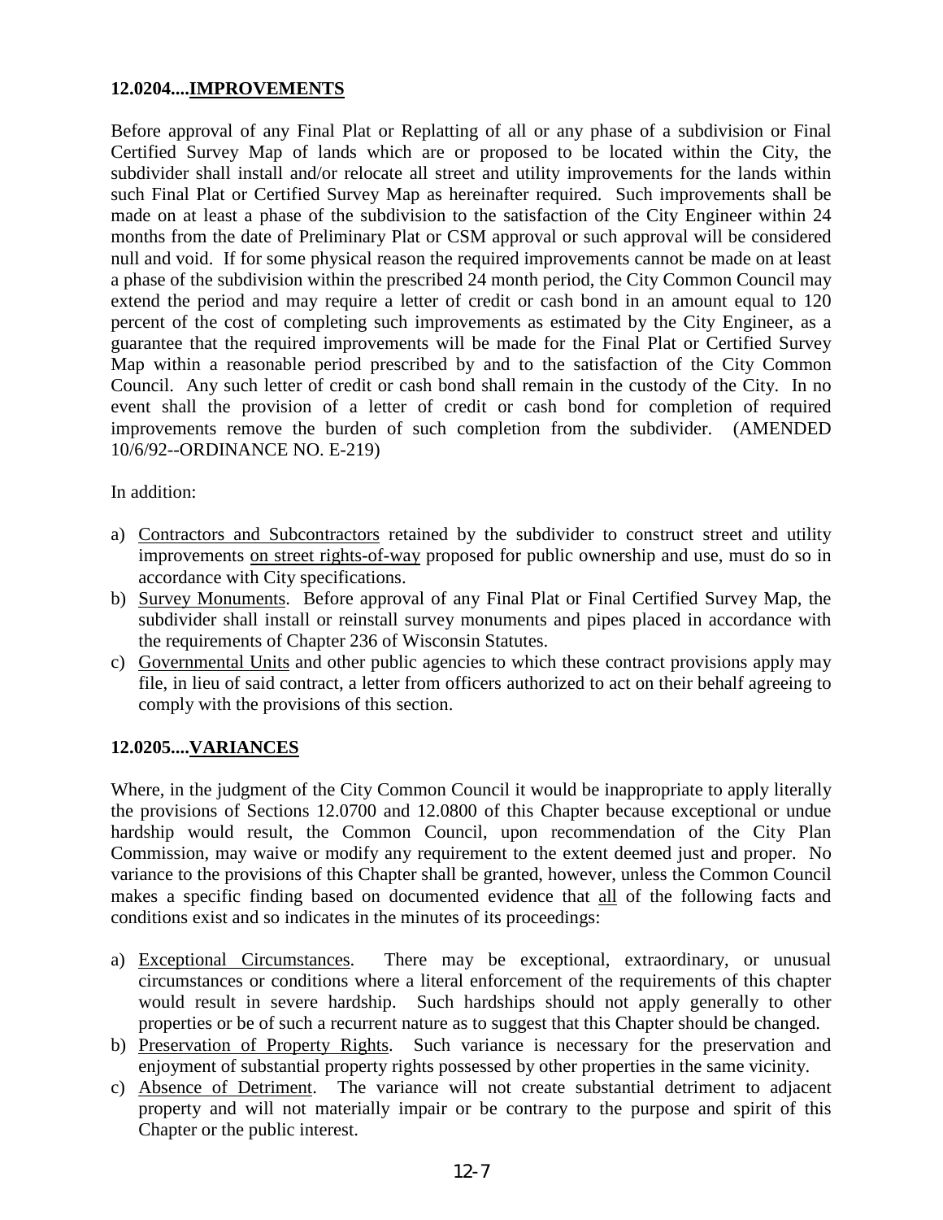**12.0204....IMPROVEMENTS**

Before approval of any Final Plat or Replatting of all or any phase of a subdivision or Final Certified Survey Map of lands which are or proposed to be located within the City, the subdivider shall install and/or relocate all street and utility improvements for the lands within such Final Plat or Certified Survey Map as hereinafter required. Such improvements shall be made on at least a phase of the subdivision to the satisfaction of the City Engineer within 24 months from the date of Preliminary Plat or CSM approval or such approval will be considered null and void. If for some physical reason the required improvements cannot be made on at least a phase of the subdivision within the prescribed 24 month period, the City Common Council may extend the period and may require a letter of credit or cash bond in an amount equal to 120 percent of the cost of completing such improvements as estimated by the City Engineer, as a guarantee that the required improvements will be made for the Final Plat or Certified Survey Map within a reasonable period prescribed by and to the satisfaction of the City Common Council. Any such letter of credit or cash bond shall remain in the custody of the City. In no event shall the provision of a letter of credit or cash bond for completion of required improvements remove the burden of such completion from the subdivider. (AMENDED 10/6/92--ORDINANCE NO. E-219)

In addition:

a) Contractors and Subcontractors retained by the subdivider to construct street and utility improvements on street rights-of-way proposed for public ownership and use, must do so in accordance with City specifications.
b) Survey Monuments. Before approval of any Final Plat or Final Certified Survey Map, the subdivider shall install or reinstall survey monuments and pipes placed in accordance with the requirements of Chapter 236 of Wisconsin Statutes.
c) Governmental Units and other public agencies to which these contract provisions apply may file, in lieu of said contract, a letter from officers authorized to act on their behalf agreeing to comply with the provisions of this section.

**12.0205....VARIANCES**

Where, in the judgment of the City Common Council it would be inappropriate to apply literally the provisions of Sections 12.0700 and 12.0800 of this Chapter because exceptional or undue hardship would result, the Common Council, upon recommendation of the City Plan Commission, may waive or modify any requirement to the extent deemed just and proper. No variance to the provisions of this Chapter shall be granted, however, unless the Common Council makes a specific finding based on documented evidence that all of the following facts and conditions exist and so indicates in the minutes of its proceedings:

a) Exceptional Circumstances. There may be exceptional, extraordinary, or unusual circumstances or conditions where a literal enforcement of the requirements of this chapter would result in severe hardship. Such hardships should not apply generally to other properties or be of such a recurrent nature as to suggest that this Chapter should be changed.
b) Preservation of Property Rights. Such variance is necessary for the preservation and enjoyment of substantial property rights possessed by other properties in the same vicinity.
c) Absence of Detriment. The variance will not create substantial detriment to adjacent property and will not materially impair or be contrary to the purpose and spirit of this Chapter or the public interest.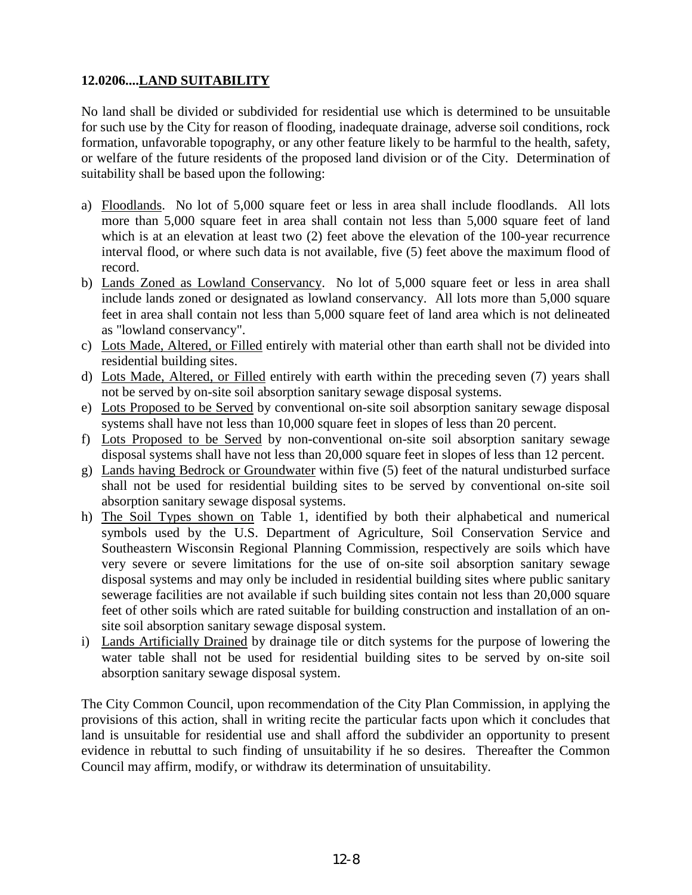### 12.0206....<u>LAND SUITABILITY</u>

No land shall be divided or subdivided for residential use which is determined to be unsuitable for such use by the City for reason of flooding, inadequate drainage, adverse soil conditions, rock formation, unfavorable topography, or any other feature likely to be harmful to the health, safety, or welfare of the future residents of the proposed land division or of the City. Determination of suitability shall be based upon the following:

a) <u>Floodlands</u>. No lot of 5,000 square feet or less in area shall include floodlands. All lots more than 5,000 square feet in area shall contain not less than 5,000 square feet of land which is at an elevation at least two (2) feet above the elevation of the 100-year recurrence interval flood, or where such data is not available, five (5) feet above the maximum flood of record.
b) <u>Lands Zoned as Lowland Conservancy</u>. No lot of 5,000 square feet or less in area shall include lands zoned or designated as lowland conservancy. All lots more than 5,000 square feet in area shall contain not less than 5,000 square feet of land area which is not delineated as "lowland conservancy".
c) <u>Lots Made, Altered, or Filled</u> entirely with material other than earth shall not be divided into residential building sites.
d) <u>Lots Made, Altered, or Filled</u> entirely with earth within the preceding seven (7) years shall not be served by on-site soil absorption sanitary sewage disposal systems.
e) <u>Lots Proposed to be Served</u> by conventional on-site soil absorption sanitary sewage disposal systems shall have not less than 10,000 square feet in slopes of less than 20 percent.
f) <u>Lots Proposed to be Served</u> by non-conventional on-site soil absorption sanitary sewage disposal systems shall have not less than 20,000 square feet in slopes of less than 12 percent.
g) <u>Lands having Bedrock or Groundwater</u> within five (5) feet of the natural undisturbed surface shall not be used for residential building sites to be served by conventional on-site soil absorption sanitary sewage disposal systems.
h) <u>The Soil Types shown on</u> Table 1, identified by both their alphabetical and numerical symbols used by the U.S. Department of Agriculture, Soil Conservation Service and Southeastern Wisconsin Regional Planning Commission, respectively are soils which have very severe or severe limitations for the use of on-site soil absorption sanitary sewage disposal systems and may only be included in residential building sites where public sanitary sewerage facilities are not available if such building sites contain not less than 20,000 square feet of other soils which are rated suitable for building construction and installation of an on-site soil absorption sanitary sewage disposal system.
i) <u>Lands Artificially Drained</u> by drainage tile or ditch systems for the purpose of lowering the water table shall not be used for residential building sites to be served by on-site soil absorption sanitary sewage disposal system.

The City Common Council, upon recommendation of the City Plan Commission, in applying the provisions of this action, shall in writing recite the particular facts upon which it concludes that land is unsuitable for residential use and shall afford the subdivider an opportunity to present evidence in rebuttal to such finding of unsuitability if he so desires. Thereafter the Common Council may affirm, modify, or withdraw its determination of unsuitability.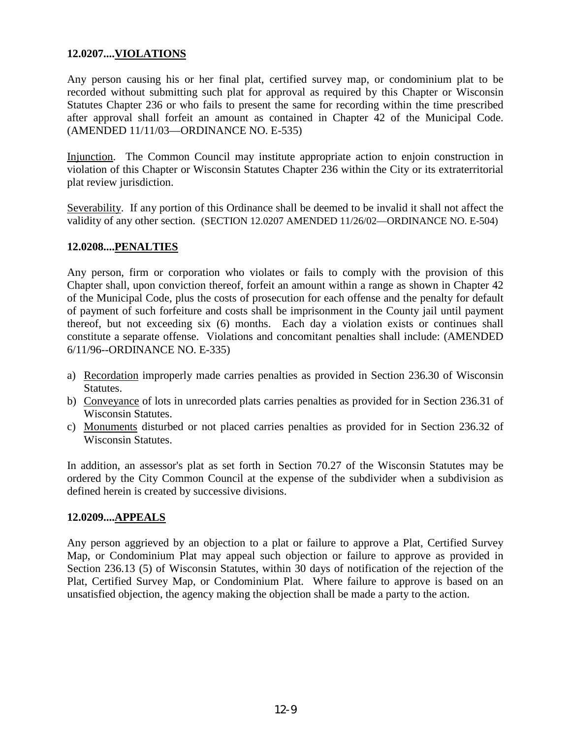**12.0207....VIOLATIONS**

Any person causing his or her final plat, certified survey map, or condominium plat to be recorded without submitting such plat for approval as required by this Chapter or Wisconsin Statutes Chapter 236 or who fails to present the same for recording within the time prescribed after approval shall forfeit an amount as contained in Chapter 42 of the Municipal Code. (AMENDED 11/11/03—ORDINANCE NO. E-535)

Injunction. The Common Council may institute appropriate action to enjoin construction in violation of this Chapter or Wisconsin Statutes Chapter 236 within the City or its extraterritorial plat review jurisdiction.

Severability. If any portion of this Ordinance shall be deemed to be invalid it shall not affect the validity of any other section. (SECTION 12.0207 AMENDED 11/26/02—ORDINANCE NO. E-504)

**12.0208....PENALTIES**

Any person, firm or corporation who violates or fails to comply with the provision of this Chapter shall, upon conviction thereof, forfeit an amount within a range as shown in Chapter 42 of the Municipal Code, plus the costs of prosecution for each offense and the penalty for default of payment of such forfeiture and costs shall be imprisonment in the County jail until payment thereof, but not exceeding six (6) months. Each day a violation exists or continues shall constitute a separate offense. Violations and concomitant penalties shall include: (AMENDED 6/11/96--ORDINANCE NO. E-335)

a) Recordation improperly made carries penalties as provided in Section 236.30 of Wisconsin Statutes.
b) Conveyance of lots in unrecorded plats carries penalties as provided for in Section 236.31 of Wisconsin Statutes.
c) Monuments disturbed or not placed carries penalties as provided for in Section 236.32 of Wisconsin Statutes.

In addition, an assessor's plat as set forth in Section 70.27 of the Wisconsin Statutes may be ordered by the City Common Council at the expense of the subdivider when a subdivision as defined herein is created by successive divisions.

**12.0209....APPEALS**

Any person aggrieved by an objection to a plat or failure to approve a Plat, Certified Survey Map, or Condominium Plat may appeal such objection or failure to approve as provided in Section 236.13 (5) of Wisconsin Statutes, within 30 days of notification of the rejection of the Plat, Certified Survey Map, or Condominium Plat. Where failure to approve is based on an unsatisfied objection, the agency making the objection shall be made a party to the action.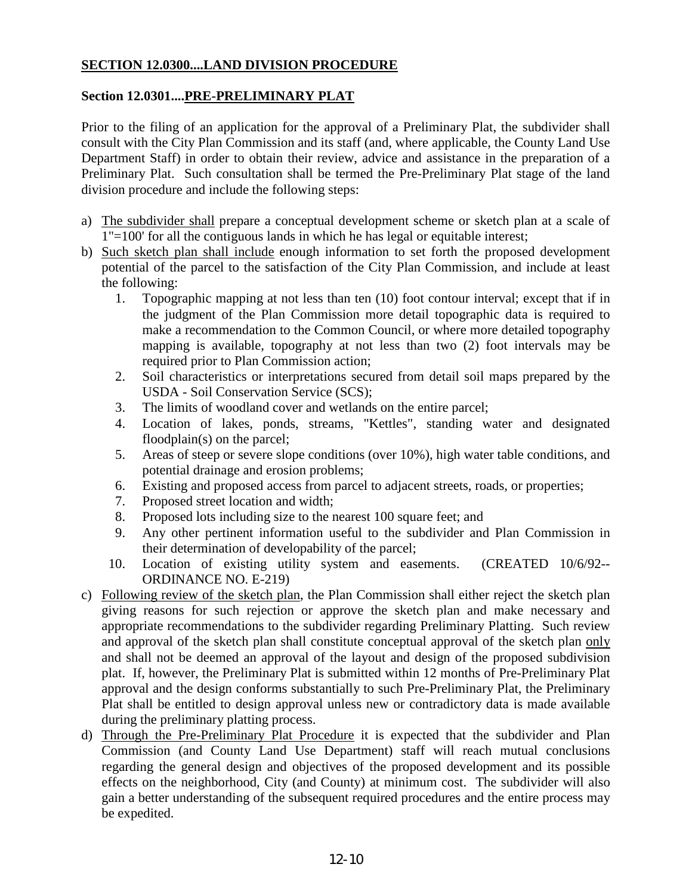**SECTION 12.0300....LAND DIVISION PROCEDURE**

**Section 12.0301....PRE-PRELIMINARY PLAT**

Prior to the filing of an application for the approval of a Preliminary Plat, the subdivider shall consult with the City Plan Commission and its staff (and, where applicable, the County Land Use Department Staff) in order to obtain their review, advice and assistance in the preparation of a Preliminary Plat. Such consultation shall be termed the Pre-Preliminary Plat stage of the land division procedure and include the following steps:

a) The subdivider shall prepare a conceptual development scheme or sketch plan at a scale of 1"=100' for all the contiguous lands in which he has legal or equitable interest;

b) Such sketch plan shall include enough information to set forth the proposed development potential of the parcel to the satisfaction of the City Plan Commission, and include at least the following:

   1. Topographic mapping at not less than ten (10) foot contour interval; except that if in the judgment of the Plan Commission more detail topographic data is required to make a recommendation to the Common Council, or where more detailed topography mapping is available, topography at not less than two (2) foot intervals may be required prior to Plan Commission action;
   2. Soil characteristics or interpretations secured from detail soil maps prepared by the USDA - Soil Conservation Service (SCS);
   3. The limits of woodland cover and wetlands on the entire parcel;
   4. Location of lakes, ponds, streams, "Kettles", standing water and designated floodplain(s) on the parcel;
   5. Areas of steep or severe slope conditions (over 10%), high water table conditions, and potential drainage and erosion problems;
   6. Existing and proposed access from parcel to adjacent streets, roads, or properties;
   7. Proposed street location and width;
   8. Proposed lots including size to the nearest 100 square feet; and
   9. Any other pertinent information useful to the subdivider and Plan Commission in their determination of developability of the parcel;
   10. Location of existing utility system and easements. (CREATED 10/6/92--ORDINANCE NO. E-219)

c) Following review of the sketch plan, the Plan Commission shall either reject the sketch plan giving reasons for such rejection or approve the sketch plan and make necessary and appropriate recommendations to the subdivider regarding Preliminary Platting. Such review and approval of the sketch plan shall constitute conceptual approval of the sketch plan only and shall not be deemed an approval of the layout and design of the proposed subdivision plat. If, however, the Preliminary Plat is submitted within 12 months of Pre-Preliminary Plat approval and the design conforms substantially to such Pre-Preliminary Plat, the Preliminary Plat shall be entitled to design approval unless new or contradictory data is made available during the preliminary platting process.

d) Through the Pre-Preliminary Plat Procedure it is expected that the subdivider and Plan Commission (and County Land Use Department) staff will reach mutual conclusions regarding the general design and objectives of the proposed development and its possible effects on the neighborhood, City (and County) at minimum cost. The subdivider will also gain a better understanding of the subsequent required procedures and the entire process may be expedited.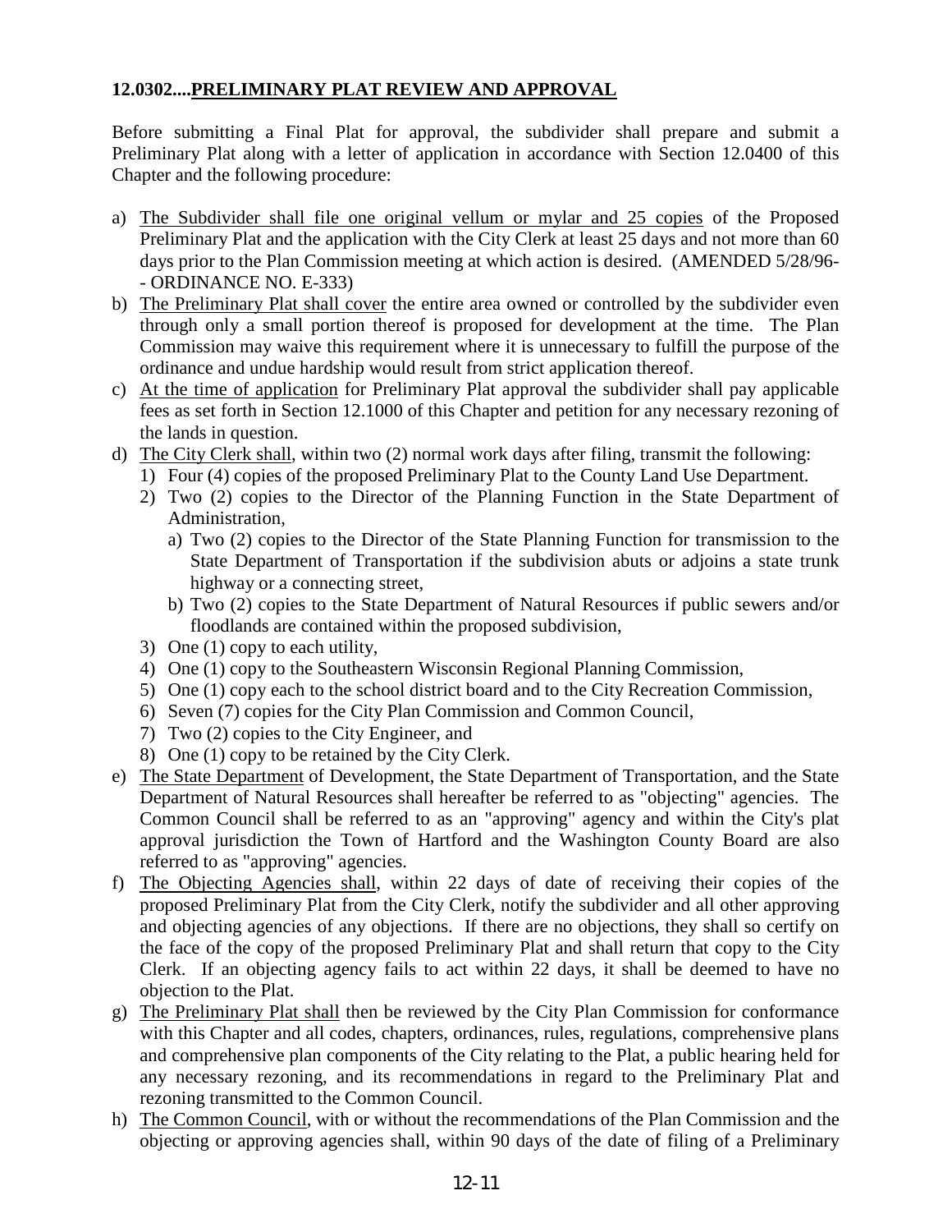**12.0302....PRELIMINARY PLAT REVIEW AND APPROVAL**

Before submitting a Final Plat for approval, the subdivider shall prepare and submit a Preliminary Plat along with a letter of application in accordance with Section 12.0400 of this Chapter and the following procedure:

a) The Subdivider shall file one original vellum or mylar and 25 copies of the Proposed Preliminary Plat and the application with the City Clerk at least 25 days and not more than 60 days prior to the Plan Commission meeting at which action is desired. (AMENDED 5/28/96-- ORDINANCE NO. E-333)
b) The Preliminary Plat shall cover the entire area owned or controlled by the subdivider even through only a small portion thereof is proposed for development at the time. The Plan Commission may waive this requirement where it is unnecessary to fulfill the purpose of the ordinance and undue hardship would result from strict application thereof.
c) At the time of application for Preliminary Plat approval the subdivider shall pay applicable fees as set forth in Section 12.1000 of this Chapter and petition for any necessary rezoning of the lands in question.
d) The City Clerk shall, within two (2) normal work days after filing, transmit the following:
   1) Four (4) copies of the proposed Preliminary Plat to the County Land Use Department.
   2) Two (2) copies to the Director of the Planning Function in the State Department of Administration,
      a) Two (2) copies to the Director of the State Planning Function for transmission to the State Department of Transportation if the subdivision abuts or adjoins a state trunk highway or a connecting street,
      b) Two (2) copies to the State Department of Natural Resources if public sewers and/or floodlands are contained within the proposed subdivision,
   3) One (1) copy to each utility,
   4) One (1) copy to the Southeastern Wisconsin Regional Planning Commission,
   5) One (1) copy each to the school district board and to the City Recreation Commission,
   6) Seven (7) copies for the City Plan Commission and Common Council,
   7) Two (2) copies to the City Engineer, and
   8) One (1) copy to be retained by the City Clerk.
e) The State Department of Development, the State Department of Transportation, and the State Department of Natural Resources shall hereafter be referred to as "objecting" agencies. The Common Council shall be referred to as an "approving" agency and within the City's plat approval jurisdiction the Town of Hartford and the Washington County Board are also referred to as "approving" agencies.
f) The Objecting Agencies shall, within 22 days of date of receiving their copies of the proposed Preliminary Plat from the City Clerk, notify the subdivider and all other approving and objecting agencies of any objections. If there are no objections, they shall so certify on the face of the copy of the proposed Preliminary Plat and shall return that copy to the City Clerk. If an objecting agency fails to act within 22 days, it shall be deemed to have no objection to the Plat.
g) The Preliminary Plat shall then be reviewed by the City Plan Commission for conformance with this Chapter and all codes, chapters, ordinances, rules, regulations, comprehensive plans and comprehensive plan components of the City relating to the Plat, a public hearing held for any necessary rezoning, and its recommendations in regard to the Preliminary Plat and rezoning transmitted to the Common Council.
h) The Common Council, with or without the recommendations of the Plan Commission and the objecting or approving agencies shall, within 90 days of the date of filing of a Preliminary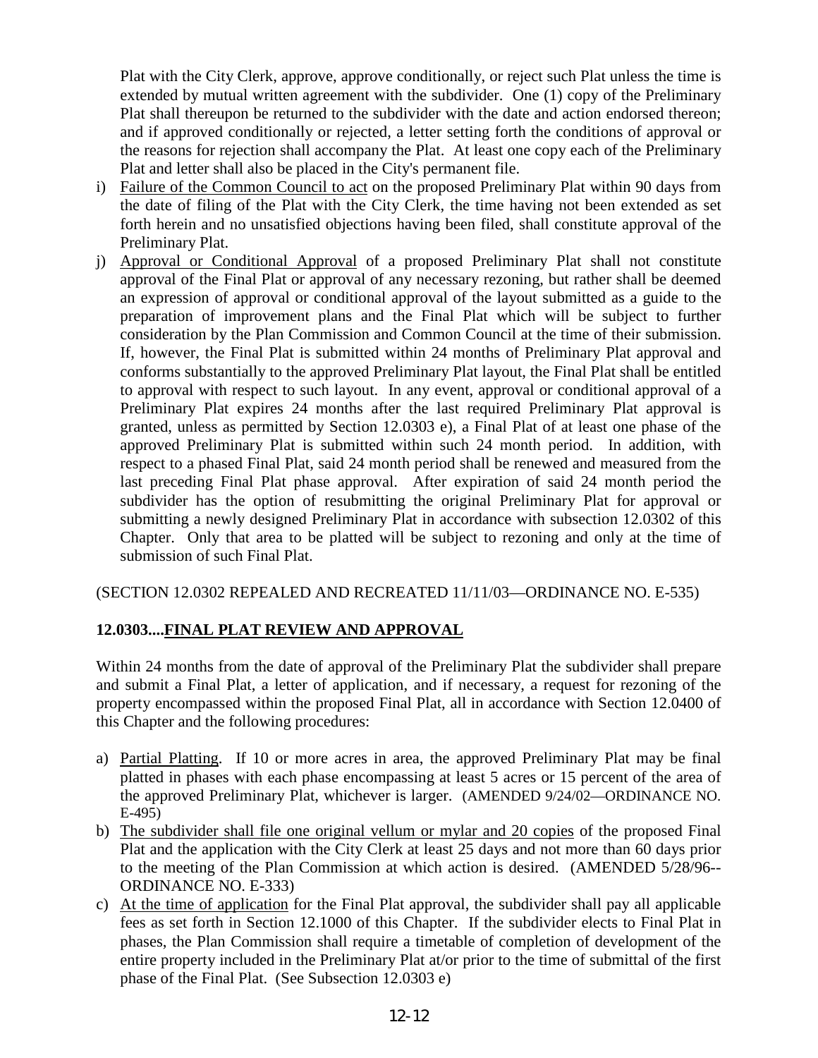Plat with the City Clerk, approve, approve conditionally, or reject such Plat unless the time is extended by mutual written agreement with the subdivider. One (1) copy of the Preliminary Plat shall thereupon be returned to the subdivider with the date and action endorsed thereon; and if approved conditionally or rejected, a letter setting forth the conditions of approval or the reasons for rejection shall accompany the Plat. At least one copy each of the Preliminary Plat and letter shall also be placed in the City's permanent file.

i) Failure of the Common Council to act on the proposed Preliminary Plat within 90 days from the date of filing of the Plat with the City Clerk, the time having not been extended as set forth herein and no unsatisfied objections having been filed, shall constitute approval of the Preliminary Plat.

j) Approval or Conditional Approval of a proposed Preliminary Plat shall not constitute approval of the Final Plat or approval of any necessary rezoning, but rather shall be deemed an expression of approval or conditional approval of the layout submitted as a guide to the preparation of improvement plans and the Final Plat which will be subject to further consideration by the Plan Commission and Common Council at the time of their submission. If, however, the Final Plat is submitted within 24 months of Preliminary Plat approval and conforms substantially to the approved Preliminary Plat layout, the Final Plat shall be entitled to approval with respect to such layout. In any event, approval or conditional approval of a Preliminary Plat expires 24 months after the last required Preliminary Plat approval is granted, unless as permitted by Section 12.0303 e), a Final Plat of at least one phase of the approved Preliminary Plat is submitted within such 24 month period. In addition, with respect to a phased Final Plat, said 24 month period shall be renewed and measured from the last preceding Final Plat phase approval. After expiration of said 24 month period the subdivider has the option of resubmitting the original Preliminary Plat for approval or submitting a newly designed Preliminary Plat in accordance with subsection 12.0302 of this Chapter. Only that area to be platted will be subject to rezoning and only at the time of submission of such Final Plat.

(SECTION 12.0302 REPEALED AND RECREATED 11/11/03—ORDINANCE NO. E-535)

**12.0303....FINAL PLAT REVIEW AND APPROVAL**

Within 24 months from the date of approval of the Preliminary Plat the subdivider shall prepare and submit a Final Plat, a letter of application, and if necessary, a request for rezoning of the property encompassed within the proposed Final Plat, all in accordance with Section 12.0400 of this Chapter and the following procedures:

a) Partial Platting. If 10 or more acres in area, the approved Preliminary Plat may be final platted in phases with each phase encompassing at least 5 acres or 15 percent of the area of the approved Preliminary Plat, whichever is larger. (AMENDED 9/24/02—ORDINANCE NO. E-495)

b) The subdivider shall file one original vellum or mylar and 20 copies of the proposed Final Plat and the application with the City Clerk at least 25 days and not more than 60 days prior to the meeting of the Plan Commission at which action is desired. (AMENDED 5/28/96--ORDINANCE NO. E-333)

c) At the time of application for the Final Plat approval, the subdivider shall pay all applicable fees as set forth in Section 12.1000 of this Chapter. If the subdivider elects to Final Plat in phases, the Plan Commission shall require a timetable of completion of development of the entire property included in the Preliminary Plat at/or prior to the time of submittal of the first phase of the Final Plat. (See Subsection 12.0303 e)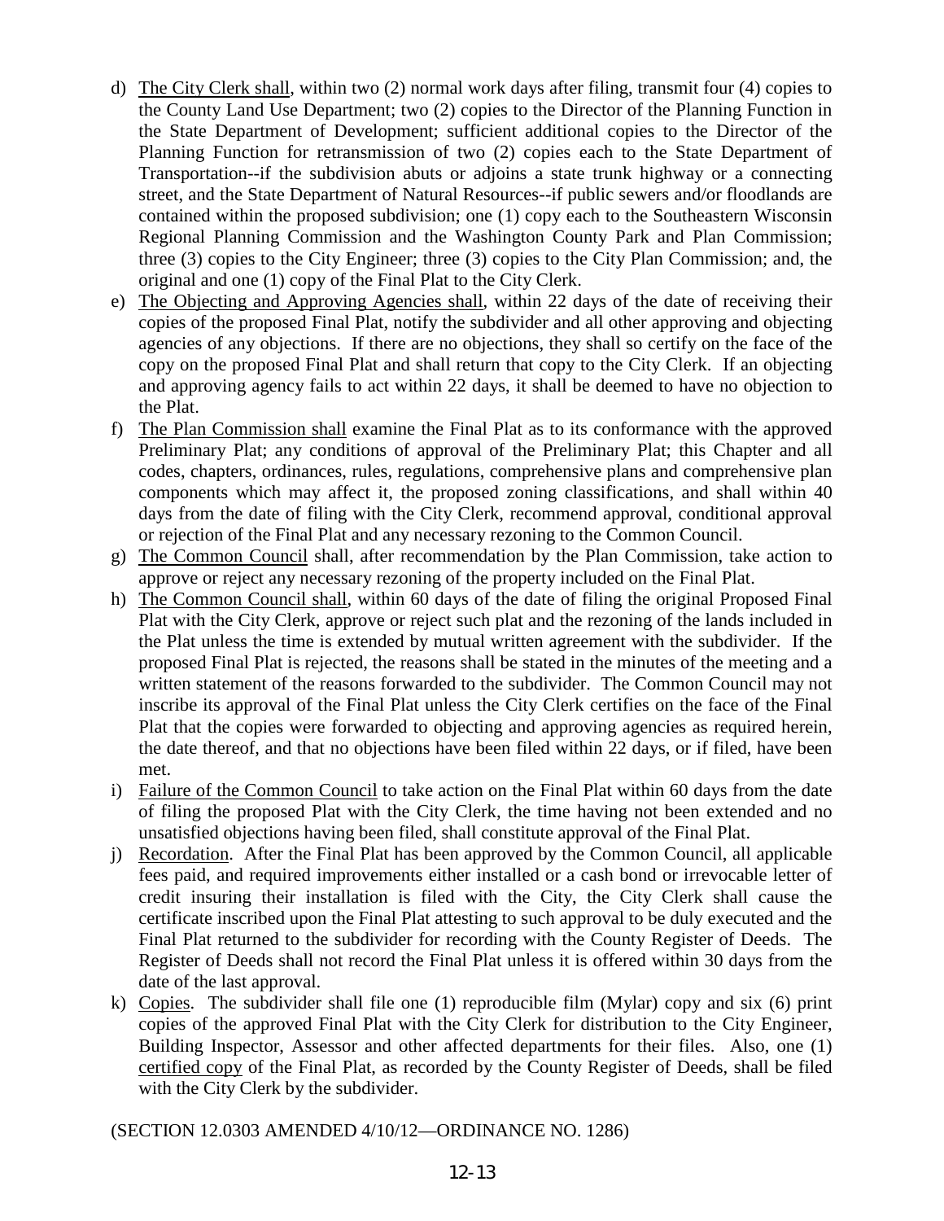d) The City Clerk shall, within two (2) normal work days after filing, transmit four (4) copies to the County Land Use Department; two (2) copies to the Director of the Planning Function in the State Department of Development; sufficient additional copies to the Director of the Planning Function for retransmission of two (2) copies each to the State Department of Transportation--if the subdivision abuts or adjoins a state trunk highway or a connecting street, and the State Department of Natural Resources--if public sewers and/or floodlands are contained within the proposed subdivision; one (1) copy each to the Southeastern Wisconsin Regional Planning Commission and the Washington County Park and Plan Commission; three (3) copies to the City Engineer; three (3) copies to the City Plan Commission; and, the original and one (1) copy of the Final Plat to the City Clerk.

e) The Objecting and Approving Agencies shall, within 22 days of the date of receiving their copies of the proposed Final Plat, notify the subdivider and all other approving and objecting agencies of any objections. If there are no objections, they shall so certify on the face of the copy on the proposed Final Plat and shall return that copy to the City Clerk. If an objecting and approving agency fails to act within 22 days, it shall be deemed to have no objection to the Plat.

f) The Plan Commission shall examine the Final Plat as to its conformance with the approved Preliminary Plat; any conditions of approval of the Preliminary Plat; this Chapter and all codes, chapters, ordinances, rules, regulations, comprehensive plans and comprehensive plan components which may affect it, the proposed zoning classifications, and shall within 40 days from the date of filing with the City Clerk, recommend approval, conditional approval or rejection of the Final Plat and any necessary rezoning to the Common Council.

g) The Common Council shall, after recommendation by the Plan Commission, take action to approve or reject any necessary rezoning of the property included on the Final Plat.

h) The Common Council shall, within 60 days of the date of filing the original Proposed Final Plat with the City Clerk, approve or reject such plat and the rezoning of the lands included in the Plat unless the time is extended by mutual written agreement with the subdivider. If the proposed Final Plat is rejected, the reasons shall be stated in the minutes of the meeting and a written statement of the reasons forwarded to the subdivider. The Common Council may not inscribe its approval of the Final Plat unless the City Clerk certifies on the face of the Final Plat that the copies were forwarded to objecting and approving agencies as required herein, the date thereof, and that no objections have been filed within 22 days, or if filed, have been met.

i) Failure of the Common Council to take action on the Final Plat within 60 days from the date of filing the proposed Plat with the City Clerk, the time having not been extended and no unsatisfied objections having been filed, shall constitute approval of the Final Plat.

j) Recordation. After the Final Plat has been approved by the Common Council, all applicable fees paid, and required improvements either installed or a cash bond or irrevocable letter of credit insuring their installation is filed with the City, the City Clerk shall cause the certificate inscribed upon the Final Plat attesting to such approval to be duly executed and the Final Plat returned to the subdivider for recording with the County Register of Deeds. The Register of Deeds shall not record the Final Plat unless it is offered within 30 days from the date of the last approval.

k) Copies. The subdivider shall file one (1) reproducible film (Mylar) copy and six (6) print copies of the approved Final Plat with the City Clerk for distribution to the City Engineer, Building Inspector, Assessor and other affected departments for their files. Also, one (1) certified copy of the Final Plat, as recorded by the County Register of Deeds, shall be filed with the City Clerk by the subdivider.

(SECTION 12.0303 AMENDED 4/10/12—ORDINANCE NO. 1286)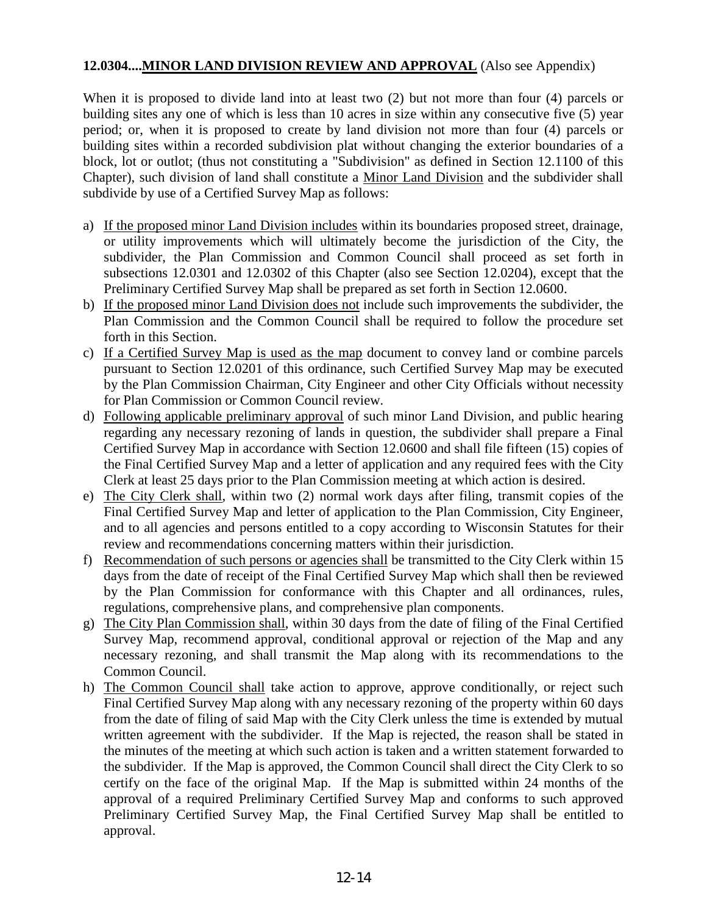**12.0304....MINOR LAND DIVISION REVIEW AND APPROVAL** (Also see Appendix)

When it is proposed to divide land into at least two (2) but not more than four (4) parcels or building sites any one of which is less than 10 acres in size within any consecutive five (5) year period; or, when it is proposed to create by land division not more than four (4) parcels or building sites within a recorded subdivision plat without changing the exterior boundaries of a block, lot or outlot; (thus not constituting a "Subdivision" as defined in Section 12.1100 of this Chapter), such division of land shall constitute a Minor Land Division and the subdivider shall subdivide by use of a Certified Survey Map as follows:

a) If the proposed minor Land Division includes within its boundaries proposed street, drainage, or utility improvements which will ultimately become the jurisdiction of the City, the subdivider, the Plan Commission and Common Council shall proceed as set forth in subsections 12.0301 and 12.0302 of this Chapter (also see Section 12.0204), except that the Preliminary Certified Survey Map shall be prepared as set forth in Section 12.0600.
b) If the proposed minor Land Division does not include such improvements the subdivider, the Plan Commission and the Common Council shall be required to follow the procedure set forth in this Section.
c) If a Certified Survey Map is used as the map document to convey land or combine parcels pursuant to Section 12.0201 of this ordinance, such Certified Survey Map may be executed by the Plan Commission Chairman, City Engineer and other City Officials without necessity for Plan Commission or Common Council review.
d) Following applicable preliminary approval of such minor Land Division, and public hearing regarding any necessary rezoning of lands in question, the subdivider shall prepare a Final Certified Survey Map in accordance with Section 12.0600 and shall file fifteen (15) copies of the Final Certified Survey Map and a letter of application and any required fees with the City Clerk at least 25 days prior to the Plan Commission meeting at which action is desired.
e) The City Clerk shall, within two (2) normal work days after filing, transmit copies of the Final Certified Survey Map and letter of application to the Plan Commission, City Engineer, and to all agencies and persons entitled to a copy according to Wisconsin Statutes for their review and recommendations concerning matters within their jurisdiction.
f) Recommendation of such persons or agencies shall be transmitted to the City Clerk within 15 days from the date of receipt of the Final Certified Survey Map which shall then be reviewed by the Plan Commission for conformance with this Chapter and all ordinances, rules, regulations, comprehensive plans, and comprehensive plan components.
g) The City Plan Commission shall, within 30 days from the date of filing of the Final Certified Survey Map, recommend approval, conditional approval or rejection of the Map and any necessary rezoning, and shall transmit the Map along with its recommendations to the Common Council.
h) The Common Council shall take action to approve, approve conditionally, or reject such Final Certified Survey Map along with any necessary rezoning of the property within 60 days from the date of filing of said Map with the City Clerk unless the time is extended by mutual written agreement with the subdivider. If the Map is rejected, the reason shall be stated in the minutes of the meeting at which such action is taken and a written statement forwarded to the subdivider. If the Map is approved, the Common Council shall direct the City Clerk to so certify on the face of the original Map. If the Map is submitted within 24 months of the approval of a required Preliminary Certified Survey Map and conforms to such approved Preliminary Certified Survey Map, the Final Certified Survey Map shall be entitled to approval.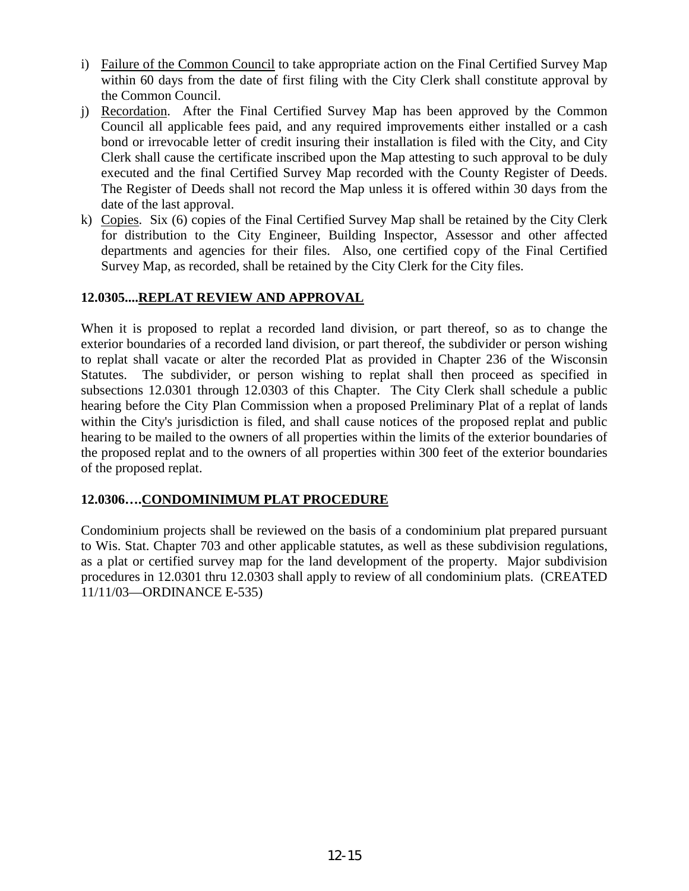i) <u>Failure of the Common Council</u> to take appropriate action on the Final Certified Survey Map within 60 days from the date of first filing with the City Clerk shall constitute approval by the Common Council.
j) <u>Recordation</u>. After the Final Certified Survey Map has been approved by the Common Council all applicable fees paid, and any required improvements either installed or a cash bond or irrevocable letter of credit insuring their installation is filed with the City, and City Clerk shall cause the certificate inscribed upon the Map attesting to such approval to be duly executed and the final Certified Survey Map recorded with the County Register of Deeds. The Register of Deeds shall not record the Map unless it is offered within 30 days from the date of the last approval.
k) <u>Copies</u>. Six (6) copies of the Final Certified Survey Map shall be retained by the City Clerk for distribution to the City Engineer, Building Inspector, Assessor and other affected departments and agencies for their files. Also, one certified copy of the Final Certified Survey Map, as recorded, shall be retained by the City Clerk for the City files.

**12.0305....<u>REPLAT REVIEW AND APPROVAL</u>**

When it is proposed to replat a recorded land division, or part thereof, so as to change the exterior boundaries of a recorded land division, or part thereof, the subdivider or person wishing to replat shall vacate or alter the recorded Plat as provided in Chapter 236 of the Wisconsin Statutes. The subdivider, or person wishing to replat shall then proceed as specified in subsections 12.0301 through 12.0303 of this Chapter. The City Clerk shall schedule a public hearing before the City Plan Commission when a proposed Preliminary Plat of a replat of lands within the City's jurisdiction is filed, and shall cause notices of the proposed replat and public hearing to be mailed to the owners of all properties within the limits of the exterior boundaries of the proposed replat and to the owners of all properties within 300 feet of the exterior boundaries of the proposed replat.

**12.0306….<u>CONDOMINIMUM PLAT PROCEDURE</u>**

Condominium projects shall be reviewed on the basis of a condominium plat prepared pursuant to Wis. Stat. Chapter 703 and other applicable statutes, as well as these subdivision regulations, as a plat or certified survey map for the land development of the property. Major subdivision procedures in 12.0301 thru 12.0303 shall apply to review of all condominium plats. (CREATED 11/11/03—ORDINANCE E-535)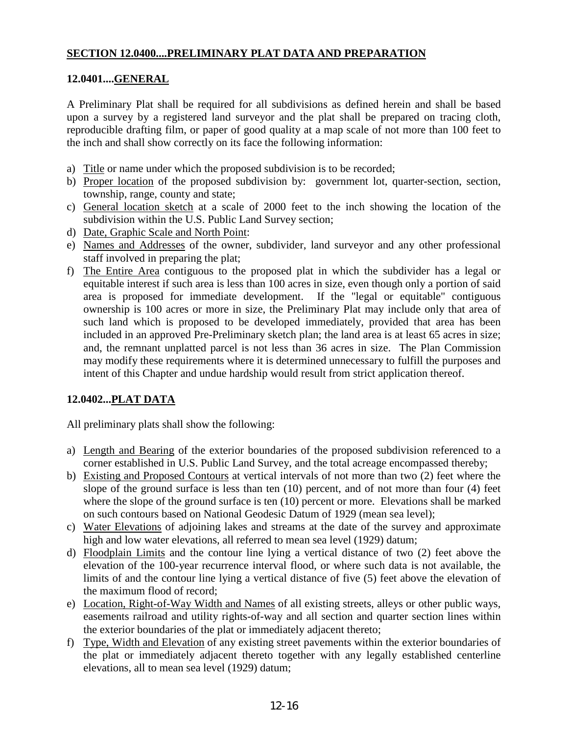## SECTION 12.0400....PRELIMINARY PLAT DATA AND PREPARATION

### 12.0401....GENERAL

A Preliminary Plat shall be required for all subdivisions as defined herein and shall be based upon a survey by a registered land surveyor and the plat shall be prepared on tracing cloth, reproducible drafting film, or paper of good quality at a map scale of not more than 100 feet to the inch and shall show correctly on its face the following information:

a) Title or name under which the proposed subdivision is to be recorded;
b) Proper location of the proposed subdivision by: government lot, quarter-section, section, township, range, county and state;
c) General location sketch at a scale of 2000 feet to the inch showing the location of the subdivision within the U.S. Public Land Survey section;
d) Date, Graphic Scale and North Point:
e) Names and Addresses of the owner, subdivider, land surveyor and any other professional staff involved in preparing the plat;
f) The Entire Area contiguous to the proposed plat in which the subdivider has a legal or equitable interest if such area is less than 100 acres in size, even though only a portion of said area is proposed for immediate development. If the "legal or equitable" contiguous ownership is 100 acres or more in size, the Preliminary Plat may include only that area of such land which is proposed to be developed immediately, provided that area has been included in an approved Pre-Preliminary sketch plan; the land area is at least 65 acres in size; and, the remnant unplatted parcel is not less than 36 acres in size. The Plan Commission may modify these requirements where it is determined unnecessary to fulfill the purposes and intent of this Chapter and undue hardship would result from strict application thereof.

### 12.0402...PLAT DATA

All preliminary plats shall show the following:

a) Length and Bearing of the exterior boundaries of the proposed subdivision referenced to a corner established in U.S. Public Land Survey, and the total acreage encompassed thereby;
b) Existing and Proposed Contours at vertical intervals of not more than two (2) feet where the slope of the ground surface is less than ten (10) percent, and of not more than four (4) feet where the slope of the ground surface is ten (10) percent or more. Elevations shall be marked on such contours based on National Geodesic Datum of 1929 (mean sea level);
c) Water Elevations of adjoining lakes and streams at the date of the survey and approximate high and low water elevations, all referred to mean sea level (1929) datum;
d) Floodplain Limits and the contour line lying a vertical distance of two (2) feet above the elevation of the 100-year recurrence interval flood, or where such data is not available, the limits of and the contour line lying a vertical distance of five (5) feet above the elevation of the maximum flood of record;
e) Location, Right-of-Way Width and Names of all existing streets, alleys or other public ways, easements railroad and utility rights-of-way and all section and quarter section lines within the exterior boundaries of the plat or immediately adjacent thereto;
f) Type, Width and Elevation of any existing street pavements within the exterior boundaries of the plat or immediately adjacent thereto together with any legally established centerline elevations, all to mean sea level (1929) datum;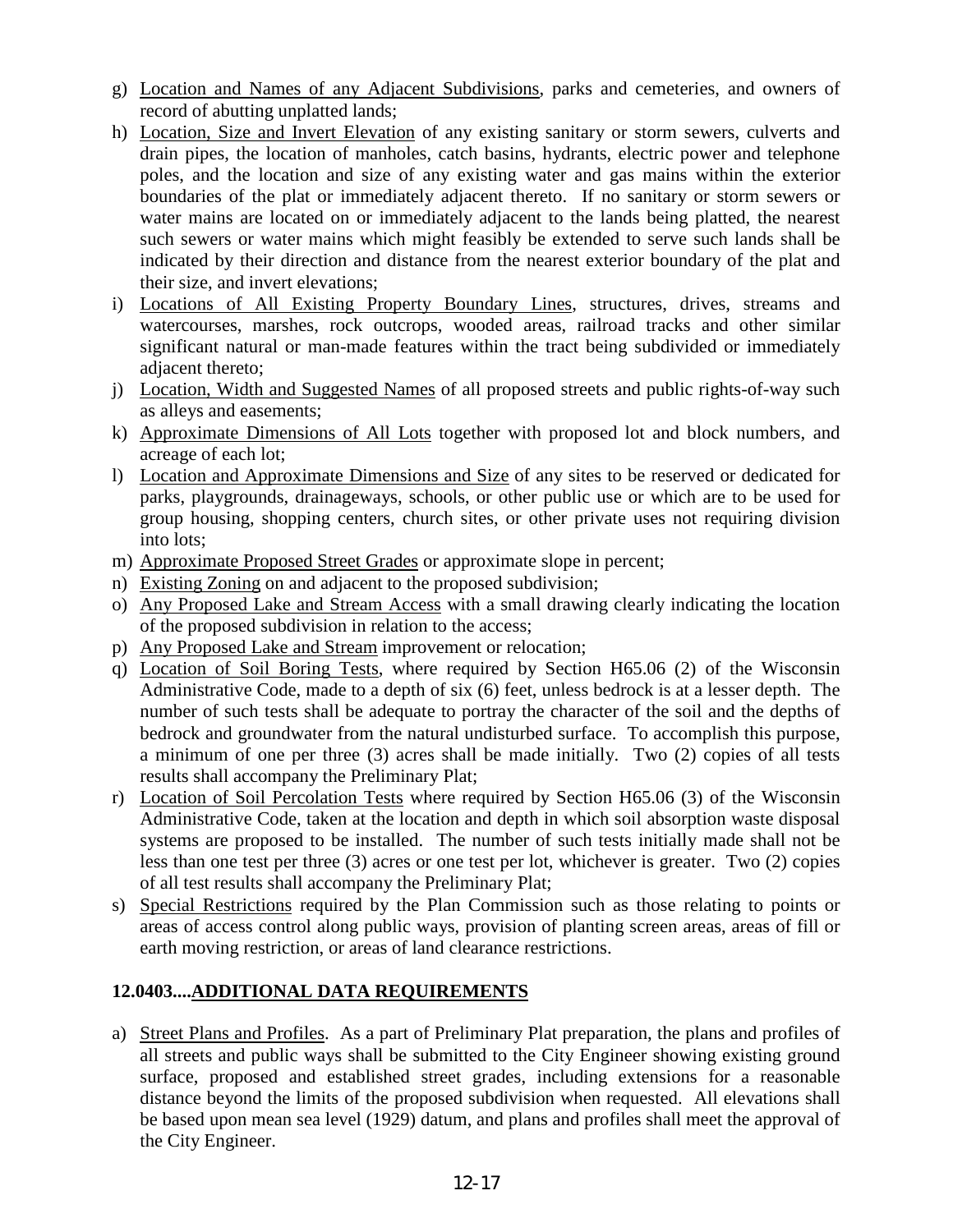g) <u>Location and Names of any Adjacent Subdivisions</u>, parks and cemeteries, and owners of record of abutting unplatted lands;

h) <u>Location, Size and Invert Elevation</u> of any existing sanitary or storm sewers, culverts and drain pipes, the location of manholes, catch basins, hydrants, electric power and telephone poles, and the location and size of any existing water and gas mains within the exterior boundaries of the plat or immediately adjacent thereto. If no sanitary or storm sewers or water mains are located on or immediately adjacent to the lands being platted, the nearest such sewers or water mains which might feasibly be extended to serve such lands shall be indicated by their direction and distance from the nearest exterior boundary of the plat and their size, and invert elevations;

i) <u>Locations of All Existing Property Boundary Lines</u>, structures, drives, streams and watercourses, marshes, rock outcrops, wooded areas, railroad tracks and other similar significant natural or man-made features within the tract being subdivided or immediately adjacent thereto;

j) <u>Location, Width and Suggested Names</u> of all proposed streets and public rights-of-way such as alleys and easements;

k) <u>Approximate Dimensions of All Lots</u> together with proposed lot and block numbers, and acreage of each lot;

l) <u>Location and Approximate Dimensions and Size</u> of any sites to be reserved or dedicated for parks, playgrounds, drainageways, schools, or other public use or which are to be used for group housing, shopping centers, church sites, or other private uses not requiring division into lots;

m) <u>Approximate Proposed Street Grades</u> or approximate slope in percent;

n) <u>Existing Zoning</u> on and adjacent to the proposed subdivision;

o) <u>Any Proposed Lake and Stream Access</u> with a small drawing clearly indicating the location of the proposed subdivision in relation to the access;

p) <u>Any Proposed Lake and Stream</u> improvement or relocation;

q) <u>Location of Soil Boring Tests</u>, where required by Section H65.06 (2) of the Wisconsin Administrative Code, made to a depth of six (6) feet, unless bedrock is at a lesser depth. The number of such tests shall be adequate to portray the character of the soil and the depths of bedrock and groundwater from the natural undisturbed surface. To accomplish this purpose, a minimum of one per three (3) acres shall be made initially. Two (2) copies of all tests results shall accompany the Preliminary Plat;

r) <u>Location of Soil Percolation Tests</u> where required by Section H65.06 (3) of the Wisconsin Administrative Code, taken at the location and depth in which soil absorption waste disposal systems are proposed to be installed. The number of such tests initially made shall not be less than one test per three (3) acres or one test per lot, whichever is greater. Two (2) copies of all test results shall accompany the Preliminary Plat;

s) <u>Special Restrictions</u> required by the Plan Commission such as those relating to points or areas of access control along public ways, provision of planting screen areas, areas of fill or earth moving restriction, or areas of land clearance restrictions.

**12.0403....<u>ADDITIONAL DATA REQUIREMENTS</u>**

a) <u>Street Plans and Profiles</u>. As a part of Preliminary Plat preparation, the plans and profiles of all streets and public ways shall be submitted to the City Engineer showing existing ground surface, proposed and established street grades, including extensions for a reasonable distance beyond the limits of the proposed subdivision when requested. All elevations shall be based upon mean sea level (1929) datum, and plans and profiles shall meet the approval of the City Engineer.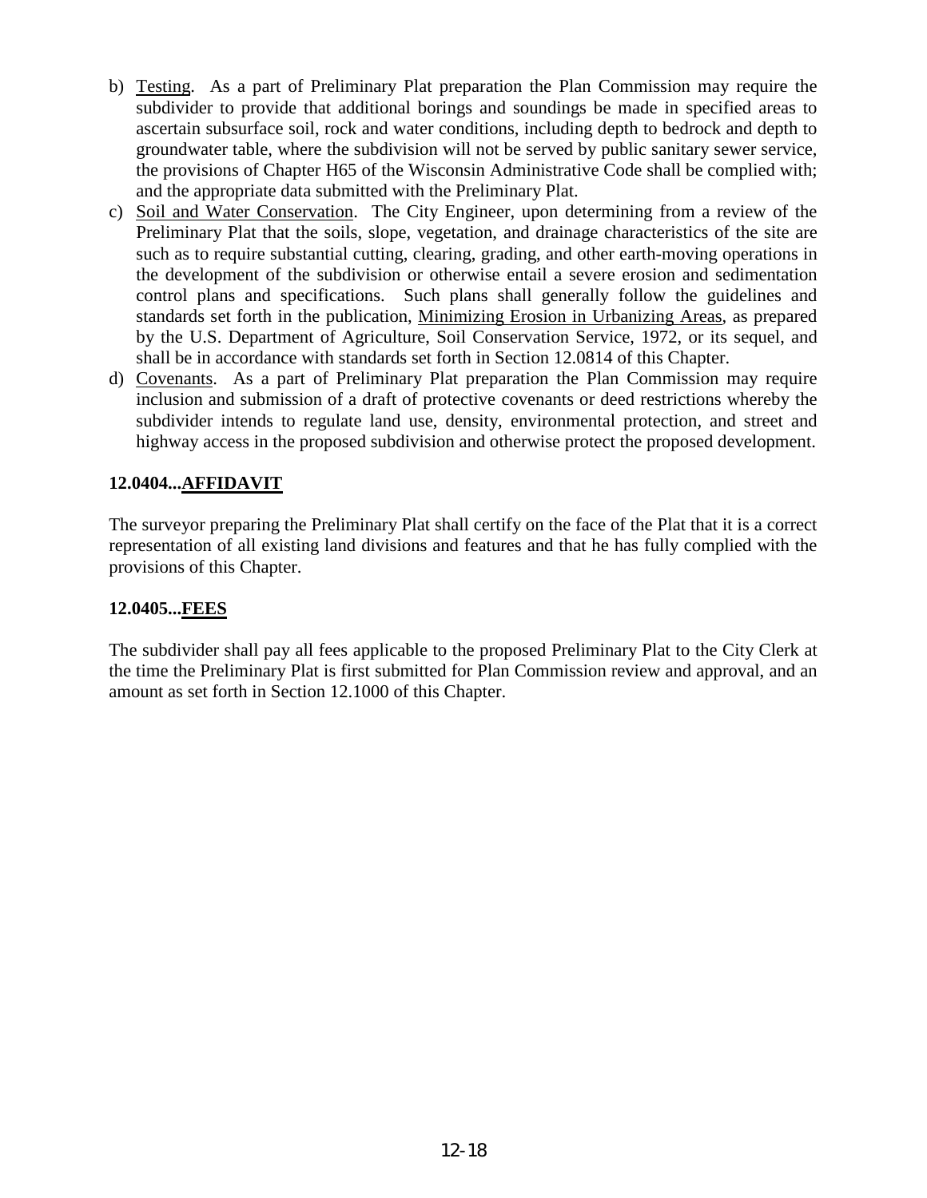b) Testing. As a part of Preliminary Plat preparation the Plan Commission may require the subdivider to provide that additional borings and soundings be made in specified areas to ascertain subsurface soil, rock and water conditions, including depth to bedrock and depth to groundwater table, where the subdivision will not be served by public sanitary sewer service, the provisions of Chapter H65 of the Wisconsin Administrative Code shall be complied with; and the appropriate data submitted with the Preliminary Plat.

c) Soil and Water Conservation. The City Engineer, upon determining from a review of the Preliminary Plat that the soils, slope, vegetation, and drainage characteristics of the site are such as to require substantial cutting, clearing, grading, and other earth-moving operations in the development of the subdivision or otherwise entail a severe erosion and sedimentation control plans and specifications. Such plans shall generally follow the guidelines and standards set forth in the publication, Minimizing Erosion in Urbanizing Areas, as prepared by the U.S. Department of Agriculture, Soil Conservation Service, 1972, or its sequel, and shall be in accordance with standards set forth in Section 12.0814 of this Chapter.

d) Covenants. As a part of Preliminary Plat preparation the Plan Commission may require inclusion and submission of a draft of protective covenants or deed restrictions whereby the subdivider intends to regulate land use, density, environmental protection, and street and highway access in the proposed subdivision and otherwise protect the proposed development.

### 12.0404...AFFIDAVIT

The surveyor preparing the Preliminary Plat shall certify on the face of the Plat that it is a correct representation of all existing land divisions and features and that he has fully complied with the provisions of this Chapter.

### 12.0405...FEES

The subdivider shall pay all fees applicable to the proposed Preliminary Plat to the City Clerk at the time the Preliminary Plat is first submitted for Plan Commission review and approval, and an amount as set forth in Section 12.1000 of this Chapter.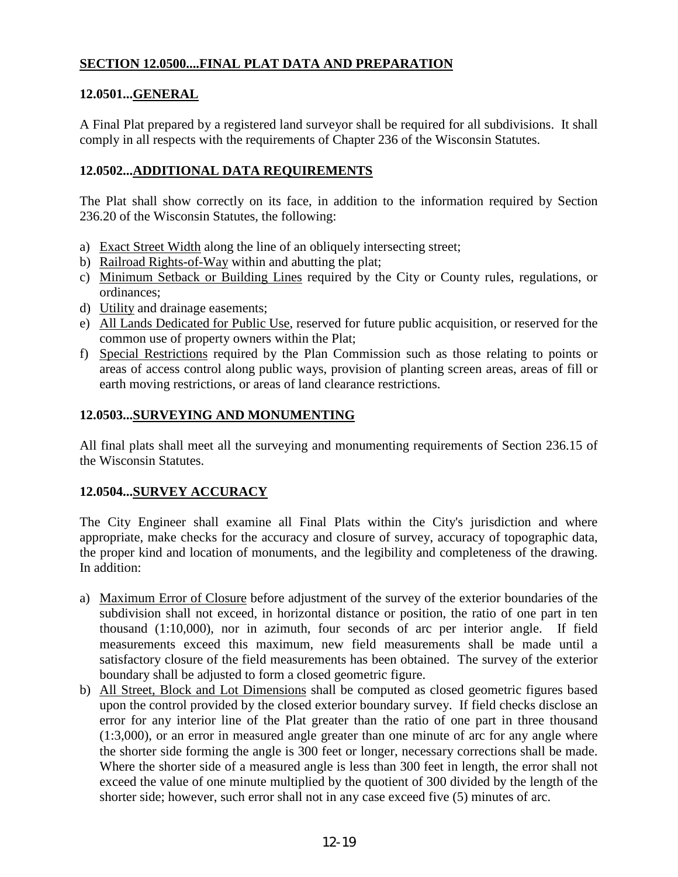## SECTION 12.0500....FINAL PLAT DATA AND PREPARATION

### 12.0501...GENERAL

A Final Plat prepared by a registered land surveyor shall be required for all subdivisions. It shall comply in all respects with the requirements of Chapter 236 of the Wisconsin Statutes.

### 12.0502...ADDITIONAL DATA REQUIREMENTS

The Plat shall show correctly on its face, in addition to the information required by Section 236.20 of the Wisconsin Statutes, the following:

a) Exact Street Width along the line of an obliquely intersecting street;
b) Railroad Rights-of-Way within and abutting the plat;
c) Minimum Setback or Building Lines required by the City or County rules, regulations, or ordinances;
d) Utility and drainage easements;
e) All Lands Dedicated for Public Use, reserved for future public acquisition, or reserved for the common use of property owners within the Plat;
f) Special Restrictions required by the Plan Commission such as those relating to points or areas of access control along public ways, provision of planting screen areas, areas of fill or earth moving restrictions, or areas of land clearance restrictions.

### 12.0503...SURVEYING AND MONUMENTING

All final plats shall meet all the surveying and monumenting requirements of Section 236.15 of the Wisconsin Statutes.

### 12.0504...SURVEY ACCURACY

The City Engineer shall examine all Final Plats within the City's jurisdiction and where appropriate, make checks for the accuracy and closure of survey, accuracy of topographic data, the proper kind and location of monuments, and the legibility and completeness of the drawing. In addition:

a) Maximum Error of Closure before adjustment of the survey of the exterior boundaries of the subdivision shall not exceed, in horizontal distance or position, the ratio of one part in ten thousand (1:10,000), nor in azimuth, four seconds of arc per interior angle. If field measurements exceed this maximum, new field measurements shall be made until a satisfactory closure of the field measurements has been obtained. The survey of the exterior boundary shall be adjusted to form a closed geometric figure.
b) All Street, Block and Lot Dimensions shall be computed as closed geometric figures based upon the control provided by the closed exterior boundary survey. If field checks disclose an error for any interior line of the Plat greater than the ratio of one part in three thousand (1:3,000), or an error in measured angle greater than one minute of arc for any angle where the shorter side forming the angle is 300 feet or longer, necessary corrections shall be made. Where the shorter side of a measured angle is less than 300 feet in length, the error shall not exceed the value of one minute multiplied by the quotient of 300 divided by the length of the shorter side; however, such error shall not in any case exceed five (5) minutes of arc.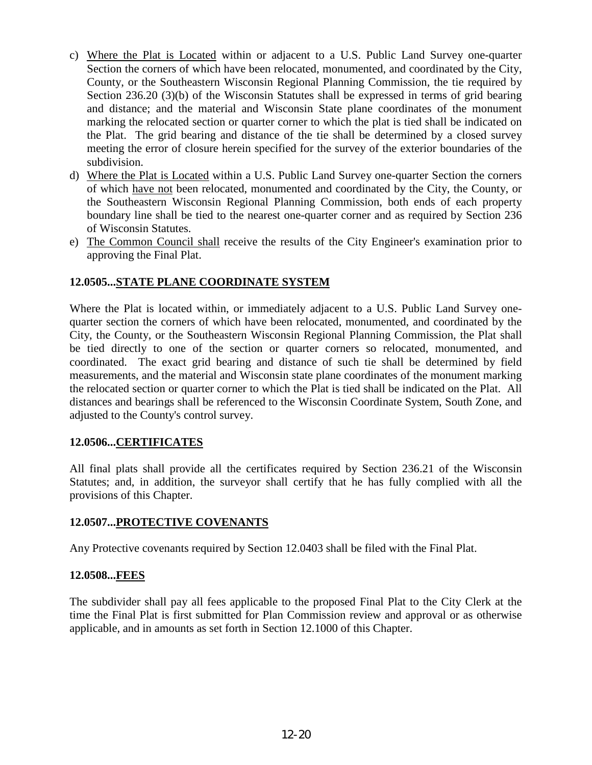c) Where the Plat is Located within or adjacent to a U.S. Public Land Survey one-quarter Section the corners of which have been relocated, monumented, and coordinated by the City, County, or the Southeastern Wisconsin Regional Planning Commission, the tie required by Section 236.20 (3)(b) of the Wisconsin Statutes shall be expressed in terms of grid bearing and distance; and the material and Wisconsin State plane coordinates of the monument marking the relocated section or quarter corner to which the plat is tied shall be indicated on the Plat. The grid bearing and distance of the tie shall be determined by a closed survey meeting the error of closure herein specified for the survey of the exterior boundaries of the subdivision.

d) Where the Plat is Located within a U.S. Public Land Survey one-quarter Section the corners of which have not been relocated, monumented and coordinated by the City, the County, or the Southeastern Wisconsin Regional Planning Commission, both ends of each property boundary line shall be tied to the nearest one-quarter corner and as required by Section 236 of Wisconsin Statutes.

e) The Common Council shall receive the results of the City Engineer's examination prior to approving the Final Plat.

### 12.0505...STATE PLANE COORDINATE SYSTEM

Where the Plat is located within, or immediately adjacent to a U.S. Public Land Survey one-quarter section the corners of which have been relocated, monumented, and coordinated by the City, the County, or the Southeastern Wisconsin Regional Planning Commission, the Plat shall be tied directly to one of the section or quarter corners so relocated, monumented, and coordinated. The exact grid bearing and distance of such tie shall be determined by field measurements, and the material and Wisconsin state plane coordinates of the monument marking the relocated section or quarter corner to which the Plat is tied shall be indicated on the Plat. All distances and bearings shall be referenced to the Wisconsin Coordinate System, South Zone, and adjusted to the County's control survey.

### 12.0506...CERTIFICATES

All final plats shall provide all the certificates required by Section 236.21 of the Wisconsin Statutes; and, in addition, the surveyor shall certify that he has fully complied with all the provisions of this Chapter.

### 12.0507...PROTECTIVE COVENANTS

Any Protective covenants required by Section 12.0403 shall be filed with the Final Plat.

### 12.0508...FEES

The subdivider shall pay all fees applicable to the proposed Final Plat to the City Clerk at the time the Final Plat is first submitted for Plan Commission review and approval or as otherwise applicable, and in amounts as set forth in Section 12.1000 of this Chapter.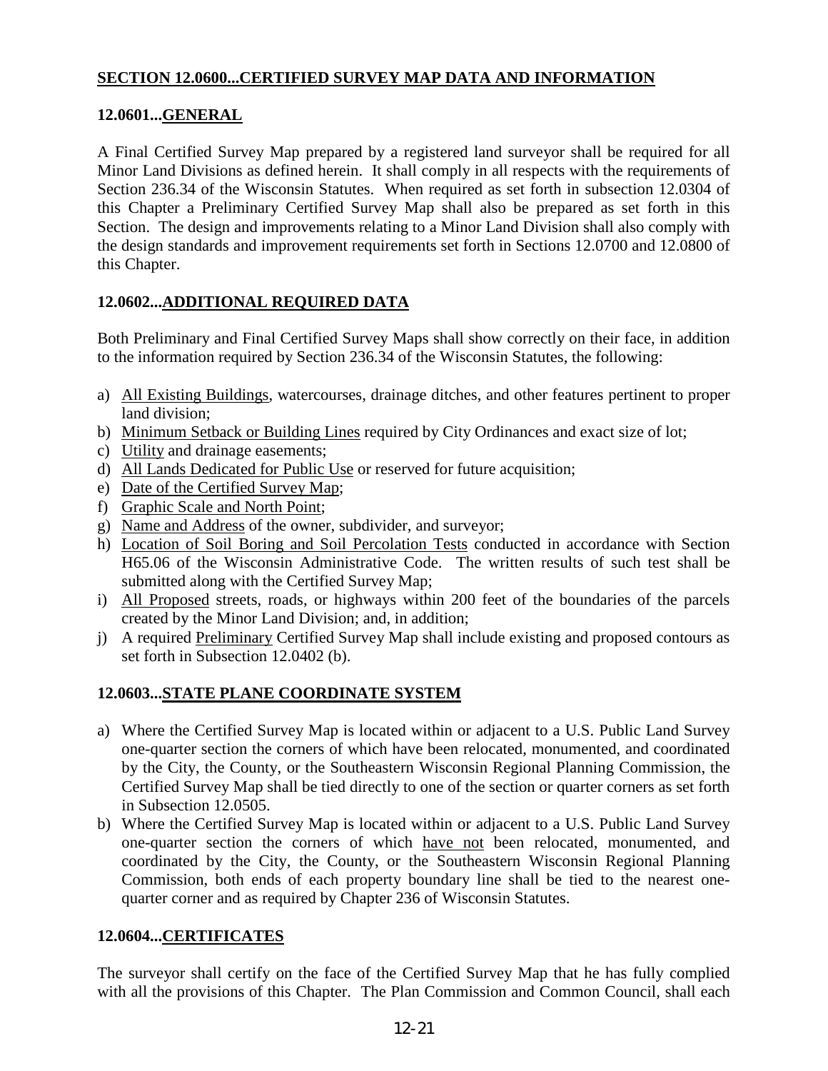## SECTION 12.0600...CERTIFIED SURVEY MAP DATA AND INFORMATION

### 12.0601...GENERAL

A Final Certified Survey Map prepared by a registered land surveyor shall be required for all Minor Land Divisions as defined herein. It shall comply in all respects with the requirements of Section 236.34 of the Wisconsin Statutes. When required as set forth in subsection 12.0304 of this Chapter a Preliminary Certified Survey Map shall also be prepared as set forth in this Section. The design and improvements relating to a Minor Land Division shall also comply with the design standards and improvement requirements set forth in Sections 12.0700 and 12.0800 of this Chapter.

### 12.0602...ADDITIONAL REQUIRED DATA

Both Preliminary and Final Certified Survey Maps shall show correctly on their face, in addition to the information required by Section 236.34 of the Wisconsin Statutes, the following:

a) All Existing Buildings, watercourses, drainage ditches, and other features pertinent to proper land division;
b) Minimum Setback or Building Lines required by City Ordinances and exact size of lot;
c) Utility and drainage easements;
d) All Lands Dedicated for Public Use or reserved for future acquisition;
e) Date of the Certified Survey Map;
f) Graphic Scale and North Point;
g) Name and Address of the owner, subdivider, and surveyor;
h) Location of Soil Boring and Soil Percolation Tests conducted in accordance with Section H65.06 of the Wisconsin Administrative Code. The written results of such test shall be submitted along with the Certified Survey Map;
i) All Proposed streets, roads, or highways within 200 feet of the boundaries of the parcels created by the Minor Land Division; and, in addition;
j) A required Preliminary Certified Survey Map shall include existing and proposed contours as set forth in Subsection 12.0402 (b).

### 12.0603...STATE PLANE COORDINATE SYSTEM

a) Where the Certified Survey Map is located within or adjacent to a U.S. Public Land Survey one-quarter section the corners of which have been relocated, monumented, and coordinated by the City, the County, or the Southeastern Wisconsin Regional Planning Commission, the Certified Survey Map shall be tied directly to one of the section or quarter corners as set forth in Subsection 12.0505.
b) Where the Certified Survey Map is located within or adjacent to a U.S. Public Land Survey one-quarter section the corners of which have not been relocated, monumented, and coordinated by the City, the County, or the Southeastern Wisconsin Regional Planning Commission, both ends of each property boundary line shall be tied to the nearest one-quarter corner and as required by Chapter 236 of Wisconsin Statutes.

### 12.0604...CERTIFICATES

The surveyor shall certify on the face of the Certified Survey Map that he has fully complied with all the provisions of this Chapter. The Plan Commission and Common Council, shall each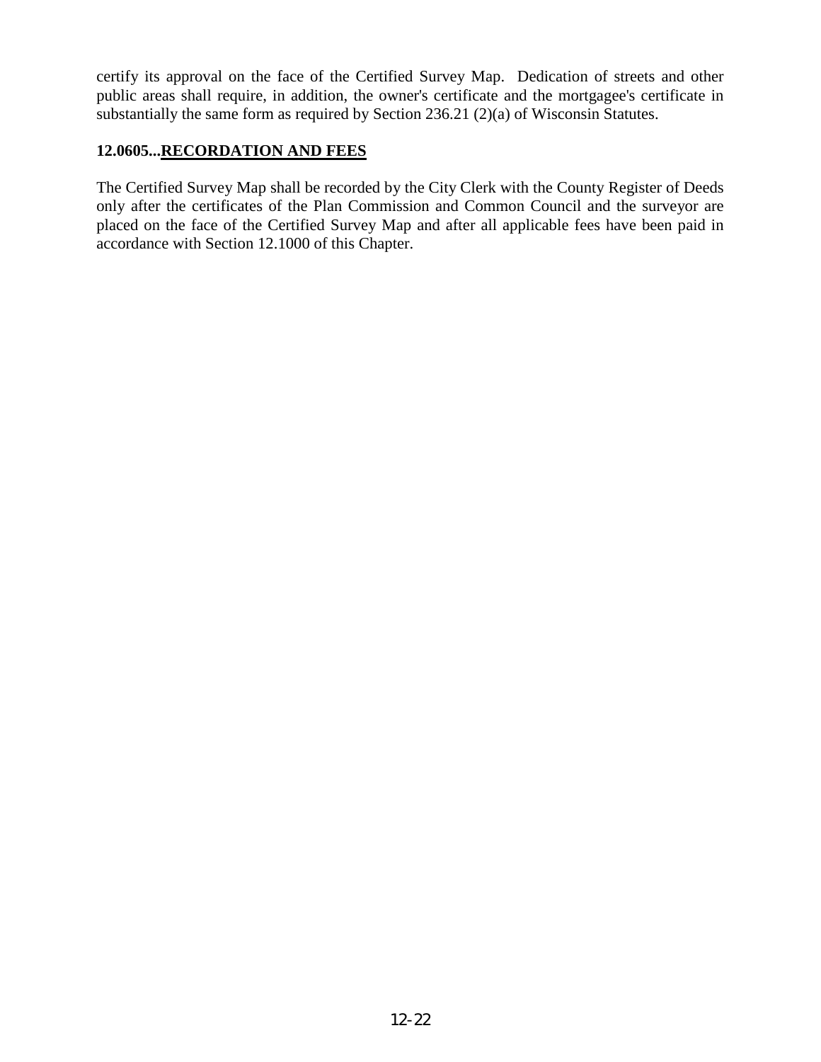certify its approval on the face of the Certified Survey Map. Dedication of streets and other public areas shall require, in addition, the owner's certificate and the mortgagee's certificate in substantially the same form as required by Section 236.21 (2)(a) of Wisconsin Statutes.

**12.0605...RECORDATION AND FEES**

The Certified Survey Map shall be recorded by the City Clerk with the County Register of Deeds only after the certificates of the Plan Commission and Common Council and the surveyor are placed on the face of the Certified Survey Map and after all applicable fees have been paid in accordance with Section 12.1000 of this Chapter.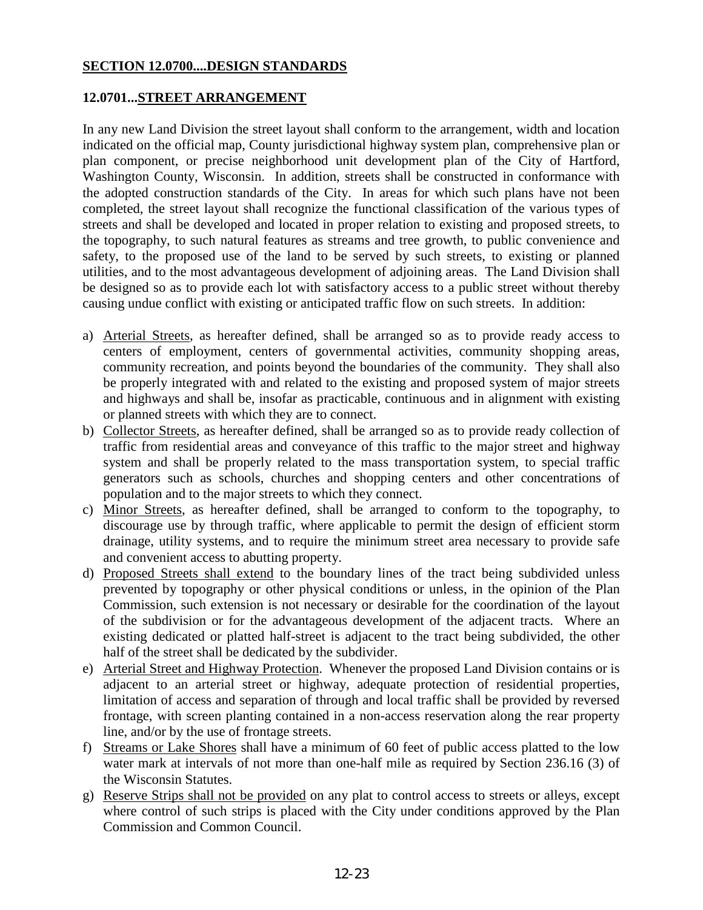## SECTION 12.0700....DESIGN STANDARDS

### 12.0701...STREET ARRANGEMENT

In any new Land Division the street layout shall conform to the arrangement, width and location indicated on the official map, County jurisdictional highway system plan, comprehensive plan or plan component, or precise neighborhood unit development plan of the City of Hartford, Washington County, Wisconsin. In addition, streets shall be constructed in conformance with the adopted construction standards of the City. In areas for which such plans have not been completed, the street layout shall recognize the functional classification of the various types of streets and shall be developed and located in proper relation to existing and proposed streets, to the topography, to such natural features as streams and tree growth, to public convenience and safety, to the proposed use of the land to be served by such streets, to existing or planned utilities, and to the most advantageous development of adjoining areas. The Land Division shall be designed so as to provide each lot with satisfactory access to a public street without thereby causing undue conflict with existing or anticipated traffic flow on such streets. In addition:

a) Arterial Streets, as hereafter defined, shall be arranged so as to provide ready access to centers of employment, centers of governmental activities, community shopping areas, community recreation, and points beyond the boundaries of the community. They shall also be properly integrated with and related to the existing and proposed system of major streets and highways and shall be, insofar as practicable, continuous and in alignment with existing or planned streets with which they are to connect.
b) Collector Streets, as hereafter defined, shall be arranged so as to provide ready collection of traffic from residential areas and conveyance of this traffic to the major street and highway system and shall be properly related to the mass transportation system, to special traffic generators such as schools, churches and shopping centers and other concentrations of population and to the major streets to which they connect.
c) Minor Streets, as hereafter defined, shall be arranged to conform to the topography, to discourage use by through traffic, where applicable to permit the design of efficient storm drainage, utility systems, and to require the minimum street area necessary to provide safe and convenient access to abutting property.
d) Proposed Streets shall extend to the boundary lines of the tract being subdivided unless prevented by topography or other physical conditions or unless, in the opinion of the Plan Commission, such extension is not necessary or desirable for the coordination of the layout of the subdivision or for the advantageous development of the adjacent tracts. Where an existing dedicated or platted half-street is adjacent to the tract being subdivided, the other half of the street shall be dedicated by the subdivider.
e) Arterial Street and Highway Protection. Whenever the proposed Land Division contains or is adjacent to an arterial street or highway, adequate protection of residential properties, limitation of access and separation of through and local traffic shall be provided by reversed frontage, with screen planting contained in a non-access reservation along the rear property line, and/or by the use of frontage streets.
f) Streams or Lake Shores shall have a minimum of 60 feet of public access platted to the low water mark at intervals of not more than one-half mile as required by Section 236.16 (3) of the Wisconsin Statutes.
g) Reserve Strips shall not be provided on any plat to control access to streets or alleys, except where control of such strips is placed with the City under conditions approved by the Plan Commission and Common Council.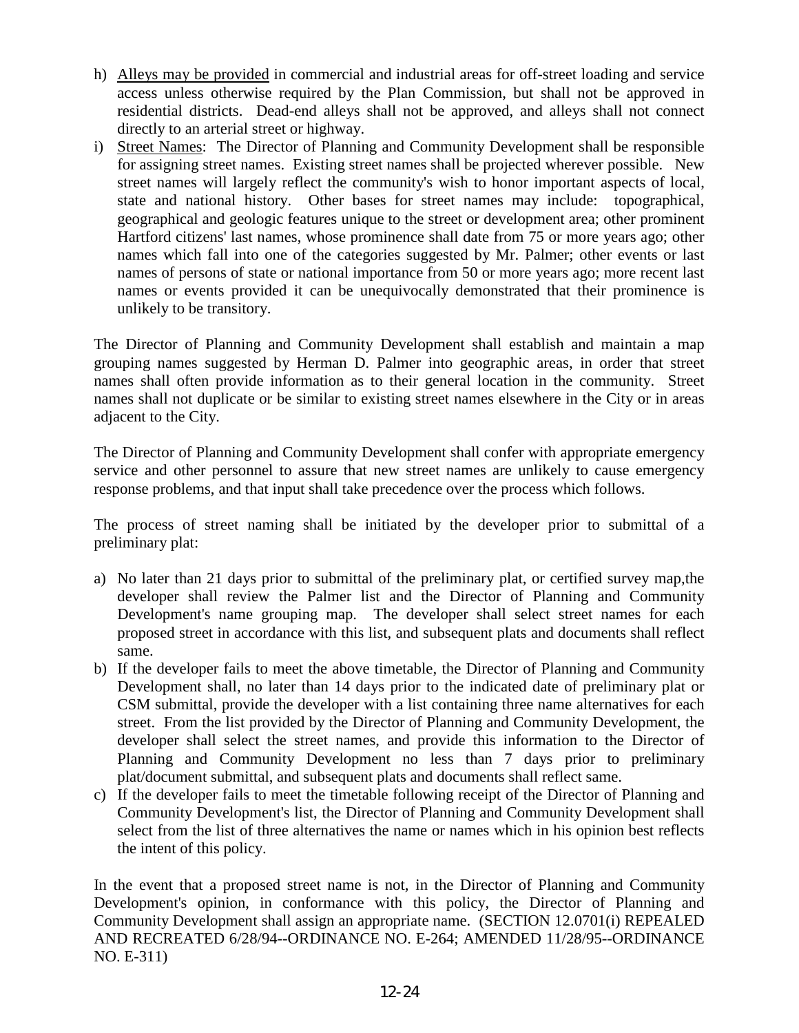h) <u>Alleys may be provided</u> in commercial and industrial areas for off-street loading and service access unless otherwise required by the Plan Commission, but shall not be approved in residential districts. Dead-end alleys shall not be approved, and alleys shall not connect directly to an arterial street or highway.

i) <u>Street Names</u>: The Director of Planning and Community Development shall be responsible for assigning street names. Existing street names shall be projected wherever possible. New street names will largely reflect the community's wish to honor important aspects of local, state and national history. Other bases for street names may include: topographical, geographical and geologic features unique to the street or development area; other prominent Hartford citizens' last names, whose prominence shall date from 75 or more years ago; other names which fall into one of the categories suggested by Mr. Palmer; other events or last names of persons of state or national importance from 50 or more years ago; more recent last names or events provided it can be unequivocally demonstrated that their prominence is unlikely to be transitory.

The Director of Planning and Community Development shall establish and maintain a map grouping names suggested by Herman D. Palmer into geographic areas, in order that street names shall often provide information as to their general location in the community. Street names shall not duplicate or be similar to existing street names elsewhere in the City or in areas adjacent to the City.

The Director of Planning and Community Development shall confer with appropriate emergency service and other personnel to assure that new street names are unlikely to cause emergency response problems, and that input shall take precedence over the process which follows.

The process of street naming shall be initiated by the developer prior to submittal of a preliminary plat:

a) No later than 21 days prior to submittal of the preliminary plat, or certified survey map,the developer shall review the Palmer list and the Director of Planning and Community Development's name grouping map. The developer shall select street names for each proposed street in accordance with this list, and subsequent plats and documents shall reflect same.

b) If the developer fails to meet the above timetable, the Director of Planning and Community Development shall, no later than 14 days prior to the indicated date of preliminary plat or CSM submittal, provide the developer with a list containing three name alternatives for each street. From the list provided by the Director of Planning and Community Development, the developer shall select the street names, and provide this information to the Director of Planning and Community Development no less than 7 days prior to preliminary plat/document submittal, and subsequent plats and documents shall reflect same.

c) If the developer fails to meet the timetable following receipt of the Director of Planning and Community Development's list, the Director of Planning and Community Development shall select from the list of three alternatives the name or names which in his opinion best reflects the intent of this policy.

In the event that a proposed street name is not, in the Director of Planning and Community Development's opinion, in conformance with this policy, the Director of Planning and Community Development shall assign an appropriate name. (SECTION 12.0701(i) REPEALED AND RECREATED 6/28/94--ORDINANCE NO. E-264; AMENDED 11/28/95--ORDINANCE NO. E-311)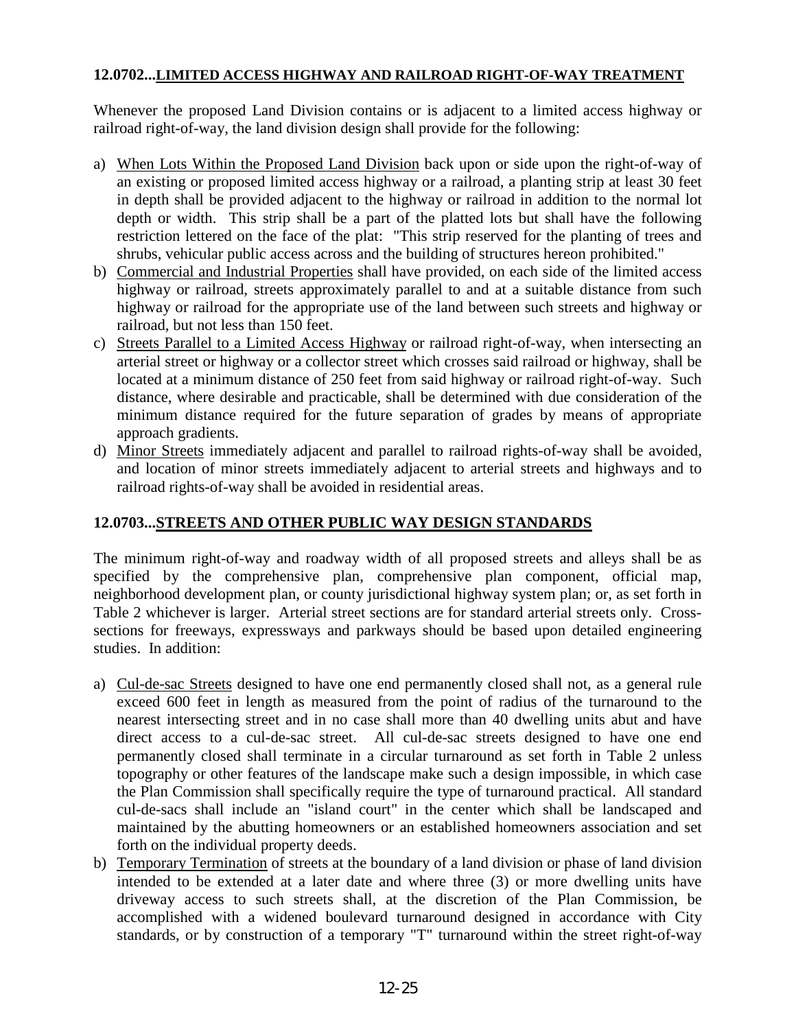## 12.0702...LIMITED ACCESS HIGHWAY AND RAILROAD RIGHT-OF-WAY TREATMENT

Whenever the proposed Land Division contains or is adjacent to a limited access highway or railroad right-of-way, the land division design shall provide for the following:

a) When Lots Within the Proposed Land Division back upon or side upon the right-of-way of an existing or proposed limited access highway or a railroad, a planting strip at least 30 feet in depth shall be provided adjacent to the highway or railroad in addition to the normal lot depth or width. This strip shall be a part of the platted lots but shall have the following restriction lettered on the face of the plat: "This strip reserved for the planting of trees and shrubs, vehicular public access across and the building of structures hereon prohibited."
b) Commercial and Industrial Properties shall have provided, on each side of the limited access highway or railroad, streets approximately parallel to and at a suitable distance from such highway or railroad for the appropriate use of the land between such streets and highway or railroad, but not less than 150 feet.
c) Streets Parallel to a Limited Access Highway or railroad right-of-way, when intersecting an arterial street or highway or a collector street which crosses said railroad or highway, shall be located at a minimum distance of 250 feet from said highway or railroad right-of-way. Such distance, where desirable and practicable, shall be determined with due consideration of the minimum distance required for the future separation of grades by means of appropriate approach gradients.
d) Minor Streets immediately adjacent and parallel to railroad rights-of-way shall be avoided, and location of minor streets immediately adjacent to arterial streets and highways and to railroad rights-of-way shall be avoided in residential areas.

## 12.0703...STREETS AND OTHER PUBLIC WAY DESIGN STANDARDS

The minimum right-of-way and roadway width of all proposed streets and alleys shall be as specified by the comprehensive plan, comprehensive plan component, official map, neighborhood development plan, or county jurisdictional highway system plan; or, as set forth in Table 2 whichever is larger. Arterial street sections are for standard arterial streets only. Cross-sections for freeways, expressways and parkways should be based upon detailed engineering studies. In addition:

a) Cul-de-sac Streets designed to have one end permanently closed shall not, as a general rule exceed 600 feet in length as measured from the point of radius of the turnaround to the nearest intersecting street and in no case shall more than 40 dwelling units abut and have direct access to a cul-de-sac street. All cul-de-sac streets designed to have one end permanently closed shall terminate in a circular turnaround as set forth in Table 2 unless topography or other features of the landscape make such a design impossible, in which case the Plan Commission shall specifically require the type of turnaround practical. All standard cul-de-sacs shall include an "island court" in the center which shall be landscaped and maintained by the abutting homeowners or an established homeowners association and set forth on the individual property deeds.
b) Temporary Termination of streets at the boundary of a land division or phase of land division intended to be extended at a later date and where three (3) or more dwelling units have driveway access to such streets shall, at the discretion of the Plan Commission, be accomplished with a widened boulevard turnaround designed in accordance with City standards, or by construction of a temporary "T" turnaround within the street right-of-way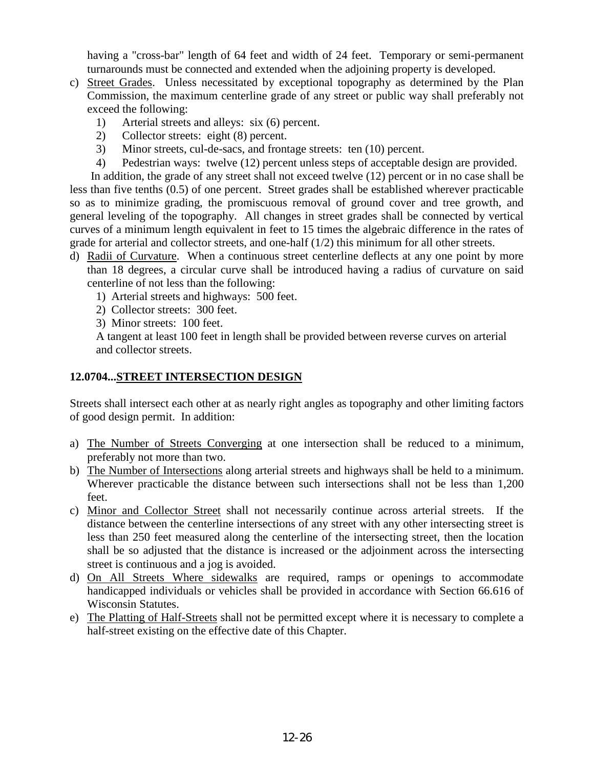having a "cross-bar" length of 64 feet and width of 24 feet. Temporary or semi-permanent turnarounds must be connected and extended when the adjoining property is developed.

c) Street Grades. Unless necessitated by exceptional topography as determined by the Plan Commission, the maximum centerline grade of any street or public way shall preferably not exceed the following:
   1) Arterial streets and alleys: six (6) percent.
   2) Collector streets: eight (8) percent.
   3) Minor streets, cul-de-sacs, and frontage streets: ten (10) percent.
   4) Pedestrian ways: twelve (12) percent unless steps of acceptable design are provided.

   In addition, the grade of any street shall not exceed twelve (12) percent or in no case shall be less than five tenths (0.5) of one percent. Street grades shall be established wherever practicable so as to minimize grading, the promiscuous removal of ground cover and tree growth, and general leveling of the topography. All changes in street grades shall be connected by vertical curves of a minimum length equivalent in feet to 15 times the algebraic difference in the rates of grade for arterial and collector streets, and one-half (1/2) this minimum for all other streets.

d) Radii of Curvature. When a continuous street centerline deflects at any one point by more than 18 degrees, a circular curve shall be introduced having a radius of curvature on said centerline of not less than the following:
   1) Arterial streets and highways: 500 feet.
   2) Collector streets: 300 feet.
   3) Minor streets: 100 feet.

   A tangent at least 100 feet in length shall be provided between reverse curves on arterial and collector streets.

## 12.0704...STREET INTERSECTION DESIGN

Streets shall intersect each other at as nearly right angles as topography and other limiting factors of good design permit. In addition:

a) The Number of Streets Converging at one intersection shall be reduced to a minimum, preferably not more than two.
b) The Number of Intersections along arterial streets and highways shall be held to a minimum. Wherever practicable the distance between such intersections shall not be less than 1,200 feet.
c) Minor and Collector Street shall not necessarily continue across arterial streets. If the distance between the centerline intersections of any street with any other intersecting street is less than 250 feet measured along the centerline of the intersecting street, then the location shall be so adjusted that the distance is increased or the adjoinment across the intersecting street is continuous and a jog is avoided.
d) On All Streets Where sidewalks are required, ramps or openings to accommodate handicapped individuals or vehicles shall be provided in accordance with Section 66.616 of Wisconsin Statutes.
e) The Platting of Half-Streets shall not be permitted except where it is necessary to complete a half-street existing on the effective date of this Chapter.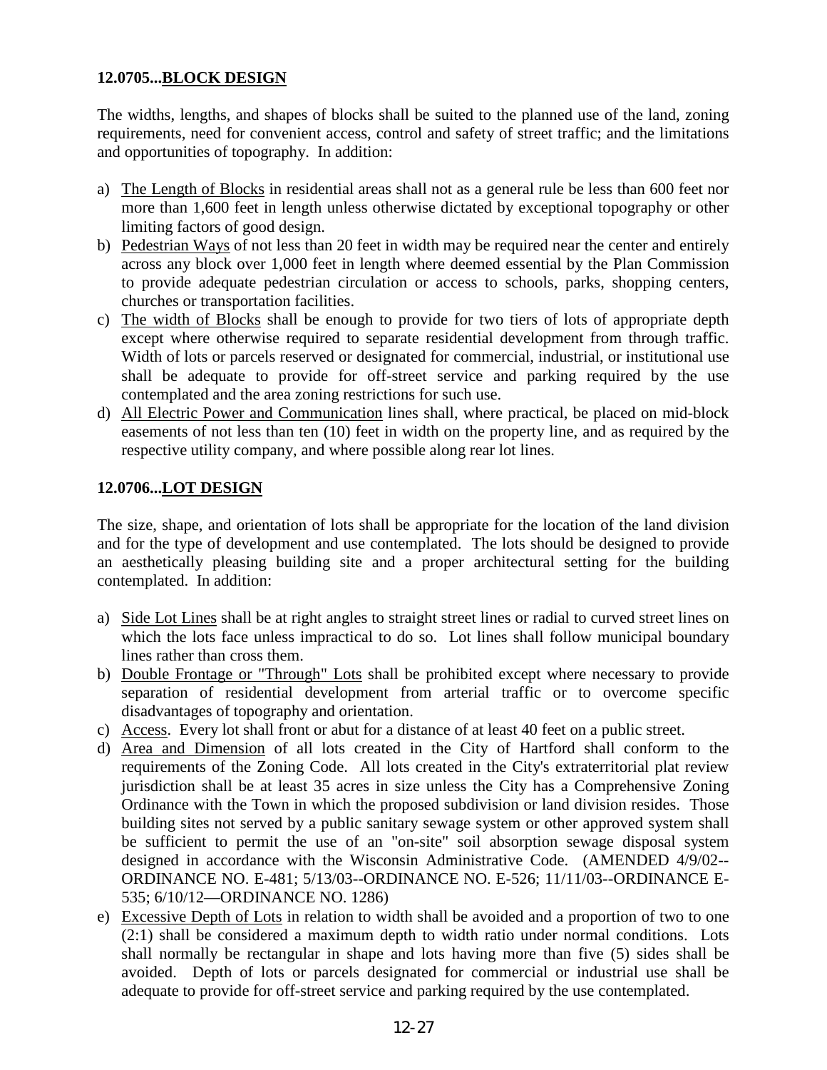**12.0705...BLOCK DESIGN**

The widths, lengths, and shapes of blocks shall be suited to the planned use of the land, zoning requirements, need for convenient access, control and safety of street traffic; and the limitations and opportunities of topography. In addition:

a) The Length of Blocks in residential areas shall not as a general rule be less than 600 feet nor more than 1,600 feet in length unless otherwise dictated by exceptional topography or other limiting factors of good design.
b) Pedestrian Ways of not less than 20 feet in width may be required near the center and entirely across any block over 1,000 feet in length where deemed essential by the Plan Commission to provide adequate pedestrian circulation or access to schools, parks, shopping centers, churches or transportation facilities.
c) The width of Blocks shall be enough to provide for two tiers of lots of appropriate depth except where otherwise required to separate residential development from through traffic. Width of lots or parcels reserved or designated for commercial, industrial, or institutional use shall be adequate to provide for off-street service and parking required by the use contemplated and the area zoning restrictions for such use.
d) All Electric Power and Communication lines shall, where practical, be placed on mid-block easements of not less than ten (10) feet in width on the property line, and as required by the respective utility company, and where possible along rear lot lines.

**12.0706...LOT DESIGN**

The size, shape, and orientation of lots shall be appropriate for the location of the land division and for the type of development and use contemplated. The lots should be designed to provide an aesthetically pleasing building site and a proper architectural setting for the building contemplated. In addition:

a) Side Lot Lines shall be at right angles to straight street lines or radial to curved street lines on which the lots face unless impractical to do so. Lot lines shall follow municipal boundary lines rather than cross them.
b) Double Frontage or "Through" Lots shall be prohibited except where necessary to provide separation of residential development from arterial traffic or to overcome specific disadvantages of topography and orientation.
c) Access. Every lot shall front or abut for a distance of at least 40 feet on a public street.
d) Area and Dimension of all lots created in the City of Hartford shall conform to the requirements of the Zoning Code. All lots created in the City's extraterritorial plat review jurisdiction shall be at least 35 acres in size unless the City has a Comprehensive Zoning Ordinance with the Town in which the proposed subdivision or land division resides. Those building sites not served by a public sanitary sewage system or other approved system shall be sufficient to permit the use of an "on-site" soil absorption sewage disposal system designed in accordance with the Wisconsin Administrative Code. (AMENDED 4/9/02--ORDINANCE NO. E-481; 5/13/03--ORDINANCE NO. E-526; 11/11/03--ORDINANCE E-535; 6/10/12—ORDINANCE NO. 1286)
e) Excessive Depth of Lots in relation to width shall be avoided and a proportion of two to one (2:1) shall be considered a maximum depth to width ratio under normal conditions. Lots shall normally be rectangular in shape and lots having more than five (5) sides shall be avoided. Depth of lots or parcels designated for commercial or industrial use shall be adequate to provide for off-street service and parking required by the use contemplated.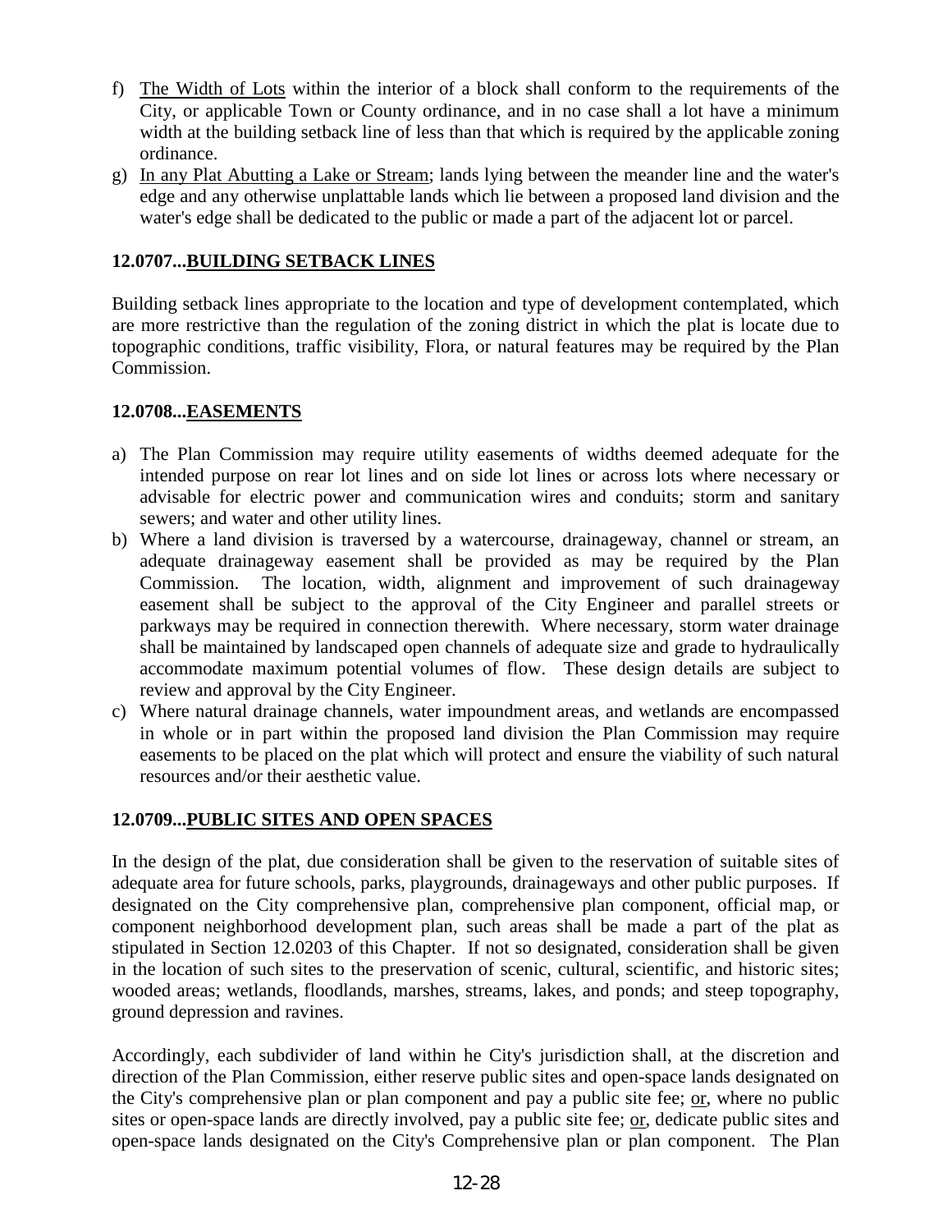f) The Width of Lots within the interior of a block shall conform to the requirements of the City, or applicable Town or County ordinance, and in no case shall a lot have a minimum width at the building setback line of less than that which is required by the applicable zoning ordinance.
g) In any Plat Abutting a Lake or Stream; lands lying between the meander line and the water's edge and any otherwise unplattable lands which lie between a proposed land division and the water's edge shall be dedicated to the public or made a part of the adjacent lot or parcel.

**12.0707...BUILDING SETBACK LINES**

Building setback lines appropriate to the location and type of development contemplated, which are more restrictive than the regulation of the zoning district in which the plat is locate due to topographic conditions, traffic visibility, Flora, or natural features may be required by the Plan Commission.

**12.0708...EASEMENTS**

a) The Plan Commission may require utility easements of widths deemed adequate for the intended purpose on rear lot lines and on side lot lines or across lots where necessary or advisable for electric power and communication wires and conduits; storm and sanitary sewers; and water and other utility lines.
b) Where a land division is traversed by a watercourse, drainageway, channel or stream, an adequate drainageway easement shall be provided as may be required by the Plan Commission. The location, width, alignment and improvement of such drainageway easement shall be subject to the approval of the City Engineer and parallel streets or parkways may be required in connection therewith. Where necessary, storm water drainage shall be maintained by landscaped open channels of adequate size and grade to hydraulically accommodate maximum potential volumes of flow. These design details are subject to review and approval by the City Engineer.
c) Where natural drainage channels, water impoundment areas, and wetlands are encompassed in whole or in part within the proposed land division the Plan Commission may require easements to be placed on the plat which will protect and ensure the viability of such natural resources and/or their aesthetic value.

**12.0709...PUBLIC SITES AND OPEN SPACES**

In the design of the plat, due consideration shall be given to the reservation of suitable sites of adequate area for future schools, parks, playgrounds, drainageways and other public purposes. If designated on the City comprehensive plan, comprehensive plan component, official map, or component neighborhood development plan, such areas shall be made a part of the plat as stipulated in Section 12.0203 of this Chapter. If not so designated, consideration shall be given in the location of such sites to the preservation of scenic, cultural, scientific, and historic sites; wooded areas; wetlands, floodlands, marshes, streams, lakes, and ponds; and steep topography, ground depression and ravines.

Accordingly, each subdivider of land within he City's jurisdiction shall, at the discretion and direction of the Plan Commission, either reserve public sites and open-space lands designated on the City's comprehensive plan or plan component and pay a public site fee; or, where no public sites or open-space lands are directly involved, pay a public site fee; or, dedicate public sites and open-space lands designated on the City's Comprehensive plan or plan component. The Plan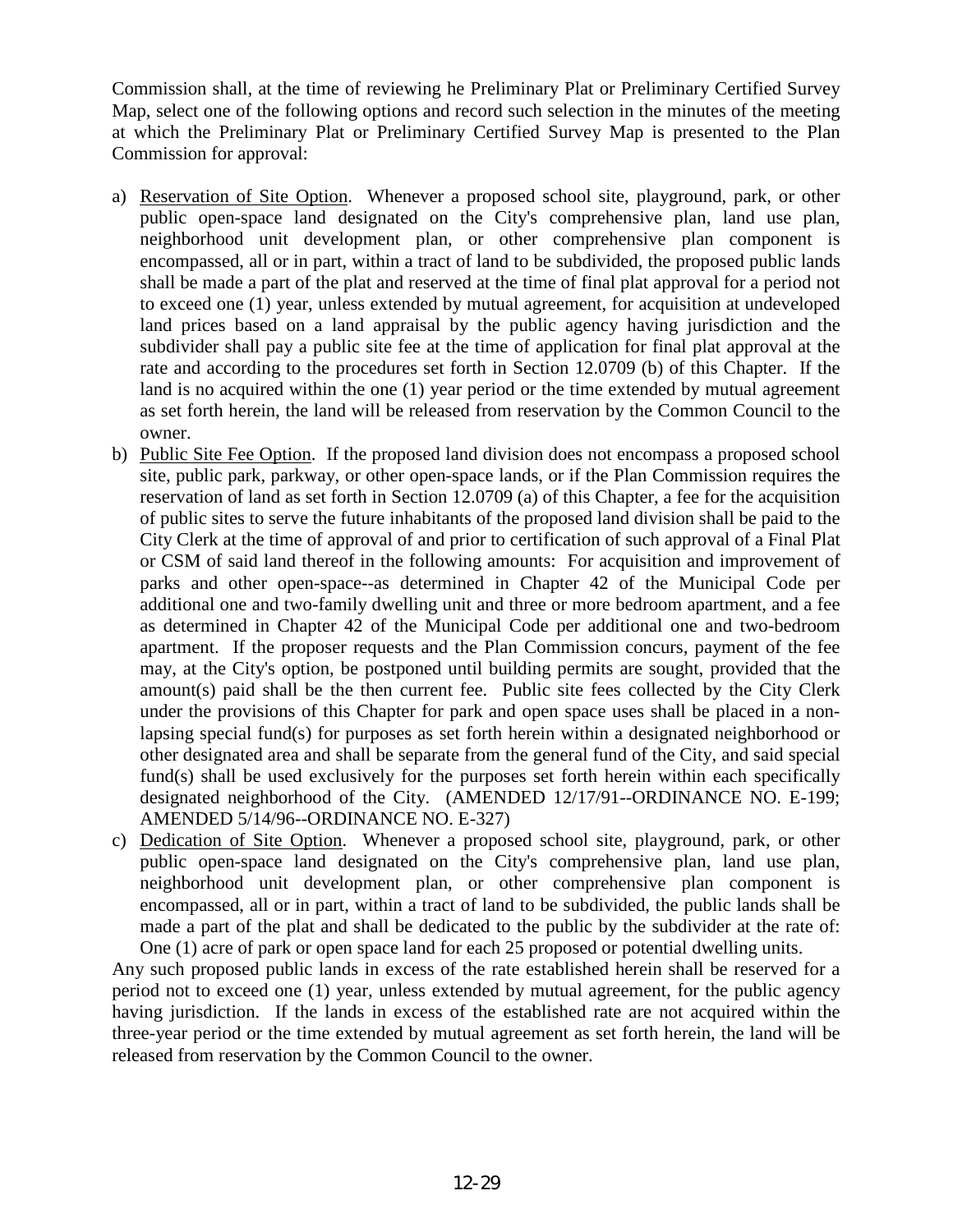Commission shall, at the time of reviewing he Preliminary Plat or Preliminary Certified Survey Map, select one of the following options and record such selection in the minutes of the meeting at which the Preliminary Plat or Preliminary Certified Survey Map is presented to the Plan Commission for approval:

a) Reservation of Site Option. Whenever a proposed school site, playground, park, or other public open-space land designated on the City's comprehensive plan, land use plan, neighborhood unit development plan, or other comprehensive plan component is encompassed, all or in part, within a tract of land to be subdivided, the proposed public lands shall be made a part of the plat and reserved at the time of final plat approval for a period not to exceed one (1) year, unless extended by mutual agreement, for acquisition at undeveloped land prices based on a land appraisal by the public agency having jurisdiction and the subdivider shall pay a public site fee at the time of application for final plat approval at the rate and according to the procedures set forth in Section 12.0709 (b) of this Chapter. If the land is no acquired within the one (1) year period or the time extended by mutual agreement as set forth herein, the land will be released from reservation by the Common Council to the owner.
b) Public Site Fee Option. If the proposed land division does not encompass a proposed school site, public park, parkway, or other open-space lands, or if the Plan Commission requires the reservation of land as set forth in Section 12.0709 (a) of this Chapter, a fee for the acquisition of public sites to serve the future inhabitants of the proposed land division shall be paid to the City Clerk at the time of approval of and prior to certification of such approval of a Final Plat or CSM of said land thereof in the following amounts: For acquisition and improvement of parks and other open-space--as determined in Chapter 42 of the Municipal Code per additional one and two-family dwelling unit and three or more bedroom apartment, and a fee as determined in Chapter 42 of the Municipal Code per additional one and two-bedroom apartment. If the proposer requests and the Plan Commission concurs, payment of the fee may, at the City's option, be postponed until building permits are sought, provided that the amount(s) paid shall be the then current fee. Public site fees collected by the City Clerk under the provisions of this Chapter for park and open space uses shall be placed in a non-lapsing special fund(s) for purposes as set forth herein within a designated neighborhood or other designated area and shall be separate from the general fund of the City, and said special fund(s) shall be used exclusively for the purposes set forth herein within each specifically designated neighborhood of the City. (AMENDED 12/17/91--ORDINANCE NO. E-199; AMENDED 5/14/96--ORDINANCE NO. E-327)
c) Dedication of Site Option. Whenever a proposed school site, playground, park, or other public open-space land designated on the City's comprehensive plan, land use plan, neighborhood unit development plan, or other comprehensive plan component is encompassed, all or in part, within a tract of land to be subdivided, the public lands shall be made a part of the plat and shall be dedicated to the public by the subdivider at the rate of: One (1) acre of park or open space land for each 25 proposed or potential dwelling units.

Any such proposed public lands in excess of the rate established herein shall be reserved for a period not to exceed one (1) year, unless extended by mutual agreement, for the public agency having jurisdiction. If the lands in excess of the established rate are not acquired within the three-year period or the time extended by mutual agreement as set forth herein, the land will be released from reservation by the Common Council to the owner.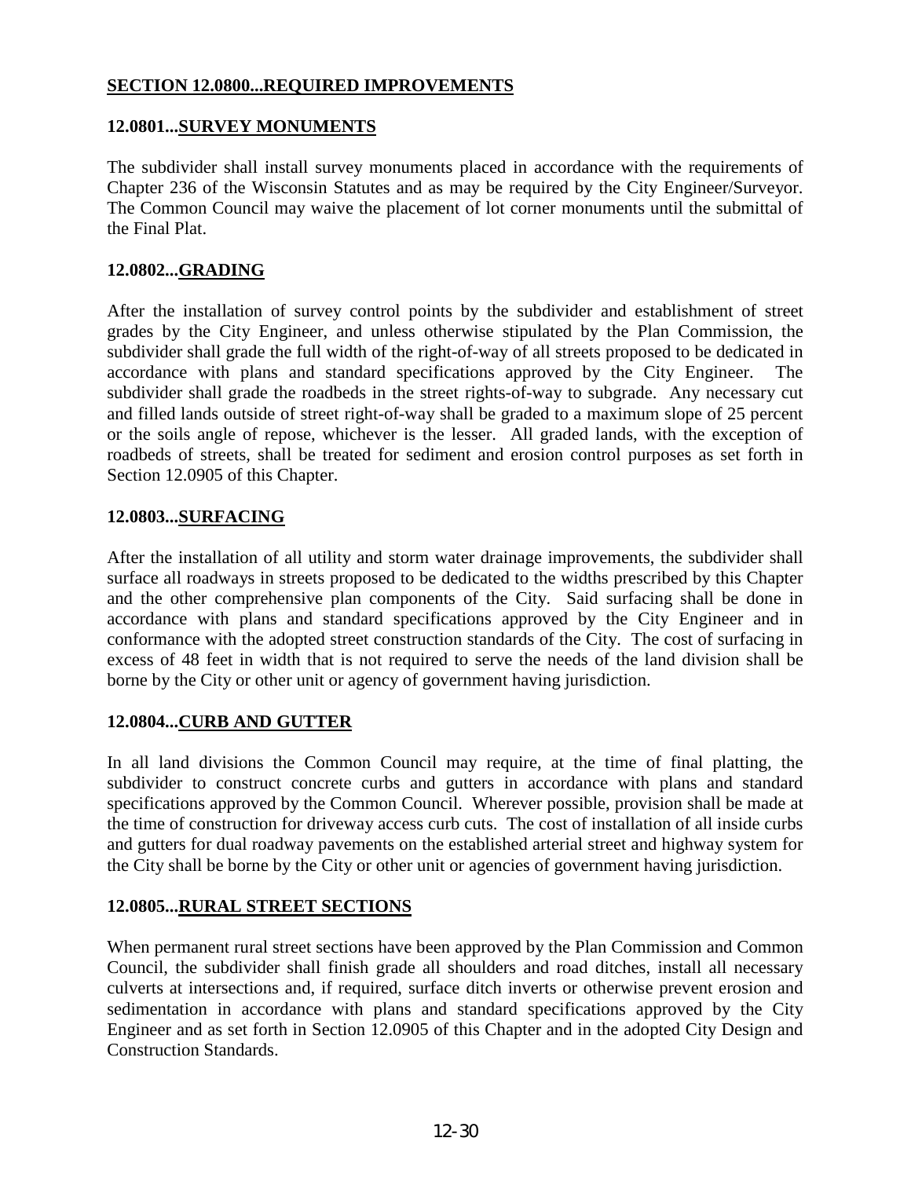## SECTION 12.0800...REQUIRED IMPROVEMENTS

### 12.0801...SURVEY MONUMENTS

The subdivider shall install survey monuments placed in accordance with the requirements of Chapter 236 of the Wisconsin Statutes and as may be required by the City Engineer/Surveyor. The Common Council may waive the placement of lot corner monuments until the submittal of the Final Plat.

### 12.0802...GRADING

After the installation of survey control points by the subdivider and establishment of street grades by the City Engineer, and unless otherwise stipulated by the Plan Commission, the subdivider shall grade the full width of the right-of-way of all streets proposed to be dedicated in accordance with plans and standard specifications approved by the City Engineer. The subdivider shall grade the roadbeds in the street rights-of-way to subgrade. Any necessary cut and filled lands outside of street right-of-way shall be graded to a maximum slope of 25 percent or the soils angle of repose, whichever is the lesser. All graded lands, with the exception of roadbeds of streets, shall be treated for sediment and erosion control purposes as set forth in Section 12.0905 of this Chapter.

### 12.0803...SURFACING

After the installation of all utility and storm water drainage improvements, the subdivider shall surface all roadways in streets proposed to be dedicated to the widths prescribed by this Chapter and the other comprehensive plan components of the City. Said surfacing shall be done in accordance with plans and standard specifications approved by the City Engineer and in conformance with the adopted street construction standards of the City. The cost of surfacing in excess of 48 feet in width that is not required to serve the needs of the land division shall be borne by the City or other unit or agency of government having jurisdiction.

### 12.0804...CURB AND GUTTER

In all land divisions the Common Council may require, at the time of final platting, the subdivider to construct concrete curbs and gutters in accordance with plans and standard specifications approved by the Common Council. Wherever possible, provision shall be made at the time of construction for driveway access curb cuts. The cost of installation of all inside curbs and gutters for dual roadway pavements on the established arterial street and highway system for the City shall be borne by the City or other unit or agencies of government having jurisdiction.

### 12.0805...RURAL STREET SECTIONS

When permanent rural street sections have been approved by the Plan Commission and Common Council, the subdivider shall finish grade all shoulders and road ditches, install all necessary culverts at intersections and, if required, surface ditch inverts or otherwise prevent erosion and sedimentation in accordance with plans and standard specifications approved by the City Engineer and as set forth in Section 12.0905 of this Chapter and in the adopted City Design and Construction Standards.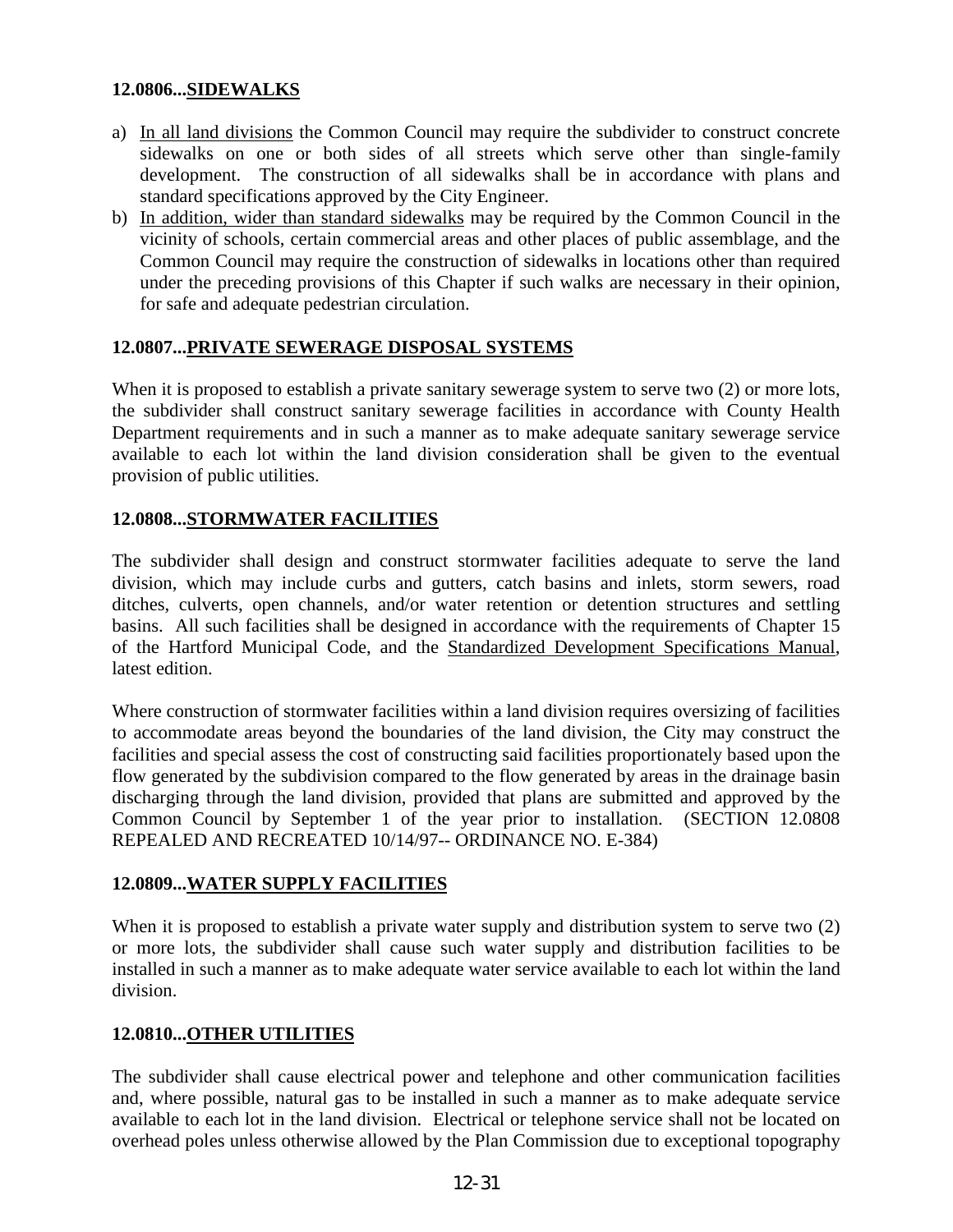**12.0806...SIDEWALKS**

a) In all land divisions the Common Council may require the subdivider to construct concrete sidewalks on one or both sides of all streets which serve other than single-family development. The construction of all sidewalks shall be in accordance with plans and standard specifications approved by the City Engineer.

b) In addition, wider than standard sidewalks may be required by the Common Council in the vicinity of schools, certain commercial areas and other places of public assemblage, and the Common Council may require the construction of sidewalks in locations other than required under the preceding provisions of this Chapter if such walks are necessary in their opinion, for safe and adequate pedestrian circulation.

**12.0807...PRIVATE SEWERAGE DISPOSAL SYSTEMS**

When it is proposed to establish a private sanitary sewerage system to serve two (2) or more lots, the subdivider shall construct sanitary sewerage facilities in accordance with County Health Department requirements and in such a manner as to make adequate sanitary sewerage service available to each lot within the land division consideration shall be given to the eventual provision of public utilities.

**12.0808...STORMWATER FACILITIES**

The subdivider shall design and construct stormwater facilities adequate to serve the land division, which may include curbs and gutters, catch basins and inlets, storm sewers, road ditches, culverts, open channels, and/or water retention or detention structures and settling basins. All such facilities shall be designed in accordance with the requirements of Chapter 15 of the Hartford Municipal Code, and the Standardized Development Specifications Manual, latest edition.

Where construction of stormwater facilities within a land division requires oversizing of facilities to accommodate areas beyond the boundaries of the land division, the City may construct the facilities and special assess the cost of constructing said facilities proportionately based upon the flow generated by the subdivision compared to the flow generated by areas in the drainage basin discharging through the land division, provided that plans are submitted and approved by the Common Council by September 1 of the year prior to installation. (SECTION 12.0808 REPEALED AND RECREATED 10/14/97-- ORDINANCE NO. E-384)

**12.0809...WATER SUPPLY FACILITIES**

When it is proposed to establish a private water supply and distribution system to serve two (2) or more lots, the subdivider shall cause such water supply and distribution facilities to be installed in such a manner as to make adequate water service available to each lot within the land division.

**12.0810...OTHER UTILITIES**

The subdivider shall cause electrical power and telephone and other communication facilities and, where possible, natural gas to be installed in such a manner as to make adequate service available to each lot in the land division. Electrical or telephone service shall not be located on overhead poles unless otherwise allowed by the Plan Commission due to exceptional topography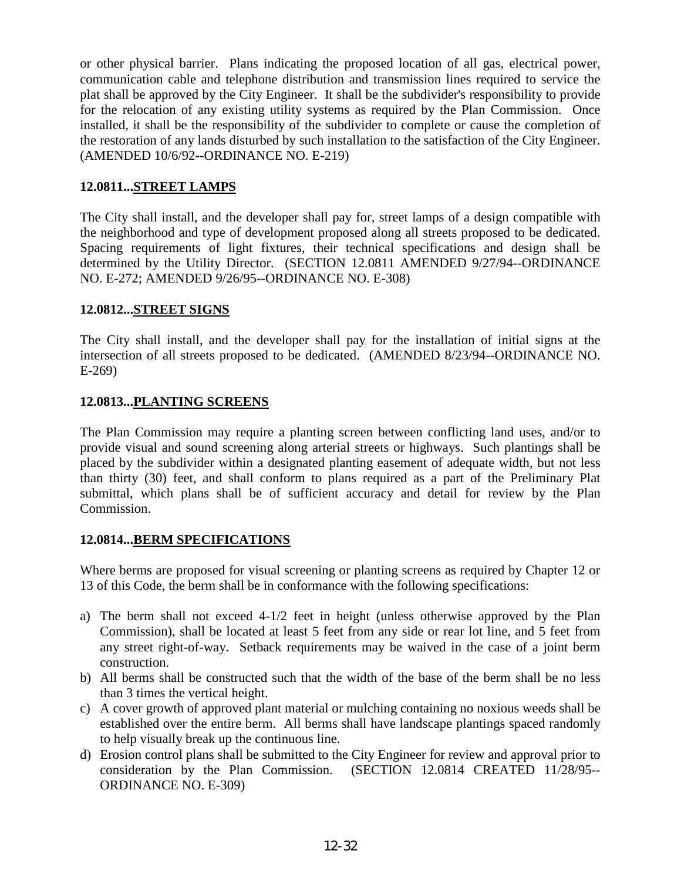or other physical barrier. Plans indicating the proposed location of all gas, electrical power, communication cable and telephone distribution and transmission lines required to service the plat shall be approved by the City Engineer. It shall be the subdivider's responsibility to provide for the relocation of any existing utility systems as required by the Plan Commission. Once installed, it shall be the responsibility of the subdivider to complete or cause the completion of the restoration of any lands disturbed by such installation to the satisfaction of the City Engineer. (AMENDED 10/6/92--ORDINANCE NO. E-219)

### 12.0811...STREET LAMPS

The City shall install, and the developer shall pay for, street lamps of a design compatible with the neighborhood and type of development proposed along all streets proposed to be dedicated. Spacing requirements of light fixtures, their technical specifications and design shall be determined by the Utility Director. (SECTION 12.0811 AMENDED 9/27/94--ORDINANCE NO. E-272; AMENDED 9/26/95--ORDINANCE NO. E-308)

### 12.0812...STREET SIGNS

The City shall install, and the developer shall pay for the installation of initial signs at the intersection of all streets proposed to be dedicated. (AMENDED 8/23/94--ORDINANCE NO. E-269)

### 12.0813...PLANTING SCREENS

The Plan Commission may require a planting screen between conflicting land uses, and/or to provide visual and sound screening along arterial streets or highways. Such plantings shall be placed by the subdivider within a designated planting easement of adequate width, but not less than thirty (30) feet, and shall conform to plans required as a part of the Preliminary Plat submittal, which plans shall be of sufficient accuracy and detail for review by the Plan Commission.

### 12.0814...BERM SPECIFICATIONS

Where berms are proposed for visual screening or planting screens as required by Chapter 12 or 13 of this Code, the berm shall be in conformance with the following specifications:

a) The berm shall not exceed 4-1/2 feet in height (unless otherwise approved by the Plan Commission), shall be located at least 5 feet from any side or rear lot line, and 5 feet from any street right-of-way. Setback requirements may be waived in the case of a joint berm construction.
b) All berms shall be constructed such that the width of the base of the berm shall be no less than 3 times the vertical height.
c) A cover growth of approved plant material or mulching containing no noxious weeds shall be established over the entire berm. All berms shall have landscape plantings spaced randomly to help visually break up the continuous line.
d) Erosion control plans shall be submitted to the City Engineer for review and approval prior to consideration by the Plan Commission. (SECTION 12.0814 CREATED 11/28/95--ORDINANCE NO. E-309)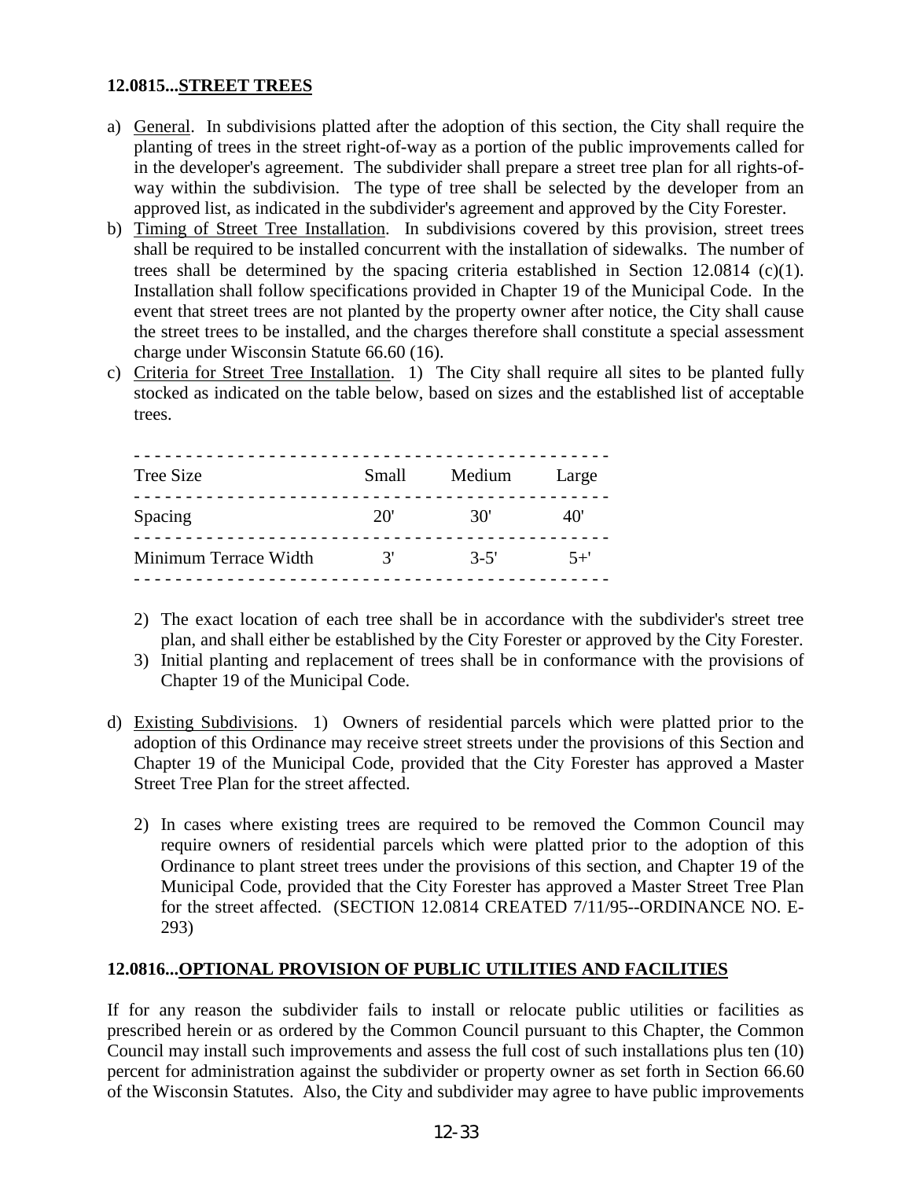## 12.0815...STREET TREES

a) General. In subdivisions platted after the adoption of this section, the City shall require the planting of trees in the street right-of-way as a portion of the public improvements called for in the developer's agreement. The subdivider shall prepare a street tree plan for all rights-of-way within the subdivision. The type of tree shall be selected by the developer from an approved list, as indicated in the subdivider's agreement and approved by the City Forester.

b) Timing of Street Tree Installation. In subdivisions covered by this provision, street trees shall be required to be installed concurrent with the installation of sidewalks. The number of trees shall be determined by the spacing criteria established in Section 12.0814 (c)(1). Installation shall follow specifications provided in Chapter 19 of the Municipal Code. In the event that street trees are not planted by the property owner after notice, the City shall cause the street trees to be installed, and the charges therefore shall constitute a special assessment charge under Wisconsin Statute 66.60 (16).

c) Criteria for Street Tree Installation. 1) The City shall require all sites to be planted fully stocked as indicated on the table below, based on sizes and the established list of acceptable trees.

| Tree Size | Small | Medium | Large |
|---|---|---|---|
| Spacing | 20' | 30' | 40' |
| Minimum Terrace Width | 3' | 3-5' | 5+' |

   2) The exact location of each tree shall be in accordance with the subdivider's street tree plan, and shall either be established by the City Forester or approved by the City Forester.
   3) Initial planting and replacement of trees shall be in conformance with the provisions of Chapter 19 of the Municipal Code.

d) Existing Subdivisions. 1) Owners of residential parcels which were platted prior to the adoption of this Ordinance may receive street streets under the provisions of this Section and Chapter 19 of the Municipal Code, provided that the City Forester has approved a Master Street Tree Plan for the street affected.

   2) In cases where existing trees are required to be removed the Common Council may require owners of residential parcels which were platted prior to the adoption of this Ordinance to plant street trees under the provisions of this section, and Chapter 19 of the Municipal Code, provided that the City Forester has approved a Master Street Tree Plan for the street affected. (SECTION 12.0814 CREATED 7/11/95--ORDINANCE NO. E-293)

## 12.0816...OPTIONAL PROVISION OF PUBLIC UTILITIES AND FACILITIES

If for any reason the subdivider fails to install or relocate public utilities or facilities as prescribed herein or as ordered by the Common Council pursuant to this Chapter, the Common Council may install such improvements and assess the full cost of such installations plus ten (10) percent for administration against the subdivider or property owner as set forth in Section 66.60 of the Wisconsin Statutes. Also, the City and subdivider may agree to have public improvements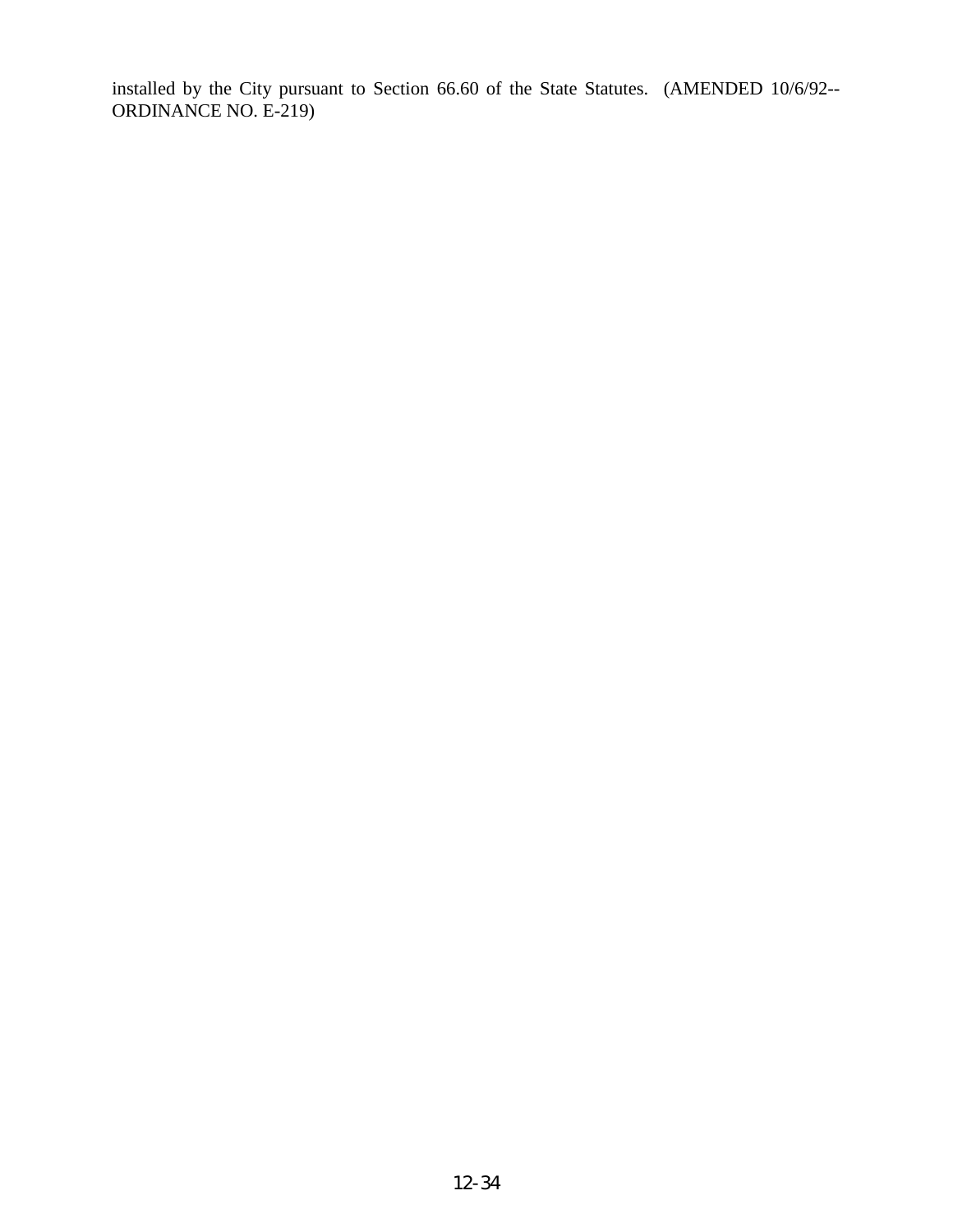installed by the City pursuant to Section 66.60 of the State Statutes. (AMENDED 10/6/92--ORDINANCE NO. E-219)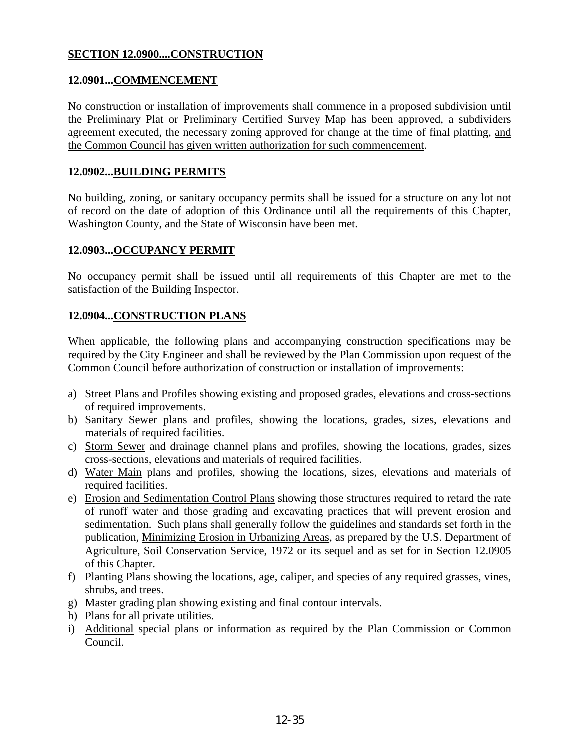## SECTION 12.0900....CONSTRUCTION

### 12.0901...COMMENCEMENT

No construction or installation of improvements shall commence in a proposed subdivision until the Preliminary Plat or Preliminary Certified Survey Map has been approved, a subdividers agreement executed, the necessary zoning approved for change at the time of final platting, and the Common Council has given written authorization for such commencement.

### 12.0902...BUILDING PERMITS

No building, zoning, or sanitary occupancy permits shall be issued for a structure on any lot not of record on the date of adoption of this Ordinance until all the requirements of this Chapter, Washington County, and the State of Wisconsin have been met.

### 12.0903...OCCUPANCY PERMIT

No occupancy permit shall be issued until all requirements of this Chapter are met to the satisfaction of the Building Inspector.

### 12.0904...CONSTRUCTION PLANS

When applicable, the following plans and accompanying construction specifications may be required by the City Engineer and shall be reviewed by the Plan Commission upon request of the Common Council before authorization of construction or installation of improvements:

a) Street Plans and Profiles showing existing and proposed grades, elevations and cross-sections of required improvements.
b) Sanitary Sewer plans and profiles, showing the locations, grades, sizes, elevations and materials of required facilities.
c) Storm Sewer and drainage channel plans and profiles, showing the locations, grades, sizes cross-sections, elevations and materials of required facilities.
d) Water Main plans and profiles, showing the locations, sizes, elevations and materials of required facilities.
e) Erosion and Sedimentation Control Plans showing those structures required to retard the rate of runoff water and those grading and excavating practices that will prevent erosion and sedimentation. Such plans shall generally follow the guidelines and standards set forth in the publication, Minimizing Erosion in Urbanizing Areas, as prepared by the U.S. Department of Agriculture, Soil Conservation Service, 1972 or its sequel and as set for in Section 12.0905 of this Chapter.
f) Planting Plans showing the locations, age, caliper, and species of any required grasses, vines, shrubs, and trees.
g) Master grading plan showing existing and final contour intervals.
h) Plans for all private utilities.
i) Additional special plans or information as required by the Plan Commission or Common Council.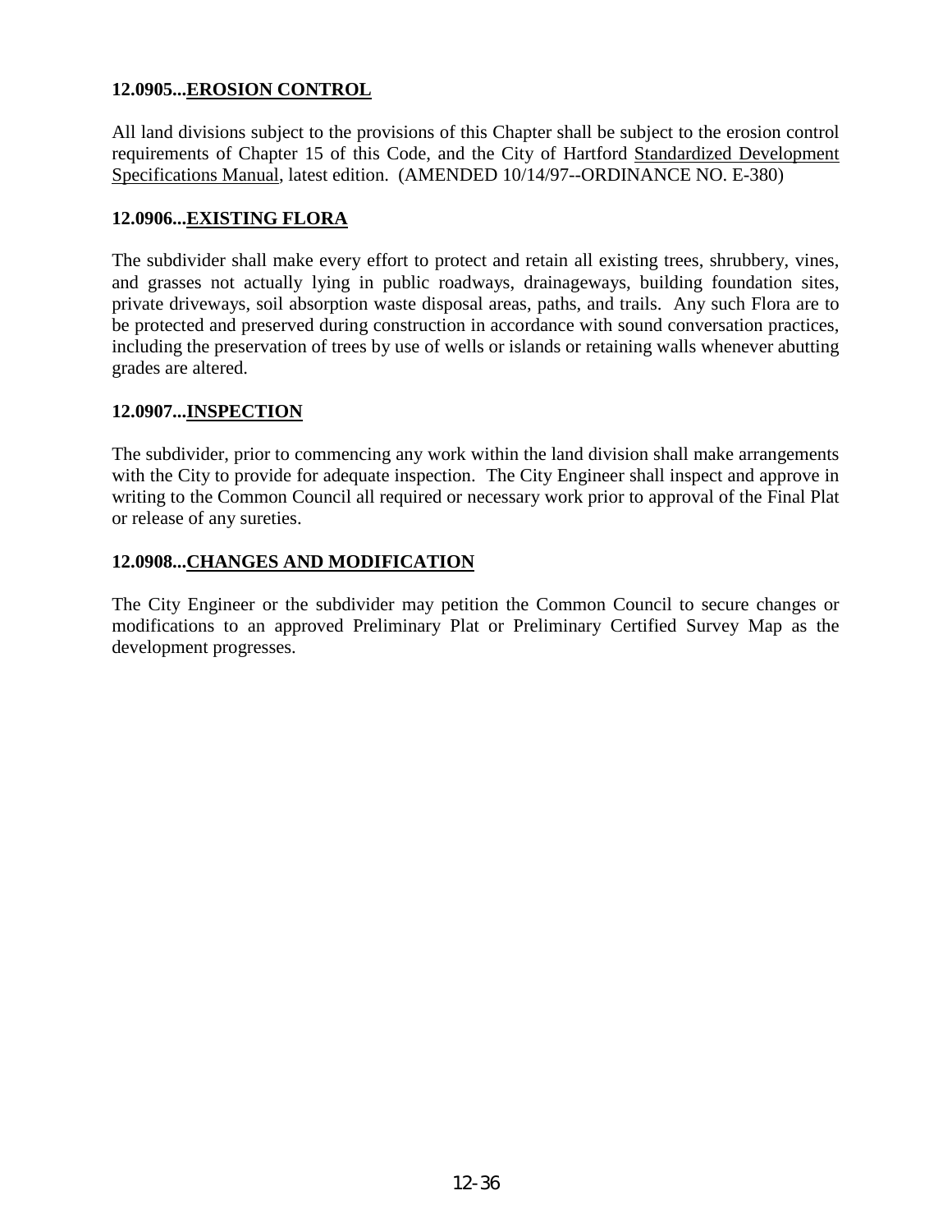**12.0905...EROSION CONTROL**

All land divisions subject to the provisions of this Chapter shall be subject to the erosion control requirements of Chapter 15 of this Code, and the City of Hartford Standardized Development Specifications Manual, latest edition. (AMENDED 10/14/97--ORDINANCE NO. E-380)

**12.0906...EXISTING FLORA**

The subdivider shall make every effort to protect and retain all existing trees, shrubbery, vines, and grasses not actually lying in public roadways, drainageways, building foundation sites, private driveways, soil absorption waste disposal areas, paths, and trails. Any such Flora are to be protected and preserved during construction in accordance with sound conversation practices, including the preservation of trees by use of wells or islands or retaining walls whenever abutting grades are altered.

**12.0907...INSPECTION**

The subdivider, prior to commencing any work within the land division shall make arrangements with the City to provide for adequate inspection. The City Engineer shall inspect and approve in writing to the Common Council all required or necessary work prior to approval of the Final Plat or release of any sureties.

**12.0908...CHANGES AND MODIFICATION**

The City Engineer or the subdivider may petition the Common Council to secure changes or modifications to an approved Preliminary Plat or Preliminary Certified Survey Map as the development progresses.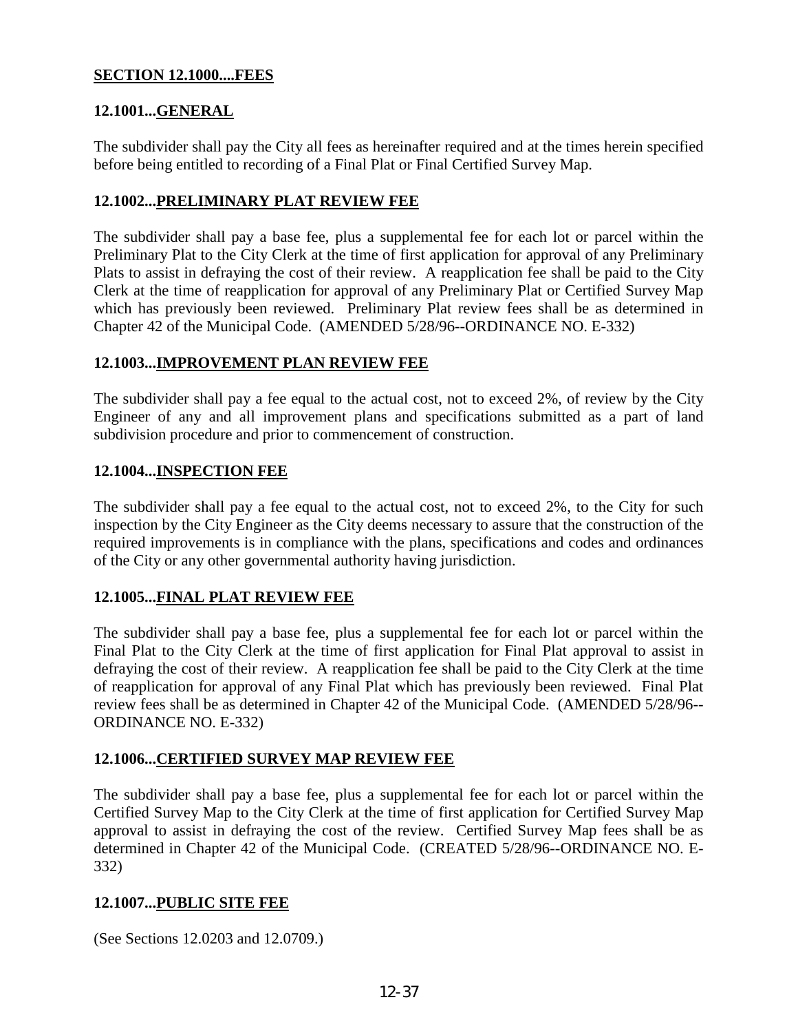## SECTION 12.1000....FEES

### 12.1001...GENERAL

The subdivider shall pay the City all fees as hereinafter required and at the times herein specified before being entitled to recording of a Final Plat or Final Certified Survey Map.

### 12.1002...PRELIMINARY PLAT REVIEW FEE

The subdivider shall pay a base fee, plus a supplemental fee for each lot or parcel within the Preliminary Plat to the City Clerk at the time of first application for approval of any Preliminary Plats to assist in defraying the cost of their review. A reapplication fee shall be paid to the City Clerk at the time of reapplication for approval of any Preliminary Plat or Certified Survey Map which has previously been reviewed. Preliminary Plat review fees shall be as determined in Chapter 42 of the Municipal Code. (AMENDED 5/28/96--ORDINANCE NO. E-332)

### 12.1003...IMPROVEMENT PLAN REVIEW FEE

The subdivider shall pay a fee equal to the actual cost, not to exceed 2%, of review by the City Engineer of any and all improvement plans and specifications submitted as a part of land subdivision procedure and prior to commencement of construction.

### 12.1004...INSPECTION FEE

The subdivider shall pay a fee equal to the actual cost, not to exceed 2%, to the City for such inspection by the City Engineer as the City deems necessary to assure that the construction of the required improvements is in compliance with the plans, specifications and codes and ordinances of the City or any other governmental authority having jurisdiction.

### 12.1005...FINAL PLAT REVIEW FEE

The subdivider shall pay a base fee, plus a supplemental fee for each lot or parcel within the Final Plat to the City Clerk at the time of first application for Final Plat approval to assist in defraying the cost of their review. A reapplication fee shall be paid to the City Clerk at the time of reapplication for approval of any Final Plat which has previously been reviewed. Final Plat review fees shall be as determined in Chapter 42 of the Municipal Code. (AMENDED 5/28/96--ORDINANCE NO. E-332)

### 12.1006...CERTIFIED SURVEY MAP REVIEW FEE

The subdivider shall pay a base fee, plus a supplemental fee for each lot or parcel within the Certified Survey Map to the City Clerk at the time of first application for Certified Survey Map approval to assist in defraying the cost of the review. Certified Survey Map fees shall be as determined in Chapter 42 of the Municipal Code. (CREATED 5/28/96--ORDINANCE NO. E-332)

### 12.1007...PUBLIC SITE FEE

(See Sections 12.0203 and 12.0709.)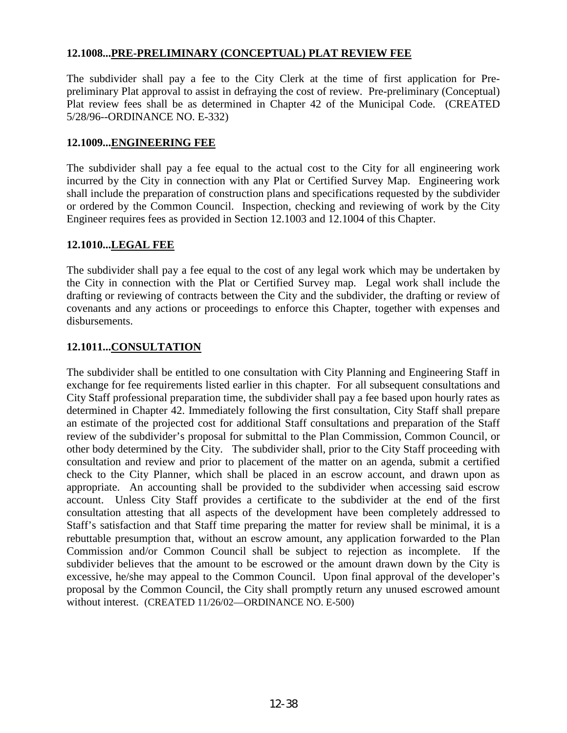### 12.1008...<u>PRE-PRELIMINARY (CONCEPTUAL) PLAT REVIEW FEE</u>

The subdivider shall pay a fee to the City Clerk at the time of first application for Pre-preliminary Plat approval to assist in defraying the cost of review. Pre-preliminary (Conceptual) Plat review fees shall be as determined in Chapter 42 of the Municipal Code. (CREATED 5/28/96--ORDINANCE NO. E-332)

### 12.1009...<u>ENGINEERING FEE</u>

The subdivider shall pay a fee equal to the actual cost to the City for all engineering work incurred by the City in connection with any Plat or Certified Survey Map. Engineering work shall include the preparation of construction plans and specifications requested by the subdivider or ordered by the Common Council. Inspection, checking and reviewing of work by the City Engineer requires fees as provided in Section 12.1003 and 12.1004 of this Chapter.

### 12.1010...<u>LEGAL FEE</u>

The subdivider shall pay a fee equal to the cost of any legal work which may be undertaken by the City in connection with the Plat or Certified Survey map. Legal work shall include the drafting or reviewing of contracts between the City and the subdivider, the drafting or review of covenants and any actions or proceedings to enforce this Chapter, together with expenses and disbursements.

### 12.1011...<u>CONSULTATION</u>

The subdivider shall be entitled to one consultation with City Planning and Engineering Staff in exchange for fee requirements listed earlier in this chapter. For all subsequent consultations and City Staff professional preparation time, the subdivider shall pay a fee based upon hourly rates as determined in Chapter 42. Immediately following the first consultation, City Staff shall prepare an estimate of the projected cost for additional Staff consultations and preparation of the Staff review of the subdivider's proposal for submittal to the Plan Commission, Common Council, or other body determined by the City. The subdivider shall, prior to the City Staff proceeding with consultation and review and prior to placement of the matter on an agenda, submit a certified check to the City Planner, which shall be placed in an escrow account, and drawn upon as appropriate. An accounting shall be provided to the subdivider when accessing said escrow account. Unless City Staff provides a certificate to the subdivider at the end of the first consultation attesting that all aspects of the development have been completely addressed to Staff's satisfaction and that Staff time preparing the matter for review shall be minimal, it is a rebuttable presumption that, without an escrow amount, any application forwarded to the Plan Commission and/or Common Council shall be subject to rejection as incomplete. If the subdivider believes that the amount to be escrowed or the amount drawn down by the City is excessive, he/she may appeal to the Common Council. Upon final approval of the developer's proposal by the Common Council, the City shall promptly return any unused escrowed amount without interest. (CREATED 11/26/02—ORDINANCE NO. E-500)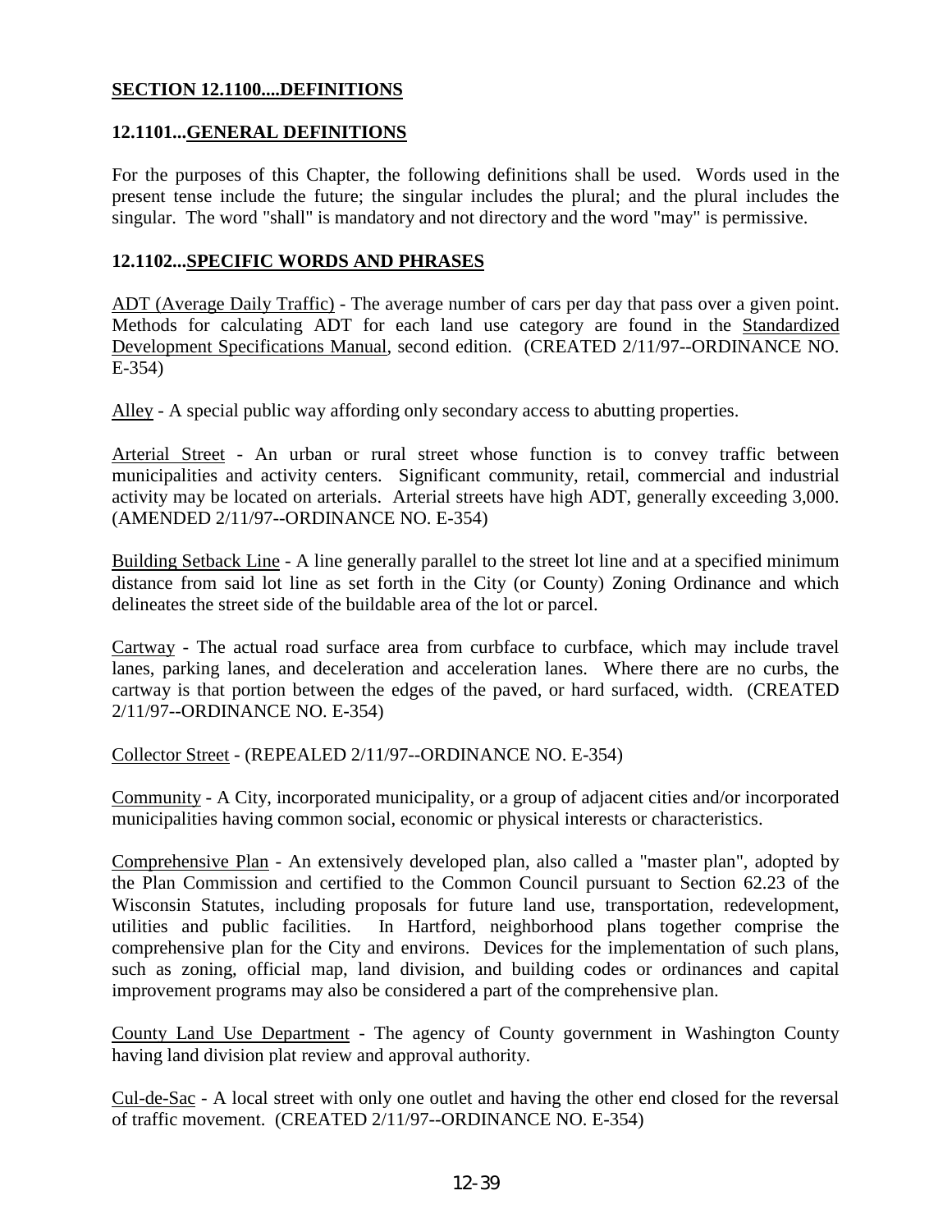## SECTION 12.1100....DEFINITIONS

### 12.1101...GENERAL DEFINITIONS

For the purposes of this Chapter, the following definitions shall be used. Words used in the present tense include the future; the singular includes the plural; and the plural includes the singular. The word "shall" is mandatory and not directory and the word "may" is permissive.

### 12.1102...SPECIFIC WORDS AND PHRASES

ADT (Average Daily Traffic) - The average number of cars per day that pass over a given point. Methods for calculating ADT for each land use category are found in the Standardized Development Specifications Manual, second edition. (CREATED 2/11/97--ORDINANCE NO. E-354)

Alley - A special public way affording only secondary access to abutting properties.

Arterial Street - An urban or rural street whose function is to convey traffic between municipalities and activity centers. Significant community, retail, commercial and industrial activity may be located on arterials. Arterial streets have high ADT, generally exceeding 3,000. (AMENDED 2/11/97--ORDINANCE NO. E-354)

Building Setback Line - A line generally parallel to the street lot line and at a specified minimum distance from said lot line as set forth in the City (or County) Zoning Ordinance and which delineates the street side of the buildable area of the lot or parcel.

Cartway - The actual road surface area from curbface to curbface, which may include travel lanes, parking lanes, and deceleration and acceleration lanes. Where there are no curbs, the cartway is that portion between the edges of the paved, or hard surfaced, width. (CREATED 2/11/97--ORDINANCE NO. E-354)

Collector Street - (REPEALED 2/11/97--ORDINANCE NO. E-354)

Community - A City, incorporated municipality, or a group of adjacent cities and/or incorporated municipalities having common social, economic or physical interests or characteristics.

Comprehensive Plan - An extensively developed plan, also called a "master plan", adopted by the Plan Commission and certified to the Common Council pursuant to Section 62.23 of the Wisconsin Statutes, including proposals for future land use, transportation, redevelopment, utilities and public facilities. In Hartford, neighborhood plans together comprise the comprehensive plan for the City and environs. Devices for the implementation of such plans, such as zoning, official map, land division, and building codes or ordinances and capital improvement programs may also be considered a part of the comprehensive plan.

County Land Use Department - The agency of County government in Washington County having land division plat review and approval authority.

Cul-de-Sac - A local street with only one outlet and having the other end closed for the reversal of traffic movement. (CREATED 2/11/97--ORDINANCE NO. E-354)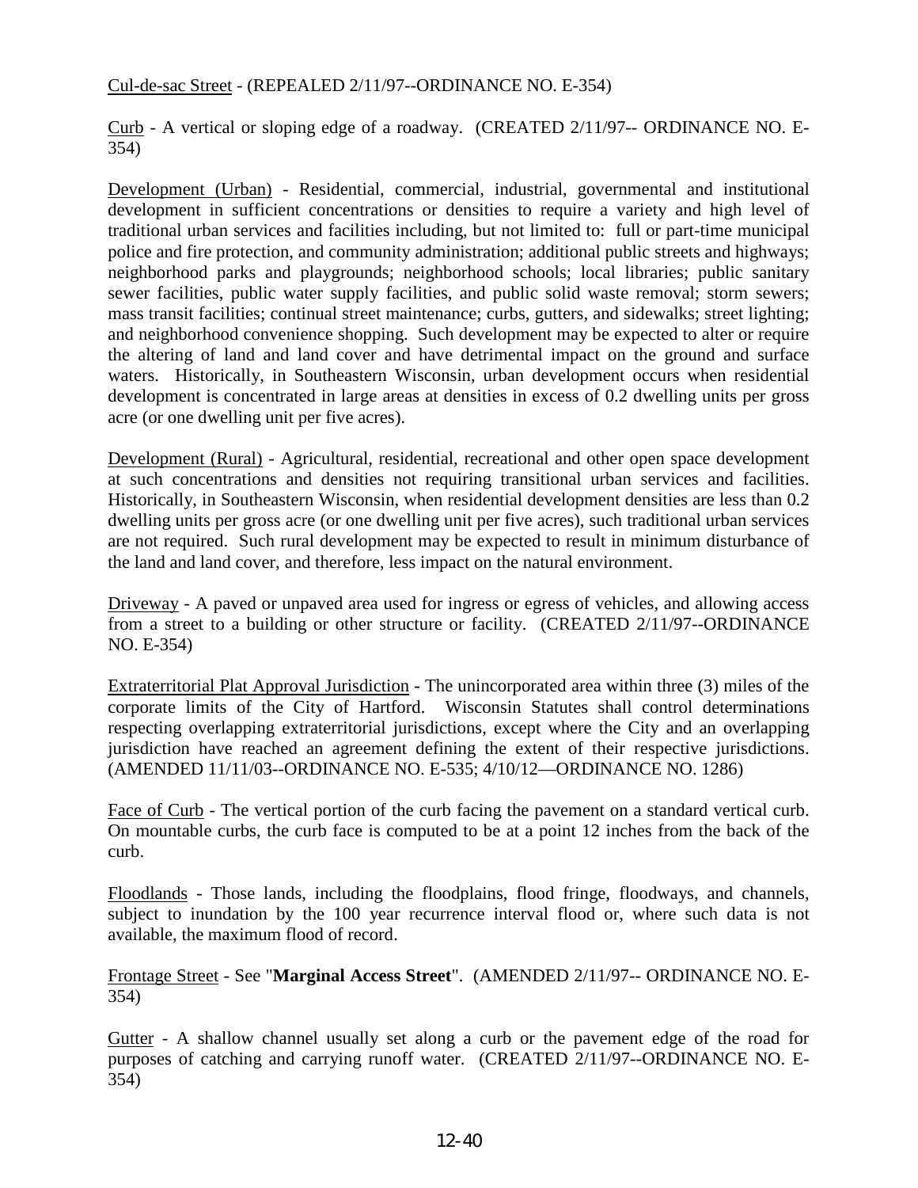Cul-de-sac Street - (REPEALED 2/11/97--ORDINANCE NO. E-354)

Curb - A vertical or sloping edge of a roadway. (CREATED 2/11/97-- ORDINANCE NO. E-354)

Development (Urban) - Residential, commercial, industrial, governmental and institutional development in sufficient concentrations or densities to require a variety and high level of traditional urban services and facilities including, but not limited to: full or part-time municipal police and fire protection, and community administration; additional public streets and highways; neighborhood parks and playgrounds; neighborhood schools; local libraries; public sanitary sewer facilities, public water supply facilities, and public solid waste removal; storm sewers; mass transit facilities; continual street maintenance; curbs, gutters, and sidewalks; street lighting; and neighborhood convenience shopping. Such development may be expected to alter or require the altering of land and land cover and have detrimental impact on the ground and surface waters. Historically, in Southeastern Wisconsin, urban development occurs when residential development is concentrated in large areas at densities in excess of 0.2 dwelling units per gross acre (or one dwelling unit per five acres).

Development (Rural) - Agricultural, residential, recreational and other open space development at such concentrations and densities not requiring transitional urban services and facilities. Historically, in Southeastern Wisconsin, when residential development densities are less than 0.2 dwelling units per gross acre (or one dwelling unit per five acres), such traditional urban services are not required. Such rural development may be expected to result in minimum disturbance of the land and land cover, and therefore, less impact on the natural environment.

Driveway - A paved or unpaved area used for ingress or egress of vehicles, and allowing access from a street to a building or other structure or facility. (CREATED 2/11/97--ORDINANCE NO. E-354)

Extraterritorial Plat Approval Jurisdiction - The unincorporated area within three (3) miles of the corporate limits of the City of Hartford. Wisconsin Statutes shall control determinations respecting overlapping extraterritorial jurisdictions, except where the City and an overlapping jurisdiction have reached an agreement defining the extent of their respective jurisdictions. (AMENDED 11/11/03--ORDINANCE NO. E-535; 4/10/12—ORDINANCE NO. 1286)

Face of Curb - The vertical portion of the curb facing the pavement on a standard vertical curb. On mountable curbs, the curb face is computed to be at a point 12 inches from the back of the curb.

Floodlands - Those lands, including the floodplains, flood fringe, floodways, and channels, subject to inundation by the 100 year recurrence interval flood or, where such data is not available, the maximum flood of record.

Frontage Street - See "**Marginal Access Street**". (AMENDED 2/11/97-- ORDINANCE NO. E-354)

Gutter - A shallow channel usually set along a curb or the pavement edge of the road for purposes of catching and carrying runoff water. (CREATED 2/11/97--ORDINANCE NO. E-354)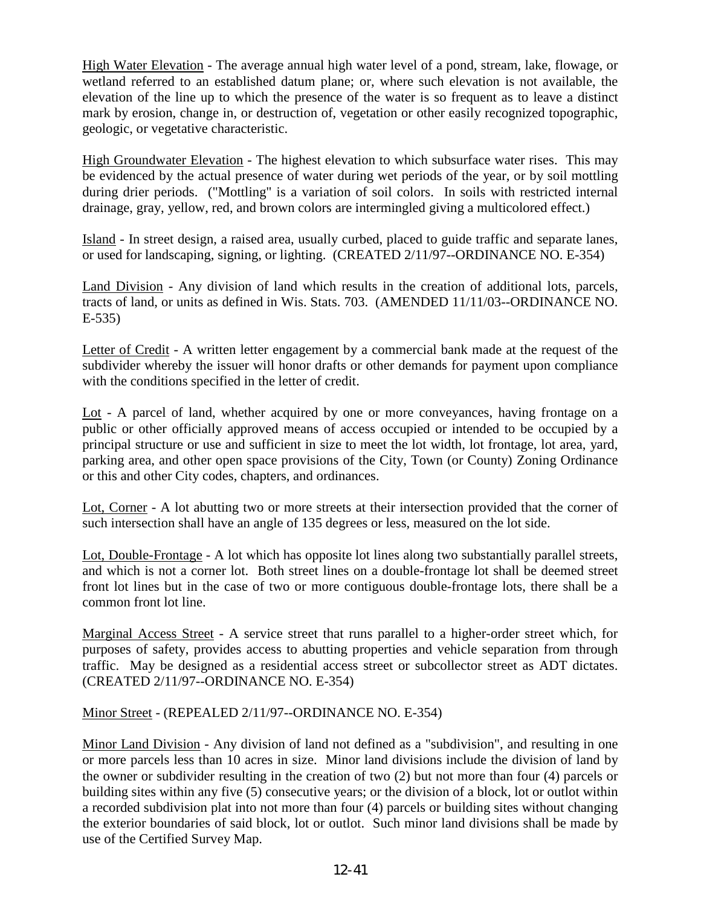High Water Elevation - The average annual high water level of a pond, stream, lake, flowage, or wetland referred to an established datum plane; or, where such elevation is not available, the elevation of the line up to which the presence of the water is so frequent as to leave a distinct mark by erosion, change in, or destruction of, vegetation or other easily recognized topographic, geologic, or vegetative characteristic.

High Groundwater Elevation - The highest elevation to which subsurface water rises. This may be evidenced by the actual presence of water during wet periods of the year, or by soil mottling during drier periods. ("Mottling" is a variation of soil colors. In soils with restricted internal drainage, gray, yellow, red, and brown colors are intermingled giving a multicolored effect.)

Island - In street design, a raised area, usually curbed, placed to guide traffic and separate lanes, or used for landscaping, signing, or lighting. (CREATED 2/11/97--ORDINANCE NO. E-354)

Land Division - Any division of land which results in the creation of additional lots, parcels, tracts of land, or units as defined in Wis. Stats. 703. (AMENDED 11/11/03--ORDINANCE NO. E-535)

Letter of Credit - A written letter engagement by a commercial bank made at the request of the subdivider whereby the issuer will honor drafts or other demands for payment upon compliance with the conditions specified in the letter of credit.

Lot - A parcel of land, whether acquired by one or more conveyances, having frontage on a public or other officially approved means of access occupied or intended to be occupied by a principal structure or use and sufficient in size to meet the lot width, lot frontage, lot area, yard, parking area, and other open space provisions of the City, Town (or County) Zoning Ordinance or this and other City codes, chapters, and ordinances.

Lot, Corner - A lot abutting two or more streets at their intersection provided that the corner of such intersection shall have an angle of 135 degrees or less, measured on the lot side.

Lot, Double-Frontage - A lot which has opposite lot lines along two substantially parallel streets, and which is not a corner lot. Both street lines on a double-frontage lot shall be deemed street front lot lines but in the case of two or more contiguous double-frontage lots, there shall be a common front lot line.

Marginal Access Street - A service street that runs parallel to a higher-order street which, for purposes of safety, provides access to abutting properties and vehicle separation from through traffic. May be designed as a residential access street or subcollector street as ADT dictates. (CREATED 2/11/97--ORDINANCE NO. E-354)

Minor Street - (REPEALED 2/11/97--ORDINANCE NO. E-354)

Minor Land Division - Any division of land not defined as a "subdivision", and resulting in one or more parcels less than 10 acres in size. Minor land divisions include the division of land by the owner or subdivider resulting in the creation of two (2) but not more than four (4) parcels or building sites within any five (5) consecutive years; or the division of a block, lot or outlot within a recorded subdivision plat into not more than four (4) parcels or building sites without changing the exterior boundaries of said block, lot or outlot. Such minor land divisions shall be made by use of the Certified Survey Map.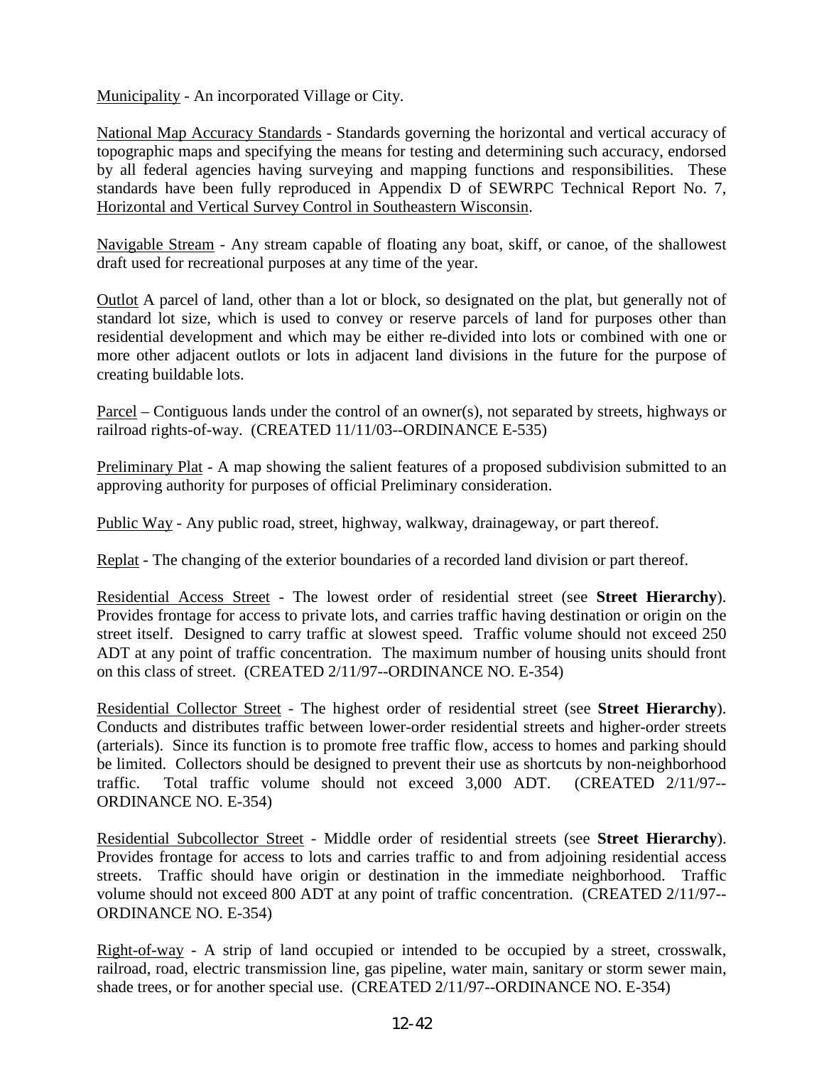Municipality - An incorporated Village or City.

National Map Accuracy Standards - Standards governing the horizontal and vertical accuracy of topographic maps and specifying the means for testing and determining such accuracy, endorsed by all federal agencies having surveying and mapping functions and responsibilities. These standards have been fully reproduced in Appendix D of SEWRPC Technical Report No. 7, Horizontal and Vertical Survey Control in Southeastern Wisconsin.

Navigable Stream - Any stream capable of floating any boat, skiff, or canoe, of the shallowest draft used for recreational purposes at any time of the year.

Outlot A parcel of land, other than a lot or block, so designated on the plat, but generally not of standard lot size, which is used to convey or reserve parcels of land for purposes other than residential development and which may be either re-divided into lots or combined with one or more other adjacent outlots or lots in adjacent land divisions in the future for the purpose of creating buildable lots.

Parcel – Contiguous lands under the control of an owner(s), not separated by streets, highways or railroad rights-of-way. (CREATED 11/11/03--ORDINANCE E-535)

Preliminary Plat - A map showing the salient features of a proposed subdivision submitted to an approving authority for purposes of official Preliminary consideration.

Public Way - Any public road, street, highway, walkway, drainageway, or part thereof.

Replat - The changing of the exterior boundaries of a recorded land division or part thereof.

Residential Access Street - The lowest order of residential street (see **Street Hierarchy**). Provides frontage for access to private lots, and carries traffic having destination or origin on the street itself. Designed to carry traffic at slowest speed. Traffic volume should not exceed 250 ADT at any point of traffic concentration. The maximum number of housing units should front on this class of street. (CREATED 2/11/97--ORDINANCE NO. E-354)

Residential Collector Street - The highest order of residential street (see **Street Hierarchy**). Conducts and distributes traffic between lower-order residential streets and higher-order streets (arterials). Since its function is to promote free traffic flow, access to homes and parking should be limited. Collectors should be designed to prevent their use as shortcuts by non-neighborhood traffic. Total traffic volume should not exceed 3,000 ADT. (CREATED 2/11/97--ORDINANCE NO. E-354)

Residential Subcollector Street - Middle order of residential streets (see **Street Hierarchy**). Provides frontage for access to lots and carries traffic to and from adjoining residential access streets. Traffic should have origin or destination in the immediate neighborhood. Traffic volume should not exceed 800 ADT at any point of traffic concentration. (CREATED 2/11/97--ORDINANCE NO. E-354)

Right-of-way - A strip of land occupied or intended to be occupied by a street, crosswalk, railroad, road, electric transmission line, gas pipeline, water main, sanitary or storm sewer main, shade trees, or for another special use. (CREATED 2/11/97--ORDINANCE NO. E-354)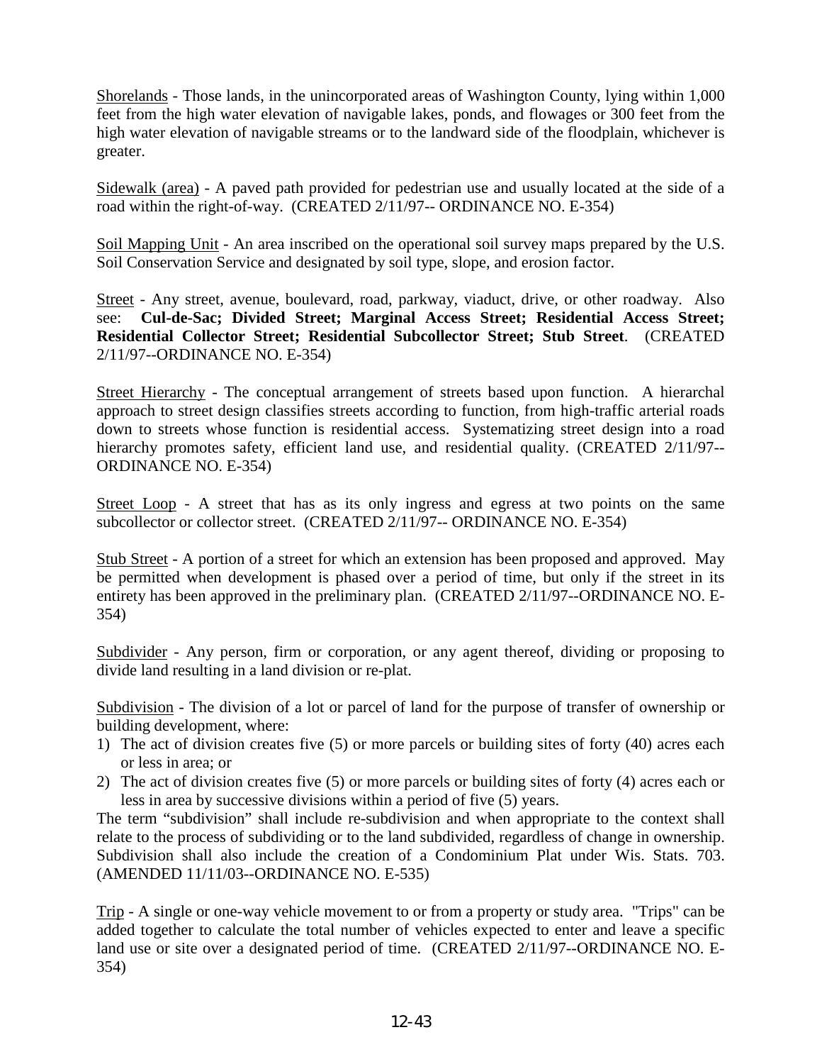Shorelands - Those lands, in the unincorporated areas of Washington County, lying within 1,000 feet from the high water elevation of navigable lakes, ponds, and flowages or 300 feet from the high water elevation of navigable streams or to the landward side of the floodplain, whichever is greater.

Sidewalk (area) - A paved path provided for pedestrian use and usually located at the side of a road within the right-of-way. (CREATED 2/11/97-- ORDINANCE NO. E-354)

Soil Mapping Unit - An area inscribed on the operational soil survey maps prepared by the U.S. Soil Conservation Service and designated by soil type, slope, and erosion factor.

Street - Any street, avenue, boulevard, road, parkway, viaduct, drive, or other roadway. Also see: **Cul-de-Sac; Divided Street; Marginal Access Street; Residential Access Street; Residential Collector Street; Residential Subcollector Street; Stub Street**. (CREATED 2/11/97--ORDINANCE NO. E-354)

Street Hierarchy - The conceptual arrangement of streets based upon function. A hierarchal approach to street design classifies streets according to function, from high-traffic arterial roads down to streets whose function is residential access. Systematizing street design into a road hierarchy promotes safety, efficient land use, and residential quality. (CREATED 2/11/97--ORDINANCE NO. E-354)

Street Loop - A street that has as its only ingress and egress at two points on the same subcollector or collector street. (CREATED 2/11/97-- ORDINANCE NO. E-354)

Stub Street - A portion of a street for which an extension has been proposed and approved. May be permitted when development is phased over a period of time, but only if the street in its entirety has been approved in the preliminary plan. (CREATED 2/11/97--ORDINANCE NO. E-354)

Subdivider - Any person, firm or corporation, or any agent thereof, dividing or proposing to divide land resulting in a land division or re-plat.

Subdivision - The division of a lot or parcel of land for the purpose of transfer of ownership or building development, where:

1) The act of division creates five (5) or more parcels or building sites of forty (40) acres each or less in area; or
2) The act of division creates five (5) or more parcels or building sites of forty (4) acres each or less in area by successive divisions within a period of five (5) years.

The term "subdivision" shall include re-subdivision and when appropriate to the context shall relate to the process of subdividing or to the land subdivided, regardless of change in ownership. Subdivision shall also include the creation of a Condominium Plat under Wis. Stats. 703. (AMENDED 11/11/03--ORDINANCE NO. E-535)

Trip - A single or one-way vehicle movement to or from a property or study area. "Trips" can be added together to calculate the total number of vehicles expected to enter and leave a specific land use or site over a designated period of time. (CREATED 2/11/97--ORDINANCE NO. E-354)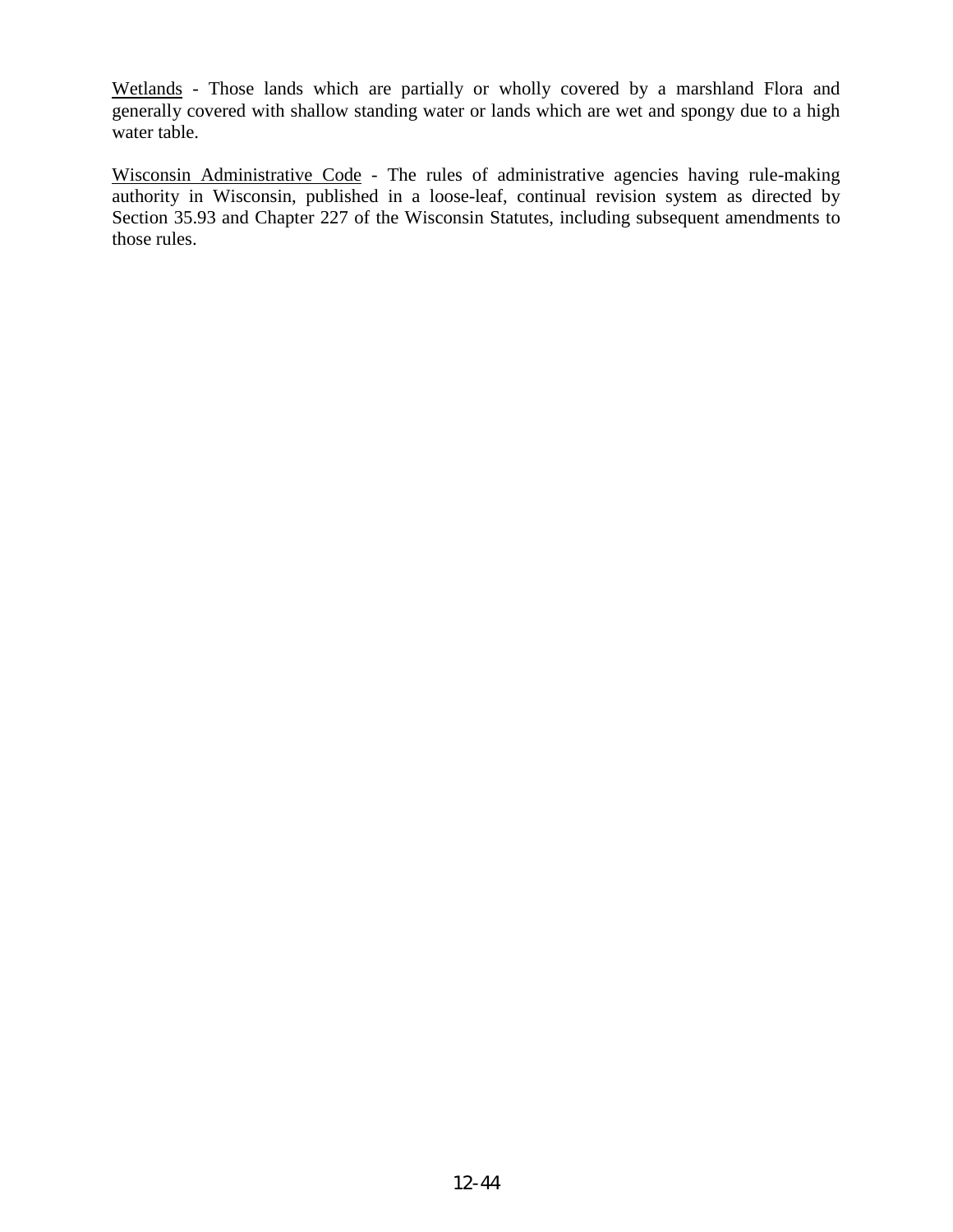Wetlands - Those lands which are partially or wholly covered by a marshland Flora and generally covered with shallow standing water or lands which are wet and spongy due to a high water table.

Wisconsin Administrative Code - The rules of administrative agencies having rule-making authority in Wisconsin, published in a loose-leaf, continual revision system as directed by Section 35.93 and Chapter 227 of the Wisconsin Statutes, including subsequent amendments to those rules.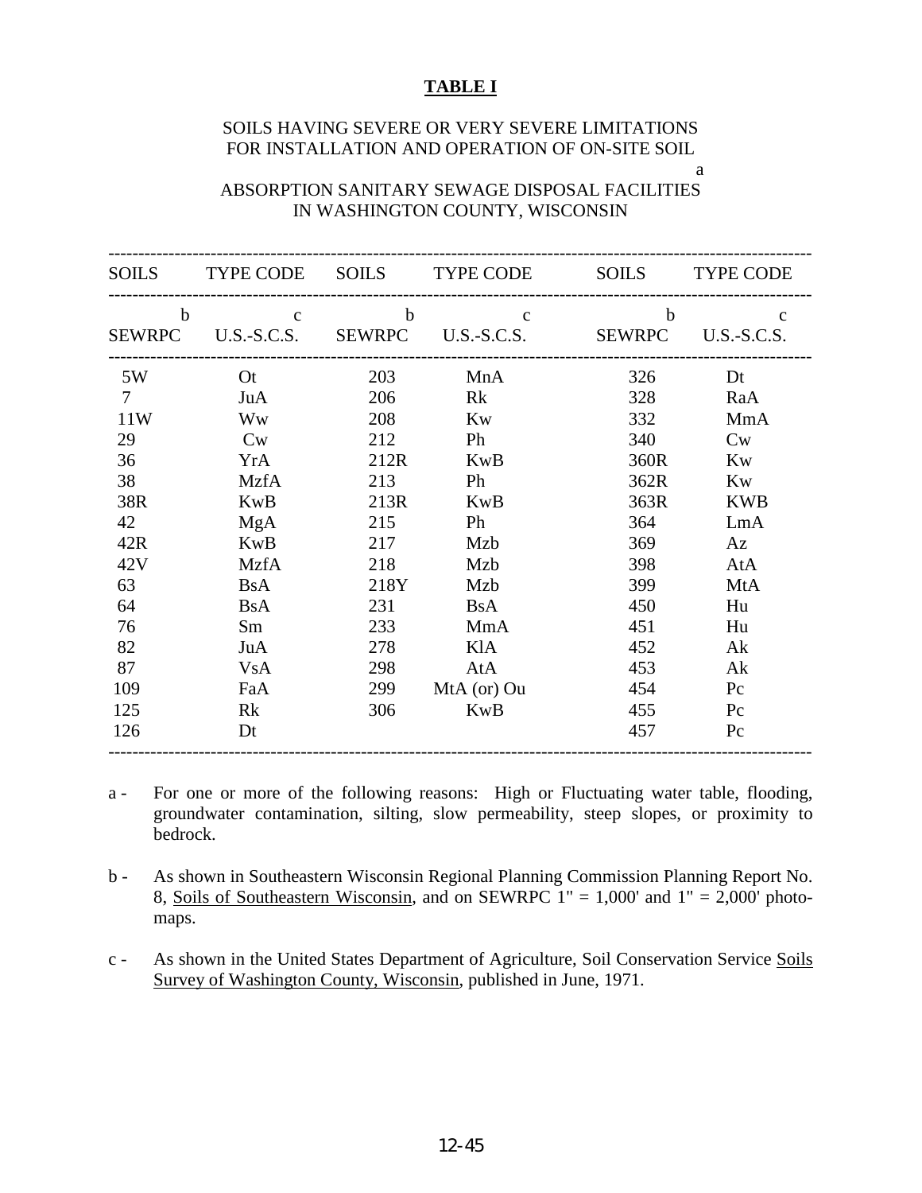**TABLE I**

SOILS HAVING SEVERE OR VERY SEVERE LIMITATIONS FOR INSTALLATION AND OPERATION OF ON-SITE SOIL ABSORPTION SANITARY SEWAGE DISPOSAL FACILITIES[a] IN WASHINGTON COUNTY, WISCONSIN

| SOILS | TYPE CODE | SOILS | TYPE CODE | SOILS | TYPE CODE |
|---|---|---|---|---|---|
| SEWRPC[b] | U.S.-S.C.S.[c] | SEWRPC[b] | U.S.-S.C.S.[c] | SEWRPC[b] | U.S.-S.C.S.[c] |
| 5W | Ot | 203 | MnA | 326 | Dt |
| 7 | JuA | 206 | Rk | 328 | RaA |
| 11W | Ww | 208 | Kw | 332 | MmA |
| 29 | Cw | 212 | Ph | 340 | Cw |
| 36 | YrA | 212R | KwB | 360R | Kw |
| 38 | MzfA | 213 | Ph | 362R | Kw |
| 38R | KwB | 213R | KwB | 363R | KWB |
| 42 | MgA | 215 | Ph | 364 | LmA |
| 42R | KwB | 217 | Mzb | 369 | Az |
| 42V | MzfA | 218 | Mzb | 398 | AtA |
| 63 | BsA | 218Y | Mzb | 399 | MtA |
| 64 | BsA | 231 | BsA | 450 | Hu |
| 76 | Sm | 233 | MmA | 451 | Hu |
| 82 | JuA | 278 | KlA | 452 | Ak |
| 87 | VsA | 298 | AtA | 453 | Ak |
| 109 | FaA | 299 | MtA (or) Ou | 454 | Pc |
| 125 | Rk | 306 | KwB | 455 | Pc |
| 126 | Dt | | | 457 | Pc |

a - For one or more of the following reasons: High or Fluctuating water table, flooding, groundwater contamination, silting, slow permeability, steep slopes, or proximity to bedrock.

b - As shown in Southeastern Wisconsin Regional Planning Commission Planning Report No. 8, Soils of Southeastern Wisconsin, and on SEWRPC 1" = 1,000' and 1" = 2,000' photo-maps.

c - As shown in the United States Department of Agriculture, Soil Conservation Service Soils Survey of Washington County, Wisconsin, published in June, 1971.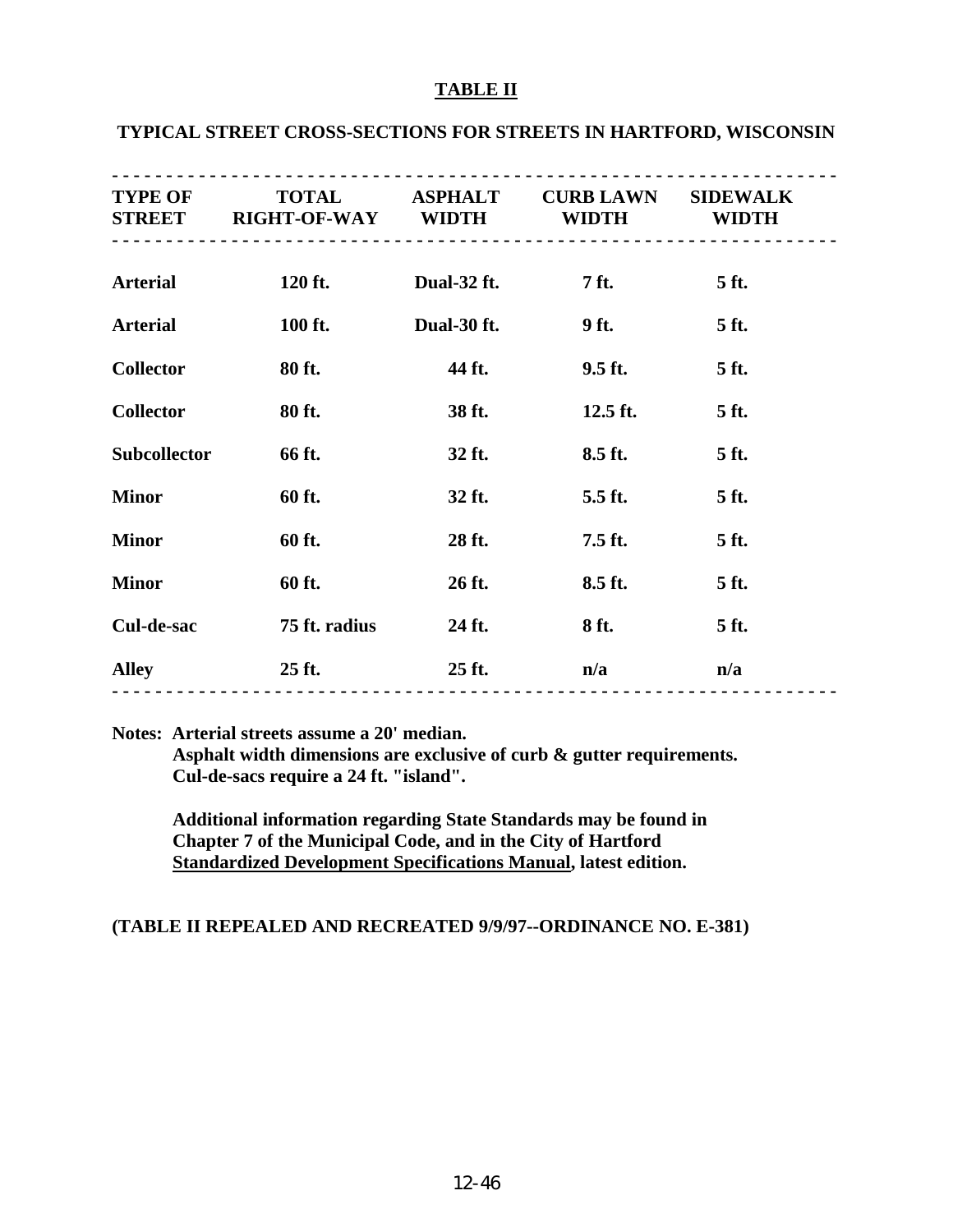## TABLE II

**TYPICAL STREET CROSS-SECTIONS FOR STREETS IN HARTFORD, WISCONSIN**

| TYPE OF STREET | TOTAL RIGHT-OF-WAY | ASPHALT WIDTH | CURB LAWN WIDTH | SIDEWALK WIDTH |
|---|---|---|---|---|
| Arterial | 120 ft. | Dual-32 ft. | 7 ft. | 5 ft. |
| Arterial | 100 ft. | Dual-30 ft. | 9 ft. | 5 ft. |
| Collector | 80 ft. | 44 ft. | 9.5 ft. | 5 ft. |
| Collector | 80 ft. | 38 ft. | 12.5 ft. | 5 ft. |
| Subcollector | 66 ft. | 32 ft. | 8.5 ft. | 5 ft. |
| Minor | 60 ft. | 32 ft. | 5.5 ft. | 5 ft. |
| Minor | 60 ft. | 28 ft. | 7.5 ft. | 5 ft. |
| Minor | 60 ft. | 26 ft. | 8.5 ft. | 5 ft. |
| Cul-de-sac | 75 ft. radius | 24 ft. | 8 ft. | 5 ft. |
| Alley | 25 ft. | 25 ft. | n/a | n/a |

**Notes: Arterial streets assume a 20' median.**
**Asphalt width dimensions are exclusive of curb & gutter requirements.**
**Cul-de-sacs require a 24 ft. "island".**

**Additional information regarding State Standards may be found in Chapter 7 of the Municipal Code, and in the City of Hartford Standardized Development Specifications Manual, latest edition.**

**(TABLE II REPEALED AND RECREATED 9/9/97--ORDINANCE NO. E-381)**